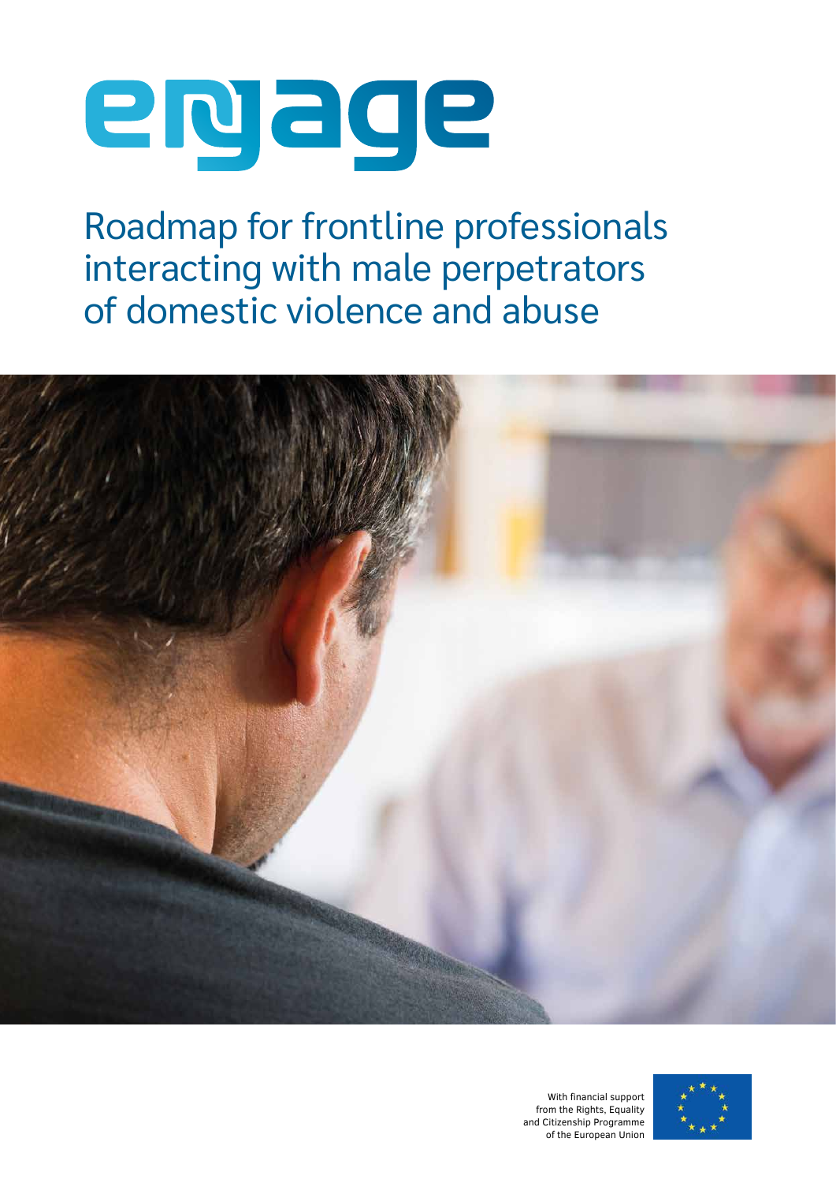# engage

## Roadmap for frontline professionals interacting with male perpetrators of domestic violence and abuse

With financial support from the Rights, Equality and Citizenship Programme of the European Union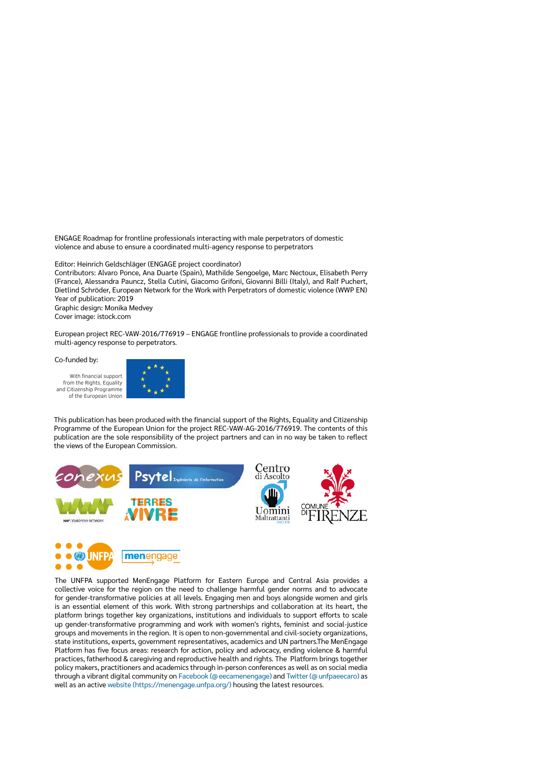ENGAGE Roadmap for frontline professionals interacting with male perpetrators of domestic violence and abuse to ensure a coordinated multi-agency response to perpetrators

Editor: Heinrich Geldschläger (ENGAGE project coordinator)
Contributors: Alvaro Ponce, Ana Duarte (Spain), Mathilde Sengoelge, Marc Nectoux, Elisabeth Perry (France), Alessandra Pauncz, Stella Cutini, Giacomo Grifoni, Giovanni Billi (Italy), and Ralf Puchert, Dietlind Schröder, European Network for the Work with Perpetrators of domestic violence (WWP EN)
Year of publication: 2019
Graphic design: Monika Medvey
Cover image: istock.com

European project REC-VAW-2016/776919 – ENGAGE frontline professionals to provide a coordinated multi-agency response to perpetrators.

Co-funded by:

With financial support from the Rights, Equality and Citizenship Programme of the European Union

This publication has been produced with the financial support of the Rights, Equality and Citizenship Programme of the European Union for the project REC-VAW-AG-2016/776919. The contents of this publication are the sole responsibility of the project partners and can in no way be taken to reflect the views of the European Commission.

The UNFPA supported MenEngage Platform for Eastern Europe and Central Asia provides a collective voice for the region on the need to challenge harmful gender norms and to advocate for gender-transformative policies at all levels. Engaging men and boys alongside women and girls is an essential element of this work. With strong partnerships and collaboration at its heart, the platform brings together key organizations, institutions and individuals to support efforts to scale up gender-transformative programming and work with women's rights, feminist and social-justice groups and movements in the region. It is open to non-governmental and civil-society organizations, state institutions, experts, government representatives, academics and UN partners.The MenEngage Platform has five focus areas: research for action, policy and advocacy, ending violence & harmful practices, fatherhood & caregiving and reproductive health and rights. The Platform brings together policy makers, practitioners and academics through in-person conferences as well as on social media through a vibrant digital community on Facebook (@ eecamenengage) and Twitter (@ unfpaeecaro) as well as an active website (https://menengage.unfpa.org/) housing the latest resources.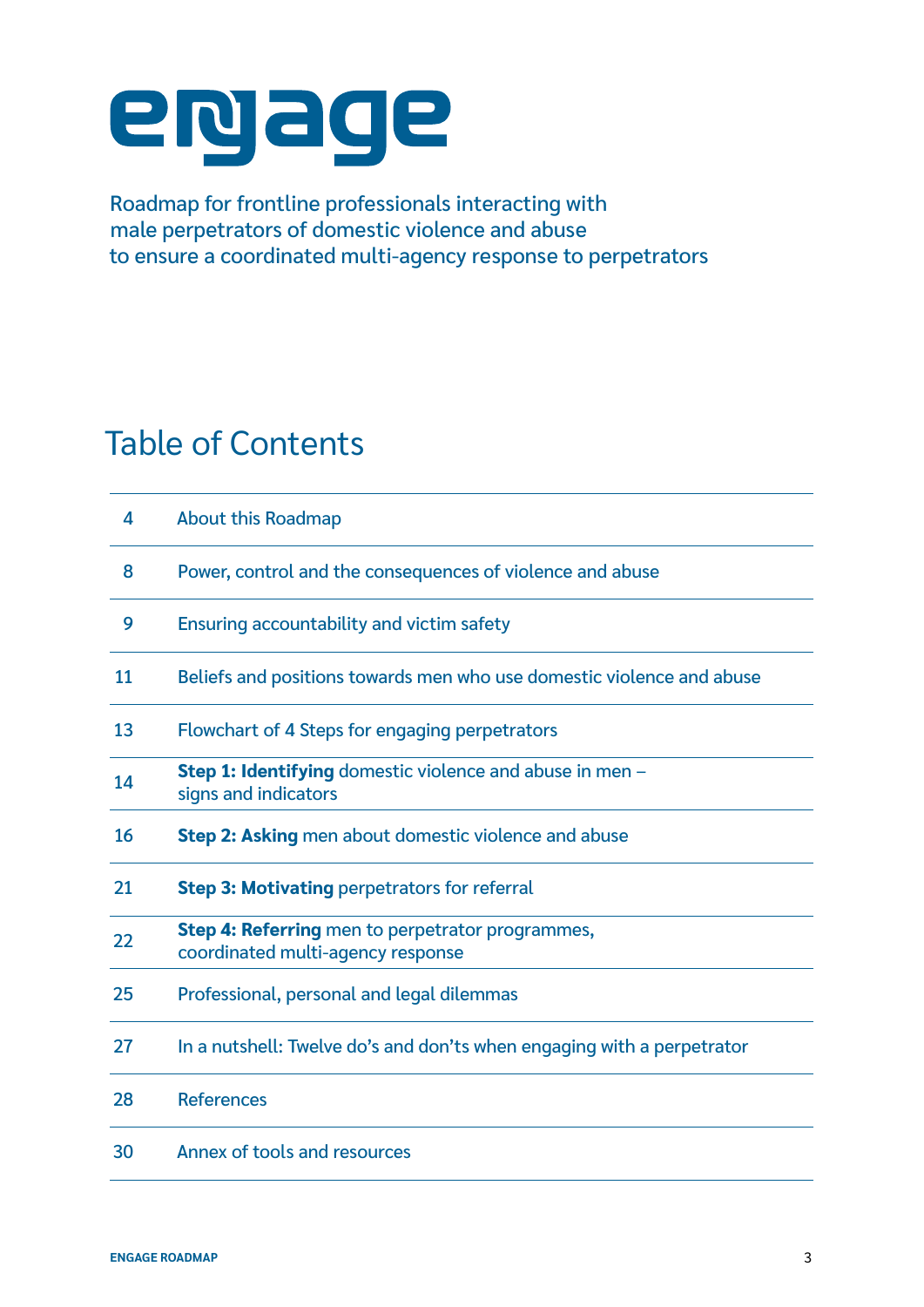# engage

Roadmap for frontline professionals interacting with male perpetrators of domestic violence and abuse to ensure a coordinated multi-agency response to perpetrators

## Table of Contents

| | |
|---|---|
| 4 | About this Roadmap |
| 8 | Power, control and the consequences of violence and abuse |
| 9 | Ensuring accountability and victim safety |
| 11 | Beliefs and positions towards men who use domestic violence and abuse |
| 13 | Flowchart of 4 Steps for engaging perpetrators |
| 14 | **Step 1: Identifying** domestic violence and abuse in men – signs and indicators |
| 16 | **Step 2: Asking** men about domestic violence and abuse |
| 21 | **Step 3: Motivating** perpetrators for referral |
| 22 | **Step 4: Referring** men to perpetrator programmes, coordinated multi-agency response |
| 25 | Professional, personal and legal dilemmas |
| 27 | In a nutshell: Twelve do's and don'ts when engaging with a perpetrator |
| 28 | References |
| 30 | Annex of tools and resources |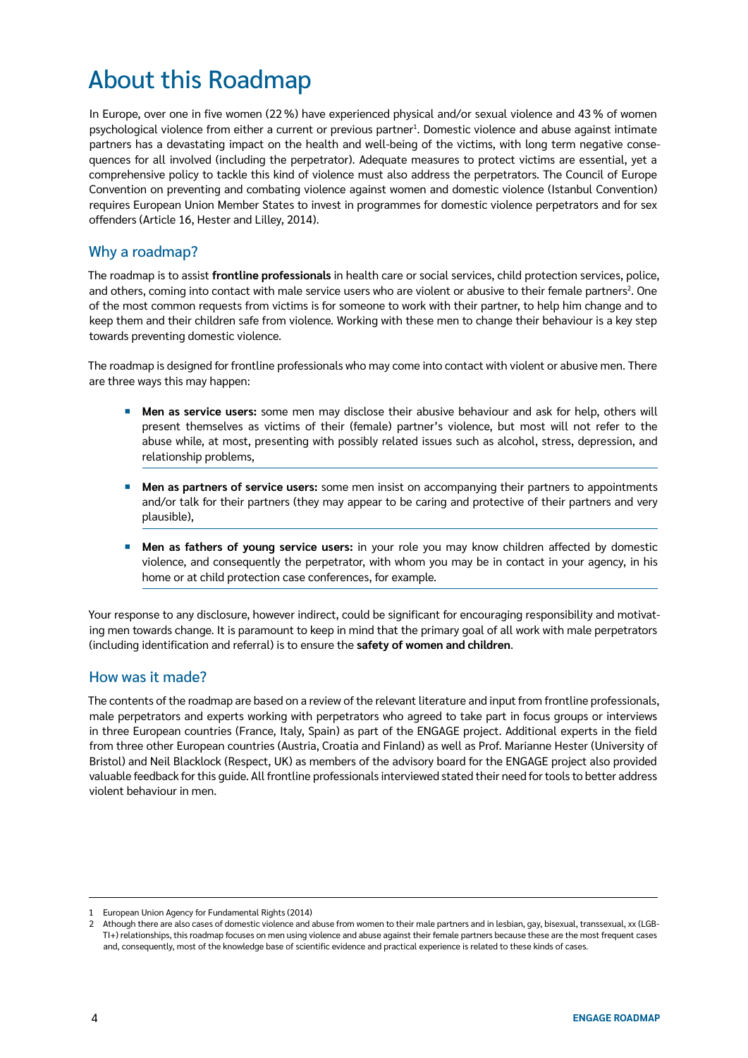# About this Roadmap

In Europe, over one in five women (22 %) have experienced physical and/or sexual violence and 43 % of women psychological violence from either a current or previous partner[1]. Domestic violence and abuse against intimate partners has a devastating impact on the health and well-being of the victims, with long term negative consequences for all involved (including the perpetrator). Adequate measures to protect victims are essential, yet a comprehensive policy to tackle this kind of violence must also address the perpetrators. The Council of Europe Convention on preventing and combating violence against women and domestic violence (Istanbul Convention) requires European Union Member States to invest in programmes for domestic violence perpetrators and for sex offenders (Article 16, Hester and Lilley, 2014).

## Why a roadmap?

The roadmap is to assist **frontline professionals** in health care or social services, child protection services, police, and others, coming into contact with male service users who are violent or abusive to their female partners[2]. One of the most common requests from victims is for someone to work with their partner, to help him change and to keep them and their children safe from violence. Working with these men to change their behaviour is a key step towards preventing domestic violence.

The roadmap is designed for frontline professionals who may come into contact with violent or abusive men. There are three ways this may happen:

- **Men as service users:** some men may disclose their abusive behaviour and ask for help, others will present themselves as victims of their (female) partner's violence, but most will not refer to the abuse while, at most, presenting with possibly related issues such as alcohol, stress, depression, and relationship problems,
- **Men as partners of service users:** some men insist on accompanying their partners to appointments and/or talk for their partners (they may appear to be caring and protective of their partners and very plausible),
- **Men as fathers of young service users:** in your role you may know children affected by domestic violence, and consequently the perpetrator, with whom you may be in contact in your agency, in his home or at child protection case conferences, for example.

Your response to any disclosure, however indirect, could be significant for encouraging responsibility and motivating men towards change. It is paramount to keep in mind that the primary goal of all work with male perpetrators (including identification and referral) is to ensure the **safety of women and children**.

## How was it made?

The contents of the roadmap are based on a review of the relevant literature and input from frontline professionals, male perpetrators and experts working with perpetrators who agreed to take part in focus groups or interviews in three European countries (France, Italy, Spain) as part of the ENGAGE project. Additional experts in the field from three other European countries (Austria, Croatia and Finland) as well as Prof. Marianne Hester (University of Bristol) and Neil Blacklock (Respect, UK) as members of the advisory board for the ENGAGE project also provided valuable feedback for this guide. All frontline professionals interviewed stated their need for tools to better address violent behaviour in men.

---

1 European Union Agency for Fundamental Rights (2014)

2 Although there are also cases of domestic violence and abuse from women to their male partners and in lesbian, gay, bisexual, transsexual, xx (LGBTI+) relationships, this roadmap focuses on men using violence and abuse against their female partners because these are the most frequent cases and, consequently, most of the knowledge base of scientific evidence and practical experience is related to these kinds of cases.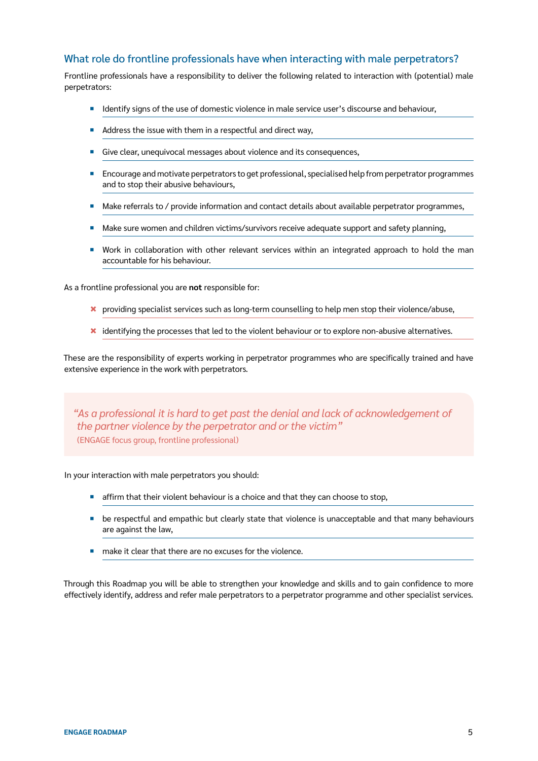## What role do frontline professionals have when interacting with male perpetrators?

Frontline professionals have a responsibility to deliver the following related to interaction with (potential) male perpetrators:

- Identify signs of the use of domestic violence in male service user's discourse and behaviour,
- Address the issue with them in a respectful and direct way,
- Give clear, unequivocal messages about violence and its consequences,
- Encourage and motivate perpetrators to get professional, specialised help from perpetrator programmes and to stop their abusive behaviours,
- Make referrals to / provide information and contact details about available perpetrator programmes,
- Make sure women and children victims/survivors receive adequate support and safety planning,
- Work in collaboration with other relevant services within an integrated approach to hold the man accountable for his behaviour.

As a frontline professional you are **not** responsible for:

- ✖ providing specialist services such as long-term counselling to help men stop their violence/abuse,
- ✖ identifying the processes that led to the violent behaviour or to explore non-abusive alternatives.

These are the responsibility of experts working in perpetrator programmes who are specifically trained and have extensive experience in the work with perpetrators.

> *"As a professional it is hard to get past the denial and lack of acknowledgement of the partner violence by the perpetrator and or the victim"*
> (ENGAGE focus group, frontline professional)

In your interaction with male perpetrators you should:

- affirm that their violent behaviour is a choice and that they can choose to stop,
- be respectful and empathic but clearly state that violence is unacceptable and that many behaviours are against the law,
- make it clear that there are no excuses for the violence.

Through this Roadmap you will be able to strengthen your knowledge and skills and to gain confidence to more effectively identify, address and refer male perpetrators to a perpetrator programme and other specialist services.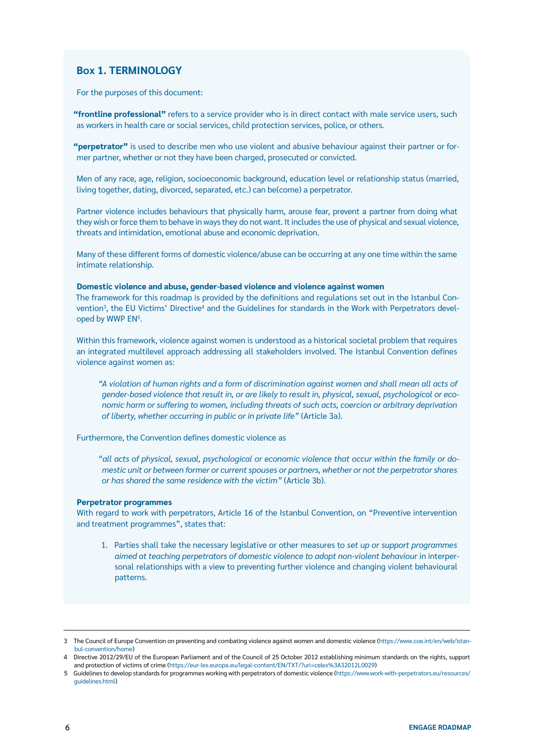## Box 1. TERMINOLOGY

For the purposes of this document:

**"frontline professional"** refers to a service provider who is in direct contact with male service users, such as workers in health care or social services, child protection services, police, or others.

**"perpetrator"** is used to describe men who use violent and abusive behaviour against their partner or former partner, whether or not they have been charged, prosecuted or convicted.

Men of any race, age, religion, socioeconomic background, education level or relationship status (married, living together, dating, divorced, separated, etc.) can be(come) a perpetrator.

Partner violence includes behaviours that physically harm, arouse fear, prevent a partner from doing what they wish or force them to behave in ways they do not want. It includes the use of physical and sexual violence, threats and intimidation, emotional abuse and economic deprivation.

Many of these different forms of domestic violence/abuse can be occurring at any one time within the same intimate relationship.

**Domestic violence and abuse, gender-based violence and violence against women**

The framework for this roadmap is provided by the definitions and regulations set out in the Istanbul Convention[3], the EU Victims' Directive[4] and the Guidelines for standards in the Work with Perpetrators developed by WWP EN[5].

Within this framework, violence against women is understood as a historical societal problem that requires an integrated multilevel approach addressing all stakeholders involved. The Istanbul Convention defines violence against women as:

> *"A violation of human rights and a form of discrimination against women and shall mean all acts of gender-based violence that result in, or are likely to result in, physical, sexual, psychological or economic harm or suffering to women, including threats of such acts, coercion or arbitrary deprivation of liberty, whether occurring in public or in private life"* (Article 3a).

Furthermore, the Convention defines domestic violence as

> *"all acts of physical, sexual, psychological or economic violence that occur within the family or domestic unit or between former or current spouses or partners, whether or not the perpetrator shares or has shared the same residence with the victim"* (Article 3b).

**Perpetrator programmes**

With regard to work with perpetrators, Article 16 of the Istanbul Convention, on "Preventive intervention and treatment programmes", states that:

1. Parties shall take the necessary legislative or other measures to *set up or support programmes aimed at teaching perpetrators of domestic violence to adopt non-violent behaviour* in interpersonal relationships with a view to preventing further violence and changing violent behavioural patterns.

---

3 The Council of Europe Convention on preventing and combating violence against women and domestic violence (https://www.coe.int/en/web/istanbul-convention/home)

4 Directive 2012/29/EU of the European Parliament and of the Council of 25 October 2012 establishing minimum standards on the rights, support and protection of victims of crime (https://eur-lex.europa.eu/legal-content/EN/TXT/?uri=celex%3A32012L0029)

5 Guidelines to develop standards for programmes working with perpetrators of domestic violence (https://www.work-with-perpetrators.eu/resources/guidelines.html)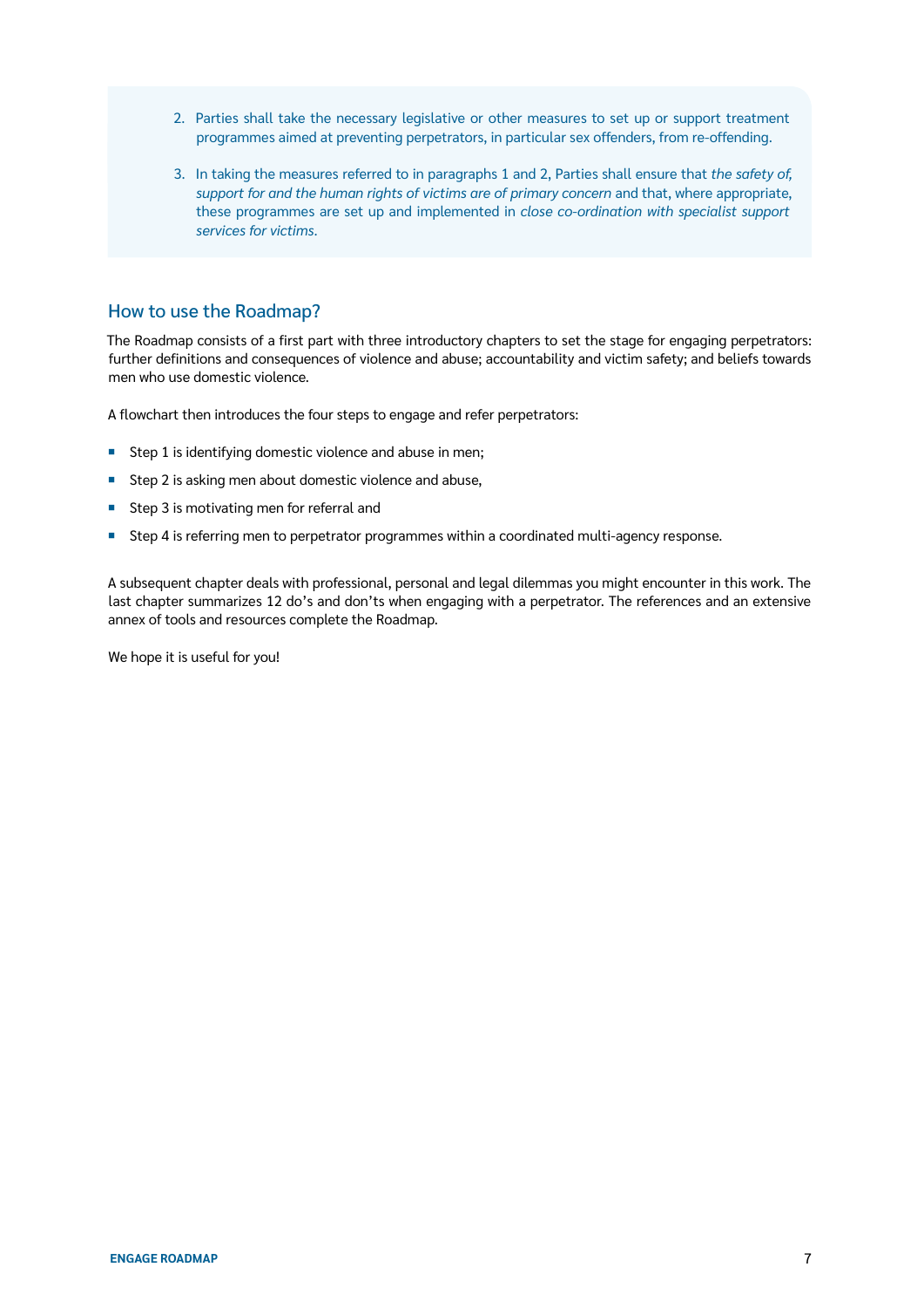2. Parties shall take the necessary legislative or other measures to set up or support treatment programmes aimed at preventing perpetrators, in particular sex offenders, from re-offending.

3. In taking the measures referred to in paragraphs 1 and 2, Parties shall ensure that *the safety of, support for and the human rights of victims are of primary concern* and that, where appropriate, these programmes are set up and implemented in *close co-ordination with specialist support services for victims.*

## How to use the Roadmap?

The Roadmap consists of a first part with three introductory chapters to set the stage for engaging perpetrators: further definitions and consequences of violence and abuse; accountability and victim safety; and beliefs towards men who use domestic violence.

A flowchart then introduces the four steps to engage and refer perpetrators:

- Step 1 is identifying domestic violence and abuse in men;
- Step 2 is asking men about domestic violence and abuse,
- Step 3 is motivating men for referral and
- Step 4 is referring men to perpetrator programmes within a coordinated multi-agency response.

A subsequent chapter deals with professional, personal and legal dilemmas you might encounter in this work. The last chapter summarizes 12 do's and don'ts when engaging with a perpetrator. The references and an extensive annex of tools and resources complete the Roadmap.

We hope it is useful for you!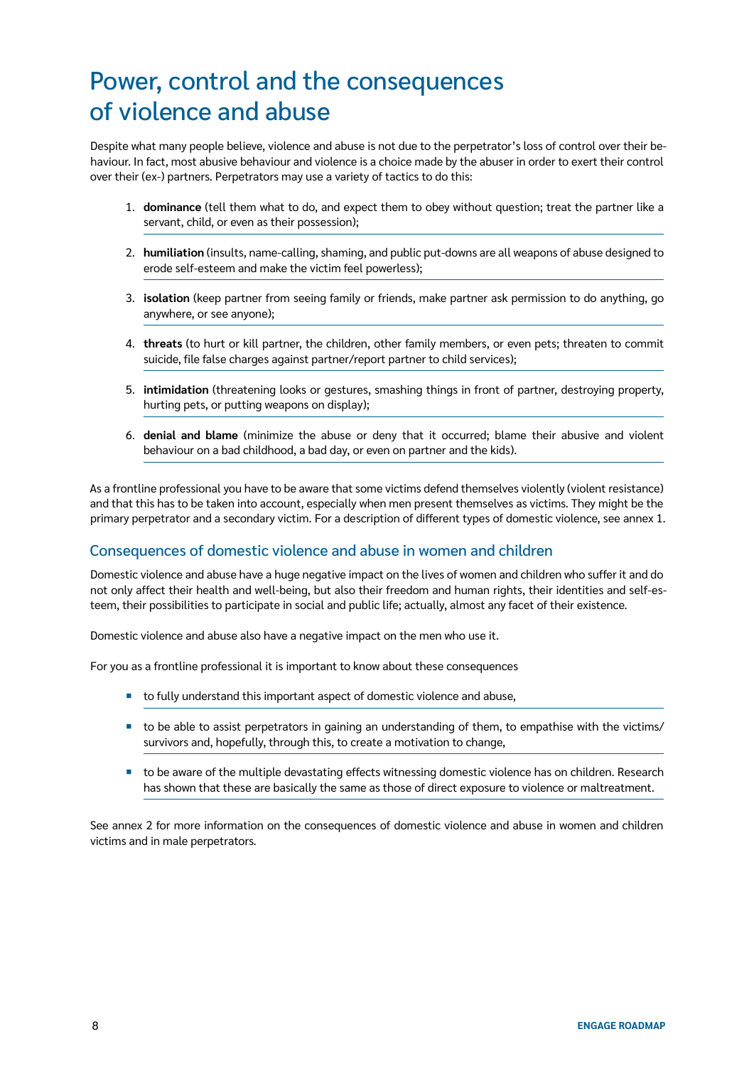# Power, control and the consequences of violence and abuse

Despite what many people believe, violence and abuse is not due to the perpetrator's loss of control over their behaviour. In fact, most abusive behaviour and violence is a choice made by the abuser in order to exert their control over their (ex-) partners. Perpetrators may use a variety of tactics to do this:

1. **dominance** (tell them what to do, and expect them to obey without question; treat the partner like a servant, child, or even as their possession);
2. **humiliation** (insults, name-calling, shaming, and public put-downs are all weapons of abuse designed to erode self-esteem and make the victim feel powerless);
3. **isolation** (keep partner from seeing family or friends, make partner ask permission to do anything, go anywhere, or see anyone);
4. **threats** (to hurt or kill partner, the children, other family members, or even pets; threaten to commit suicide, file false charges against partner/report partner to child services);
5. **intimidation** (threatening looks or gestures, smashing things in front of partner, destroying property, hurting pets, or putting weapons on display);
6. **denial and blame** (minimize the abuse or deny that it occurred; blame their abusive and violent behaviour on a bad childhood, a bad day, or even on partner and the kids).

As a frontline professional you have to be aware that some victims defend themselves violently (violent resistance) and that this has to be taken into account, especially when men present themselves as victims. They might be the primary perpetrator and a secondary victim. For a description of different types of domestic violence, see annex 1.

## Consequences of domestic violence and abuse in women and children

Domestic violence and abuse have a huge negative impact on the lives of women and children who suffer it and do not only affect their health and well-being, but also their freedom and human rights, their identities and self-esteem, their possibilities to participate in social and public life; actually, almost any facet of their existence.

Domestic violence and abuse also have a negative impact on the men who use it.

For you as a frontline professional it is important to know about these consequences

- to fully understand this important aspect of domestic violence and abuse,
- to be able to assist perpetrators in gaining an understanding of them, to empathise with the victims/survivors and, hopefully, through this, to create a motivation to change,
- to be aware of the multiple devastating effects witnessing domestic violence has on children. Research has shown that these are basically the same as those of direct exposure to violence or maltreatment.

See annex 2 for more information on the consequences of domestic violence and abuse in women and children victims and in male perpetrators.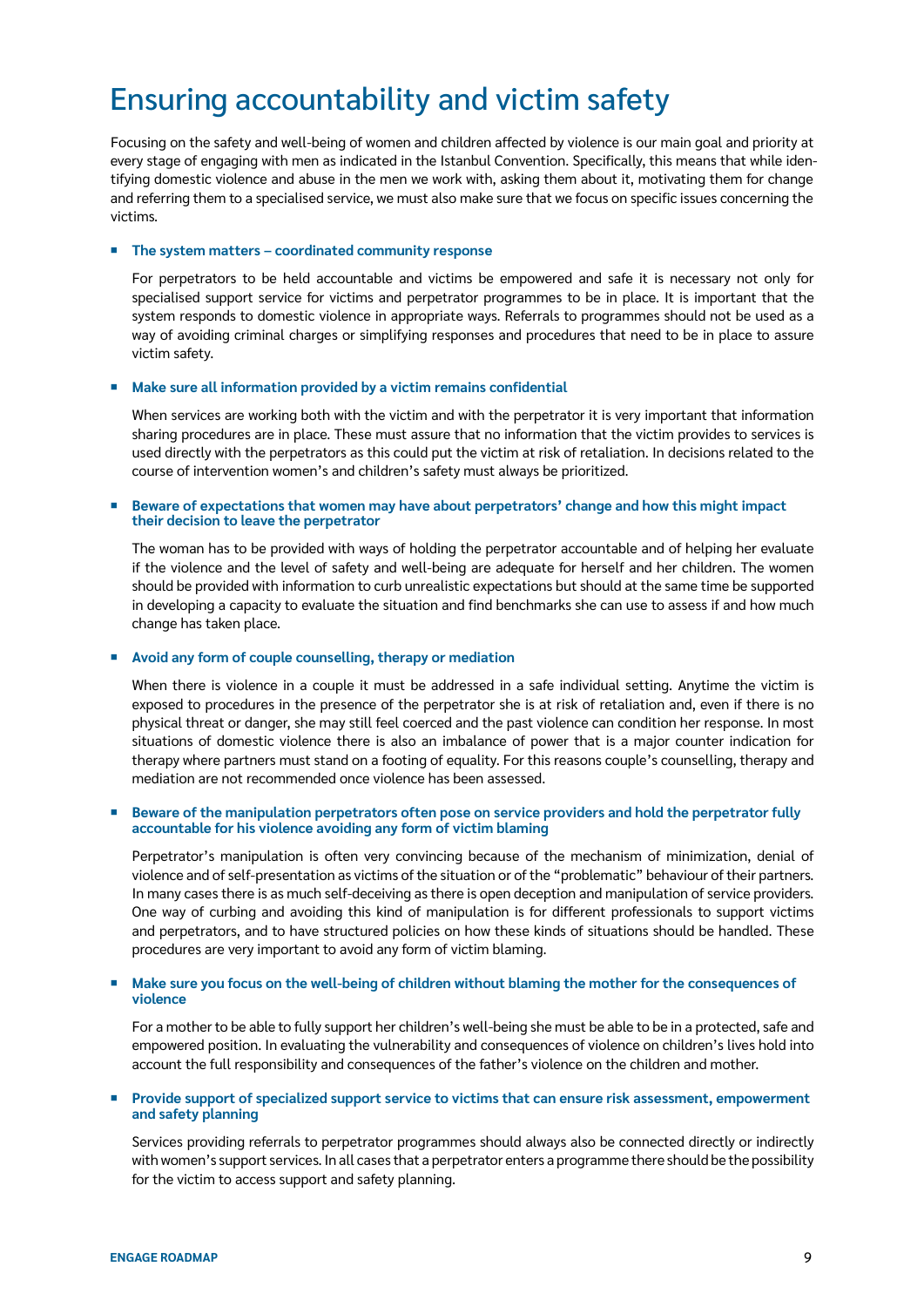# Ensuring accountability and victim safety

Focusing on the safety and well-being of women and children affected by violence is our main goal and priority at every stage of engaging with men as indicated in the Istanbul Convention. Specifically, this means that while identifying domestic violence and abuse in the men we work with, asking them about it, motivating them for change and referring them to a specialised service, we must also make sure that we focus on specific issues concerning the victims.

- **The system matters – coordinated community response**

  For perpetrators to be held accountable and victims be empowered and safe it is necessary not only for specialised support service for victims and perpetrator programmes to be in place. It is important that the system responds to domestic violence in appropriate ways. Referrals to programmes should not be used as a way of avoiding criminal charges or simplifying responses and procedures that need to be in place to assure victim safety.

- **Make sure all information provided by a victim remains confidential**

  When services are working both with the victim and with the perpetrator it is very important that information sharing procedures are in place. These must assure that no information that the victim provides to services is used directly with the perpetrators as this could put the victim at risk of retaliation. In decisions related to the course of intervention women's and children's safety must always be prioritized.

- **Beware of expectations that women may have about perpetrators' change and how this might impact their decision to leave the perpetrator**

  The woman has to be provided with ways of holding the perpetrator accountable and of helping her evaluate if the violence and the level of safety and well-being are adequate for herself and her children. The women should be provided with information to curb unrealistic expectations but should at the same time be supported in developing a capacity to evaluate the situation and find benchmarks she can use to assess if and how much change has taken place.

- **Avoid any form of couple counselling, therapy or mediation**

  When there is violence in a couple it must be addressed in a safe individual setting. Anytime the victim is exposed to procedures in the presence of the perpetrator she is at risk of retaliation and, even if there is no physical threat or danger, she may still feel coerced and the past violence can condition her response. In most situations of domestic violence there is also an imbalance of power that is a major counter indication for therapy where partners must stand on a footing of equality. For this reasons couple's counselling, therapy and mediation are not recommended once violence has been assessed.

- **Beware of the manipulation perpetrators often pose on service providers and hold the perpetrator fully accountable for his violence avoiding any form of victim blaming**

  Perpetrator's manipulation is often very convincing because of the mechanism of minimization, denial of violence and of self-presentation as victims of the situation or of the "problematic" behaviour of their partners. In many cases there is as much self-deceiving as there is open deception and manipulation of service providers. One way of curbing and avoiding this kind of manipulation is for different professionals to support victims and perpetrators, and to have structured policies on how these kinds of situations should be handled. These procedures are very important to avoid any form of victim blaming.

- **Make sure you focus on the well-being of children without blaming the mother for the consequences of violence**

  For a mother to be able to fully support her children's well-being she must be able to be in a protected, safe and empowered position. In evaluating the vulnerability and consequences of violence on children's lives hold into account the full responsibility and consequences of the father's violence on the children and mother.

- **Provide support of specialized support service to victims that can ensure risk assessment, empowerment and safety planning**

  Services providing referrals to perpetrator programmes should always also be connected directly or indirectly with women's support services. In all cases that a perpetrator enters a programme there should be the possibility for the victim to access support and safety planning.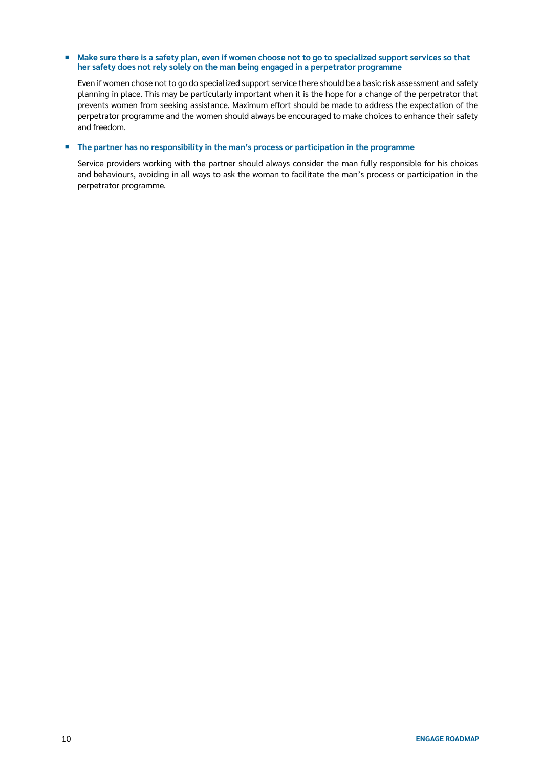- **Make sure there is a safety plan, even if women choose not to go to specialized support services so that her safety does not rely solely on the man being engaged in a perpetrator programme**

  Even if women chose not to go do specialized support service there should be a basic risk assessment and safety planning in place. This may be particularly important when it is the hope for a change of the perpetrator that prevents women from seeking assistance. Maximum effort should be made to address the expectation of the perpetrator programme and the women should always be encouraged to make choices to enhance their safety and freedom.

- **The partner has no responsibility in the man's process or participation in the programme**

  Service providers working with the partner should always consider the man fully responsible for his choices and behaviours, avoiding in all ways to ask the woman to facilitate the man's process or participation in the perpetrator programme.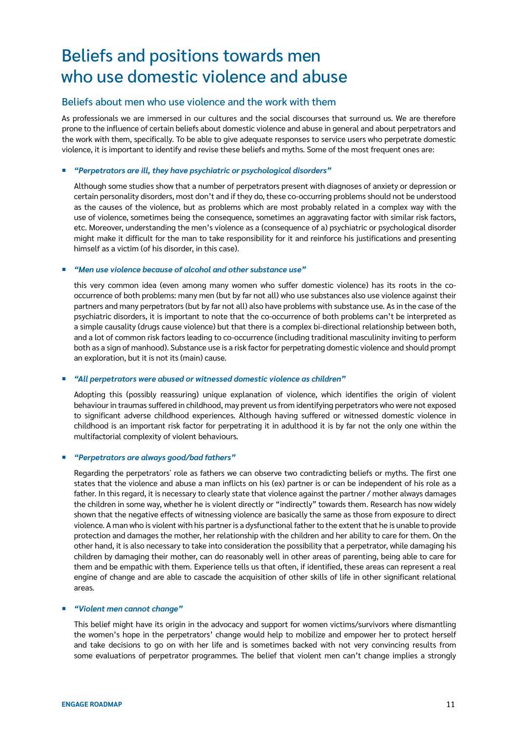# Beliefs and positions towards men who use domestic violence and abuse

## Beliefs about men who use violence and the work with them

As professionals we are immersed in our cultures and the social discourses that surround us. We are therefore prone to the influence of certain beliefs about domestic violence and abuse in general and about perpetrators and the work with them, specifically. To be able to give adequate responses to service users who perpetrate domestic violence, it is important to identify and revise these beliefs and myths. Some of the most frequent ones are:

- ***"Perpetrators are ill, they have psychiatric or psychological disorders"***

  Although some studies show that a number of perpetrators present with diagnoses of anxiety or depression or certain personality disorders, most don't and if they do, these co-occurring problems should not be understood as the causes of the violence, but as problems which are most probably related in a complex way with the use of violence, sometimes being the consequence, sometimes an aggravating factor with similar risk factors, etc. Moreover, understanding the men's violence as a (consequence of a) psychiatric or psychological disorder might make it difficult for the man to take responsibility for it and reinforce his justifications and presenting himself as a victim (of his disorder, in this case).

- ***"Men use violence because of alcohol and other substance use"***

  this very common idea (even among many women who suffer domestic violence) has its roots in the co-occurrence of both problems: many men (but by far not all) who use substances also use violence against their partners and many perpetrators (but by far not all) also have problems with substance use. As in the case of the psychiatric disorders, it is important to note that the co-occurrence of both problems can't be interpreted as a simple causality (drugs cause violence) but that there is a complex bi-directional relationship between both, and a lot of common risk factors leading to co-occurrence (including traditional masculinity inviting to perform both as a sign of manhood). Substance use is a risk factor for perpetrating domestic violence and should prompt an exploration, but it is not its (main) cause.

- ***"All perpetrators were abused or witnessed domestic violence as children"***

  Adopting this (possibly reassuring) unique explanation of violence, which identifies the origin of violent behaviour in traumas suffered in childhood, may prevent us from identifying perpetrators who were not exposed to significant adverse childhood experiences. Although having suffered or witnessed domestic violence in childhood is an important risk factor for perpetrating it in adulthood it is by far not the only one within the multifactorial complexity of violent behaviours.

- ***"Perpetrators are always good/bad fathers"***

  Regarding the perpetrators' role as fathers we can observe two contradicting beliefs or myths. The first one states that the violence and abuse a man inflicts on his (ex) partner is or can be independent of his role as a father. In this regard, it is necessary to clearly state that violence against the partner / mother always damages the children in some way, whether he is violent directly or "indirectly" towards them. Research has now widely shown that the negative effects of witnessing violence are basically the same as those from exposure to direct violence. A man who is violent with his partner is a dysfunctional father to the extent that he is unable to provide protection and damages the mother, her relationship with the children and her ability to care for them. On the other hand, it is also necessary to take into consideration the possibility that a perpetrator, while damaging his children by damaging their mother, can do reasonably well in other areas of parenting, being able to care for them and be empathic with them. Experience tells us that often, if identified, these areas can represent a real engine of change and are able to cascade the acquisition of other skills of life in other significant relational areas.

- ***"Violent men cannot change"***

  This belief might have its origin in the advocacy and support for women victims/survivors where dismantling the women's hope in the perpetrators' change would help to mobilize and empower her to protect herself and take decisions to go on with her life and is sometimes backed with not very convincing results from some evaluations of perpetrator programmes. The belief that violent men can't change implies a strongly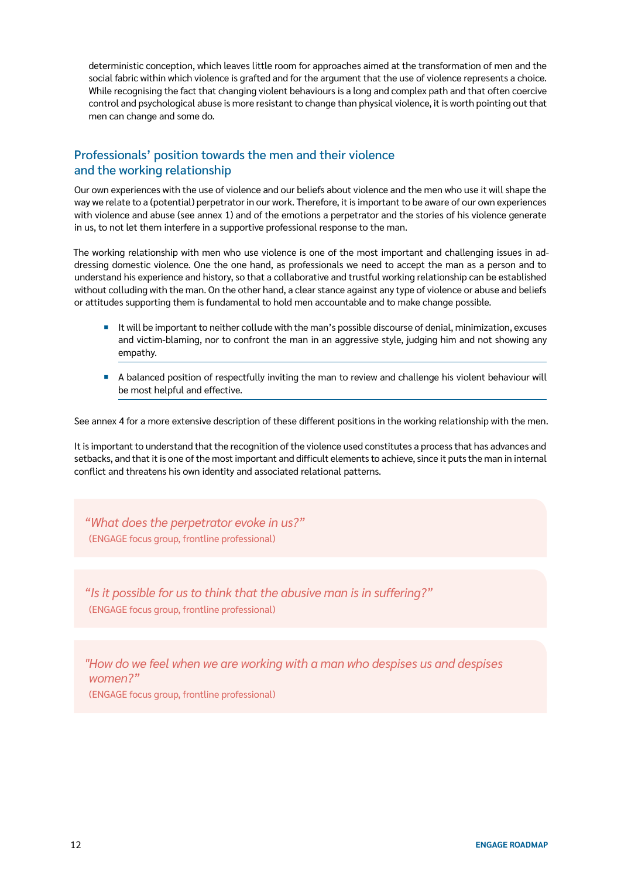deterministic conception, which leaves little room for approaches aimed at the transformation of men and the social fabric within which violence is grafted and for the argument that the use of violence represents a choice. While recognising the fact that changing violent behaviours is a long and complex path and that often coercive control and psychological abuse is more resistant to change than physical violence, it is worth pointing out that men can change and some do.

## Professionals' position towards the men and their violence and the working relationship

Our own experiences with the use of violence and our beliefs about violence and the men who use it will shape the way we relate to a (potential) perpetrator in our work. Therefore, it is important to be aware of our own experiences with violence and abuse (see annex 1) and of the emotions a perpetrator and the stories of his violence generate in us, to not let them interfere in a supportive professional response to the man.

The working relationship with men who use violence is one of the most important and challenging issues in addressing domestic violence. One the one hand, as professionals we need to accept the man as a person and to understand his experience and history, so that a collaborative and trustful working relationship can be established without colluding with the man. On the other hand, a clear stance against any type of violence or abuse and beliefs or attitudes supporting them is fundamental to hold men accountable and to make change possible.

- It will be important to neither collude with the man's possible discourse of denial, minimization, excuses and victim-blaming, nor to confront the man in an aggressive style, judging him and not showing any empathy.
- A balanced position of respectfully inviting the man to review and challenge his violent behaviour will be most helpful and effective.

See annex 4 for a more extensive description of these different positions in the working relationship with the men.

It is important to understand that the recognition of the violence used constitutes a process that has advances and setbacks, and that it is one of the most important and difficult elements to achieve, since it puts the man in internal conflict and threatens his own identity and associated relational patterns.

> *"What does the perpetrator evoke in us?"*
> (ENGAGE focus group, frontline professional)

> *"Is it possible for us to think that the abusive man is in suffering?"*
> (ENGAGE focus group, frontline professional)

> *"How do we feel when we are working with a man who despises us and despises women?"*
> (ENGAGE focus group, frontline professional)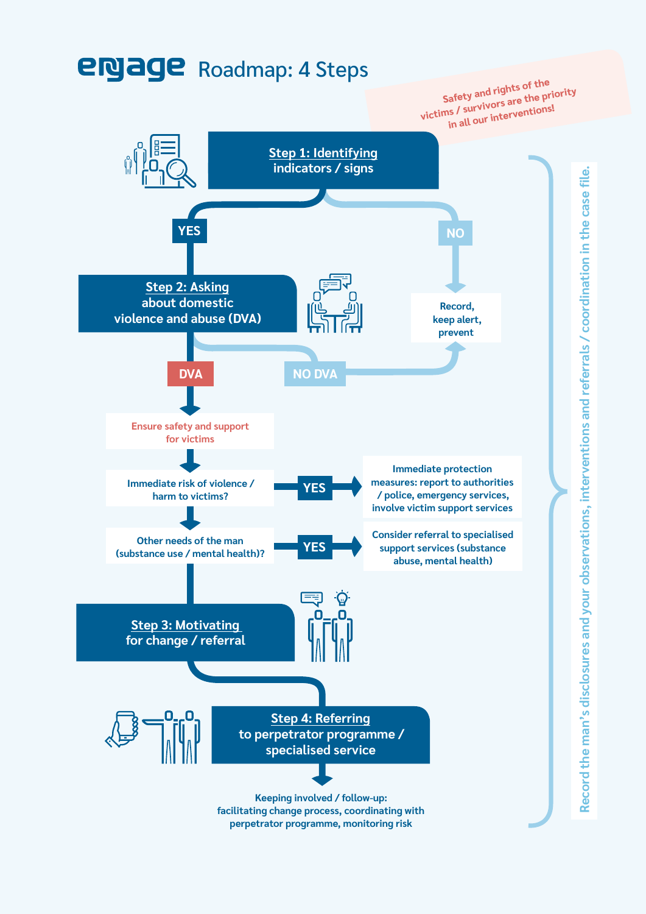# engage Roadmap: 4 Steps

*Safety and rights of the victims / survivors are the priority in all our interventions!*

## Step 1: Identifying indicators / signs

**YES** → Step 2

**NO** → Record, keep alert, prevent

## Step 2: Asking about domestic violence and abuse (DVA)

**NO DVA** → Record, keep alert, prevent

**DVA** →

- Ensure safety and support for victims
- Immediate risk of violence / harm to victims? **YES** → Immediate protection measures: report to authorities / police, emergency services, involve victim support services
- Other needs of the man (substance use / mental health)? **YES** → Consider referral to specialised support services (substance abuse, mental health)

## Step 3: Motivating for change / referral

## Step 4: Referring to perpetrator programme / specialised service

Keeping involved / follow-up: facilitating change process, coordinating with perpetrator programme, monitoring risk

*Record the man's disclosures and your observations, interventions and referrals / coordination in the case file.*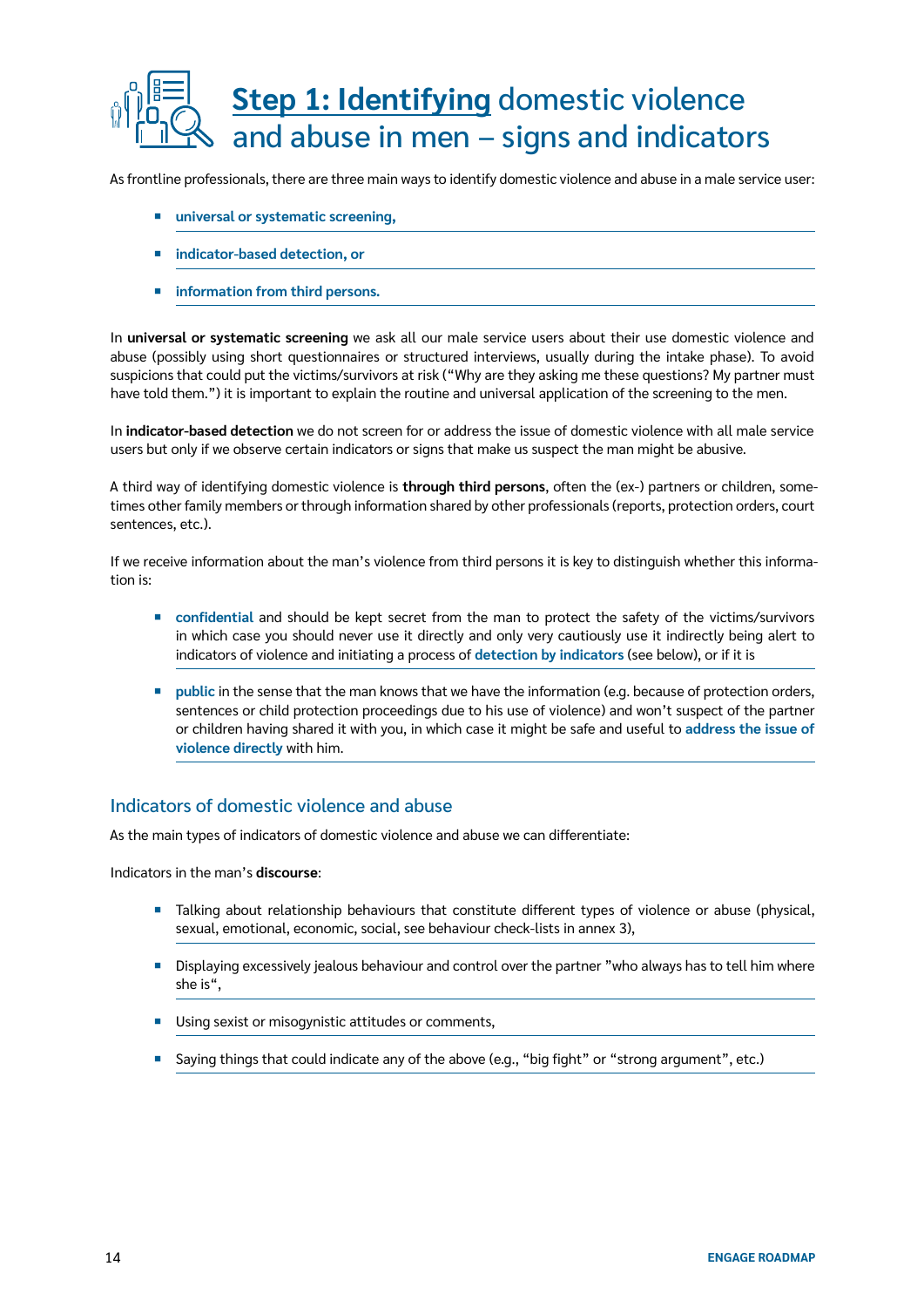# Step 1: Identifying domestic violence and abuse in men – signs and indicators

As frontline professionals, there are three main ways to identify domestic violence and abuse in a male service user:

- **universal or systematic screening,**
- **indicator-based detection, or**
- **information from third persons.**

In **universal or systematic screening** we ask all our male service users about their use domestic violence and abuse (possibly using short questionnaires or structured interviews, usually during the intake phase). To avoid suspicions that could put the victims/survivors at risk ("Why are they asking me these questions? My partner must have told them.") it is important to explain the routine and universal application of the screening to the men.

In **indicator-based detection** we do not screen for or address the issue of domestic violence with all male service users but only if we observe certain indicators or signs that make us suspect the man might be abusive.

A third way of identifying domestic violence is **through third persons**, often the (ex-) partners or children, sometimes other family members or through information shared by other professionals (reports, protection orders, court sentences, etc.).

If we receive information about the man's violence from third persons it is key to distinguish whether this information is:

- **confidential** and should be kept secret from the man to protect the safety of the victims/survivors in which case you should never use it directly and only very cautiously use it indirectly being alert to indicators of violence and initiating a process of **detection by indicators** (see below), or if it is
- **public** in the sense that the man knows that we have the information (e.g. because of protection orders, sentences or child protection proceedings due to his use of violence) and won't suspect of the partner or children having shared it with you, in which case it might be safe and useful to **address the issue of violence directly** with him.

## Indicators of domestic violence and abuse

As the main types of indicators of domestic violence and abuse we can differentiate:

Indicators in the man's **discourse**:

- Talking about relationship behaviours that constitute different types of violence or abuse (physical, sexual, emotional, economic, social, see behaviour check-lists in annex 3),
- Displaying excessively jealous behaviour and control over the partner "who always has to tell him where she is",
- Using sexist or misogynistic attitudes or comments,
- Saying things that could indicate any of the above (e.g., "big fight" or "strong argument", etc.)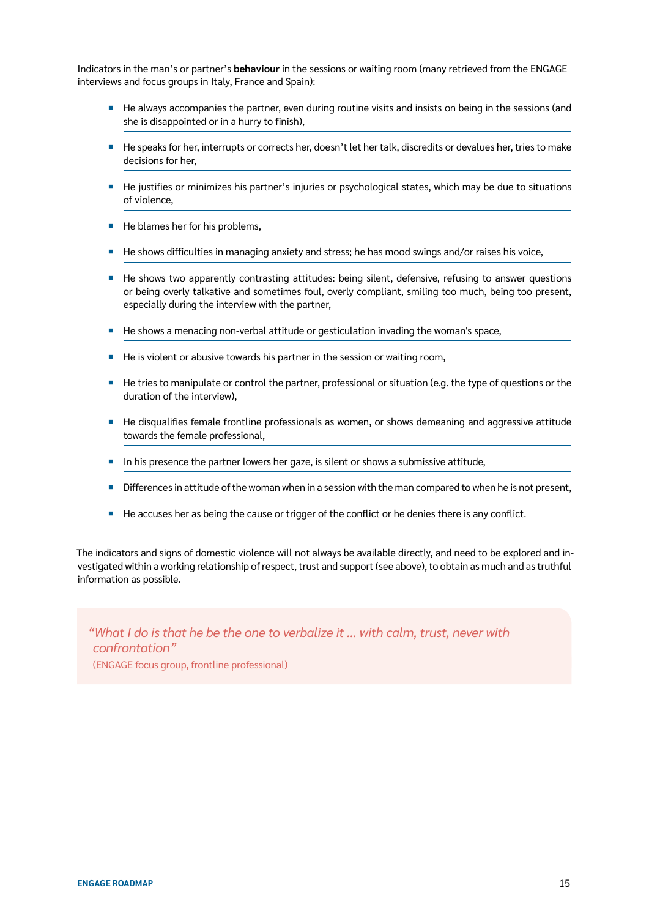Indicators in the man's or partner's **behaviour** in the sessions or waiting room (many retrieved from the ENGAGE interviews and focus groups in Italy, France and Spain):

- He always accompanies the partner, even during routine visits and insists on being in the sessions (and she is disappointed or in a hurry to finish),
- He speaks for her, interrupts or corrects her, doesn't let her talk, discredits or devalues her, tries to make decisions for her,
- He justifies or minimizes his partner's injuries or psychological states, which may be due to situations of violence,
- He blames her for his problems,
- He shows difficulties in managing anxiety and stress; he has mood swings and/or raises his voice,
- He shows two apparently contrasting attitudes: being silent, defensive, refusing to answer questions or being overly talkative and sometimes foul, overly compliant, smiling too much, being too present, especially during the interview with the partner,
- He shows a menacing non-verbal attitude or gesticulation invading the woman's space,
- He is violent or abusive towards his partner in the session or waiting room,
- He tries to manipulate or control the partner, professional or situation (e.g. the type of questions or the duration of the interview),
- He disqualifies female frontline professionals as women, or shows demeaning and aggressive attitude towards the female professional,
- In his presence the partner lowers her gaze, is silent or shows a submissive attitude,
- Differences in attitude of the woman when in a session with the man compared to when he is not present,
- He accuses her as being the cause or trigger of the conflict or he denies there is any conflict.

The indicators and signs of domestic violence will not always be available directly, and need to be explored and investigated within a working relationship of respect, trust and support (see above), to obtain as much and as truthful information as possible.

> *"What I do is that he be the one to verbalize it ... with calm, trust, never with confrontation"*
> (ENGAGE focus group, frontline professional)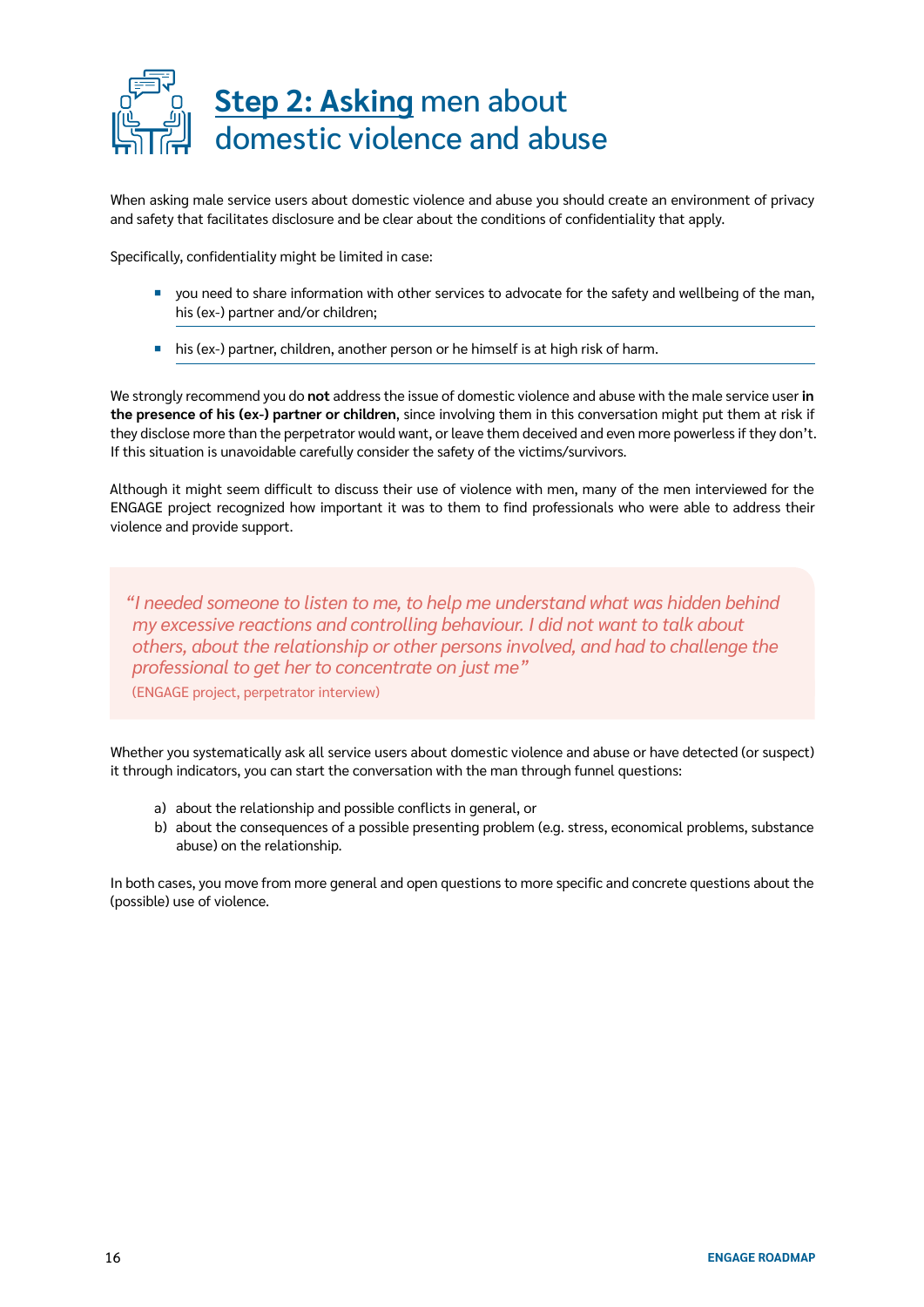# **Step 2: Asking** men about domestic violence and abuse

When asking male service users about domestic violence and abuse you should create an environment of privacy and safety that facilitates disclosure and be clear about the conditions of confidentiality that apply.

Specifically, confidentiality might be limited in case:

- you need to share information with other services to advocate for the safety and wellbeing of the man, his (ex-) partner and/or children;
- his (ex-) partner, children, another person or he himself is at high risk of harm.

We strongly recommend you do **not** address the issue of domestic violence and abuse with the male service user **in the presence of his (ex-) partner or children**, since involving them in this conversation might put them at risk if they disclose more than the perpetrator would want, or leave them deceived and even more powerless if they don't. If this situation is unavoidable carefully consider the safety of the victims/survivors.

Although it might seem difficult to discuss their use of violence with men, many of the men interviewed for the ENGAGE project recognized how important it was to them to find professionals who were able to address their violence and provide support.

> *"I needed someone to listen to me, to help me understand what was hidden behind my excessive reactions and controlling behaviour. I did not want to talk about others, about the relationship or other persons involved, and had to challenge the professional to get her to concentrate on just me"*
>
> (ENGAGE project, perpetrator interview)

Whether you systematically ask all service users about domestic violence and abuse or have detected (or suspect) it through indicators, you can start the conversation with the man through funnel questions:

a) about the relationship and possible conflicts in general, or
b) about the consequences of a possible presenting problem (e.g. stress, economical problems, substance abuse) on the relationship.

In both cases, you move from more general and open questions to more specific and concrete questions about the (possible) use of violence.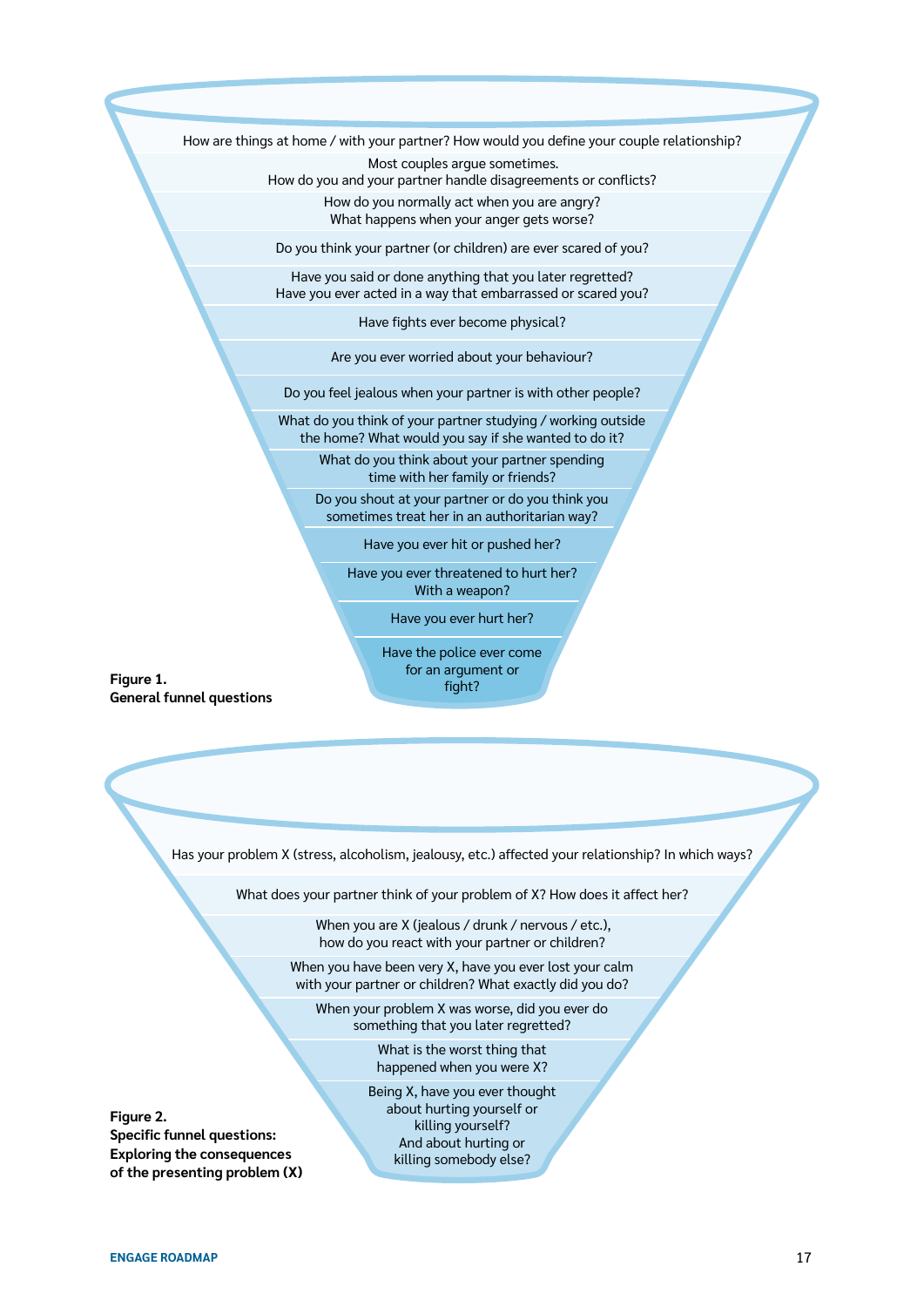How are things at home / with your partner? How would you define your couple relationship?

Most couples argue sometimes.
How do you and your partner handle disagreements or conflicts?

How do you normally act when you are angry?
What happens when your anger gets worse?

Do you think your partner (or children) are ever scared of you?

Have you said or done anything that you later regretted?
Have you ever acted in a way that embarrassed or scared you?

Have fights ever become physical?

Are you ever worried about your behaviour?

Do you feel jealous when your partner is with other people?

What do you think of your partner studying / working outside the home? What would you say if she wanted to do it?

What do you think about your partner spending time with her family or friends?

Do you shout at your partner or do you think you sometimes treat her in an authoritarian way?

Have you ever hit or pushed her?

Have you ever threatened to hurt her? With a weapon?

Have you ever hurt her?

Have the police ever come for an argument or fight?

**Figure 1.**
**General funnel questions**

Has your problem X (stress, alcoholism, jealousy, etc.) affected your relationship? In which ways?

What does your partner think of your problem of X? How does it affect her?

When you are X (jealous / drunk / nervous / etc.), how do you react with your partner or children?

When you have been very X, have you ever lost your calm with your partner or children? What exactly did you do?

When your problem X was worse, did you ever do something that you later regretted?

What is the worst thing that happened when you were X?

Being X, have you ever thought about hurting yourself or killing yourself?
And about hurting or killing somebody else?

**Figure 2.**
**Specific funnel questions: Exploring the consequences of the presenting problem (X)**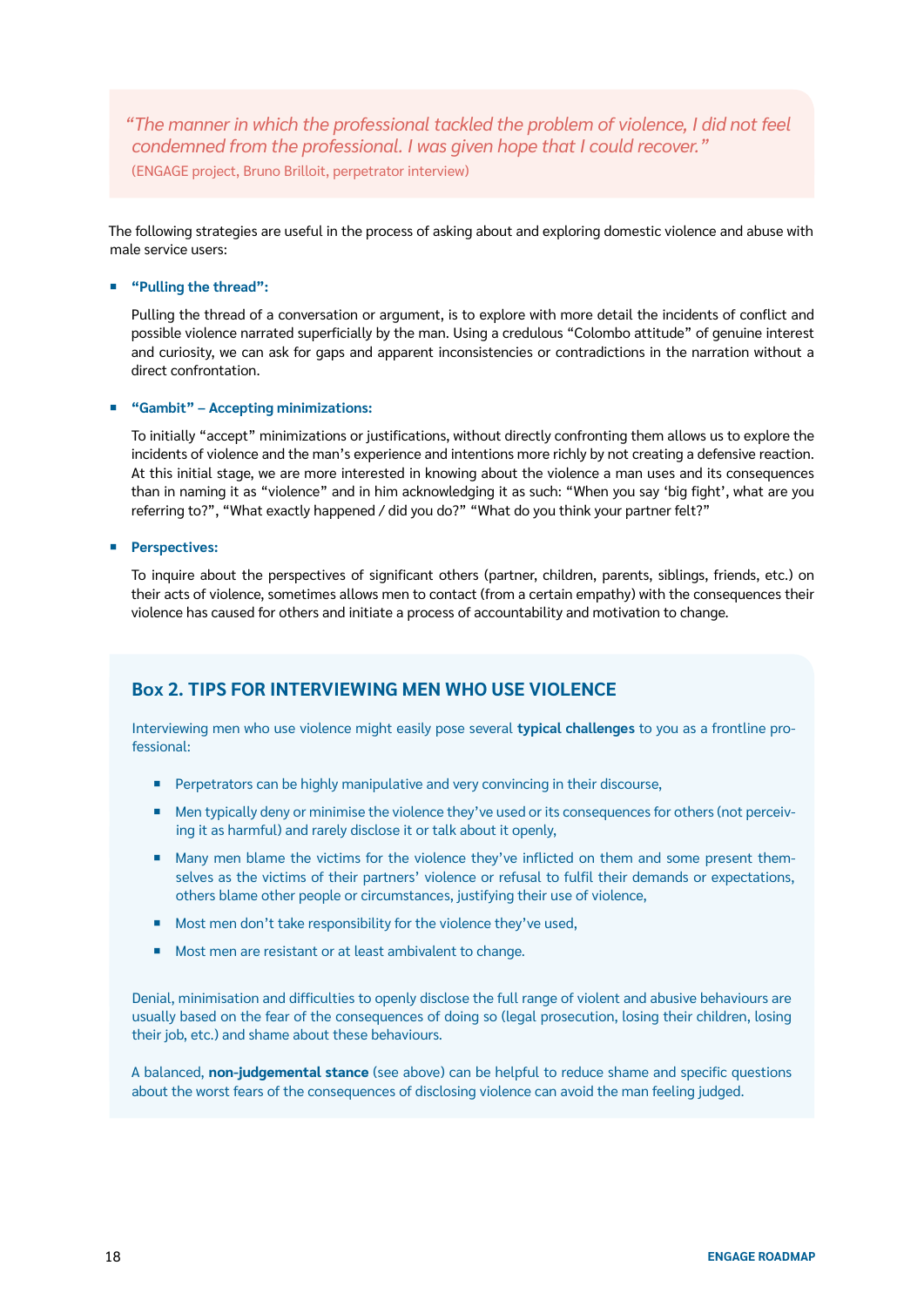> *"The manner in which the professional tackled the problem of violence, I did not feel condemned from the professional. I was given hope that I could recover."*
> (ENGAGE project, Bruno Brilloit, perpetrator interview)

The following strategies are useful in the process of asking about and exploring domestic violence and abuse with male service users:

- **"Pulling the thread":**

  Pulling the thread of a conversation or argument, is to explore with more detail the incidents of conflict and possible violence narrated superficially by the man. Using a credulous "Colombo attitude" of genuine interest and curiosity, we can ask for gaps and apparent inconsistencies or contradictions in the narration without a direct confrontation.

- **"Gambit" – Accepting minimizations:**

  To initially "accept" minimizations or justifications, without directly confronting them allows us to explore the incidents of violence and the man's experience and intentions more richly by not creating a defensive reaction. At this initial stage, we are more interested in knowing about the violence a man uses and its consequences than in naming it as "violence" and in him acknowledging it as such: "When you say 'big fight', what are you referring to?", "What exactly happened / did you do?" "What do you think your partner felt?"

- **Perspectives:**

  To inquire about the perspectives of significant others (partner, children, parents, siblings, friends, etc.) on their acts of violence, sometimes allows men to contact (from a certain empathy) with the consequences their violence has caused for others and initiate a process of accountability and motivation to change.

## Box 2. TIPS FOR INTERVIEWING MEN WHO USE VIOLENCE

Interviewing men who use violence might easily pose several **typical challenges** to you as a frontline professional:

- Perpetrators can be highly manipulative and very convincing in their discourse,
- Men typically deny or minimise the violence they've used or its consequences for others (not perceiving it as harmful) and rarely disclose it or talk about it openly,
- Many men blame the victims for the violence they've inflicted on them and some present themselves as the victims of their partners' violence or refusal to fulfil their demands or expectations, others blame other people or circumstances, justifying their use of violence,
- Most men don't take responsibility for the violence they've used,
- Most men are resistant or at least ambivalent to change.

Denial, minimisation and difficulties to openly disclose the full range of violent and abusive behaviours are usually based on the fear of the consequences of doing so (legal prosecution, losing their children, losing their job, etc.) and shame about these behaviours.

A balanced, **non-judgemental stance** (see above) can be helpful to reduce shame and specific questions about the worst fears of the consequences of disclosing violence can avoid the man feeling judged.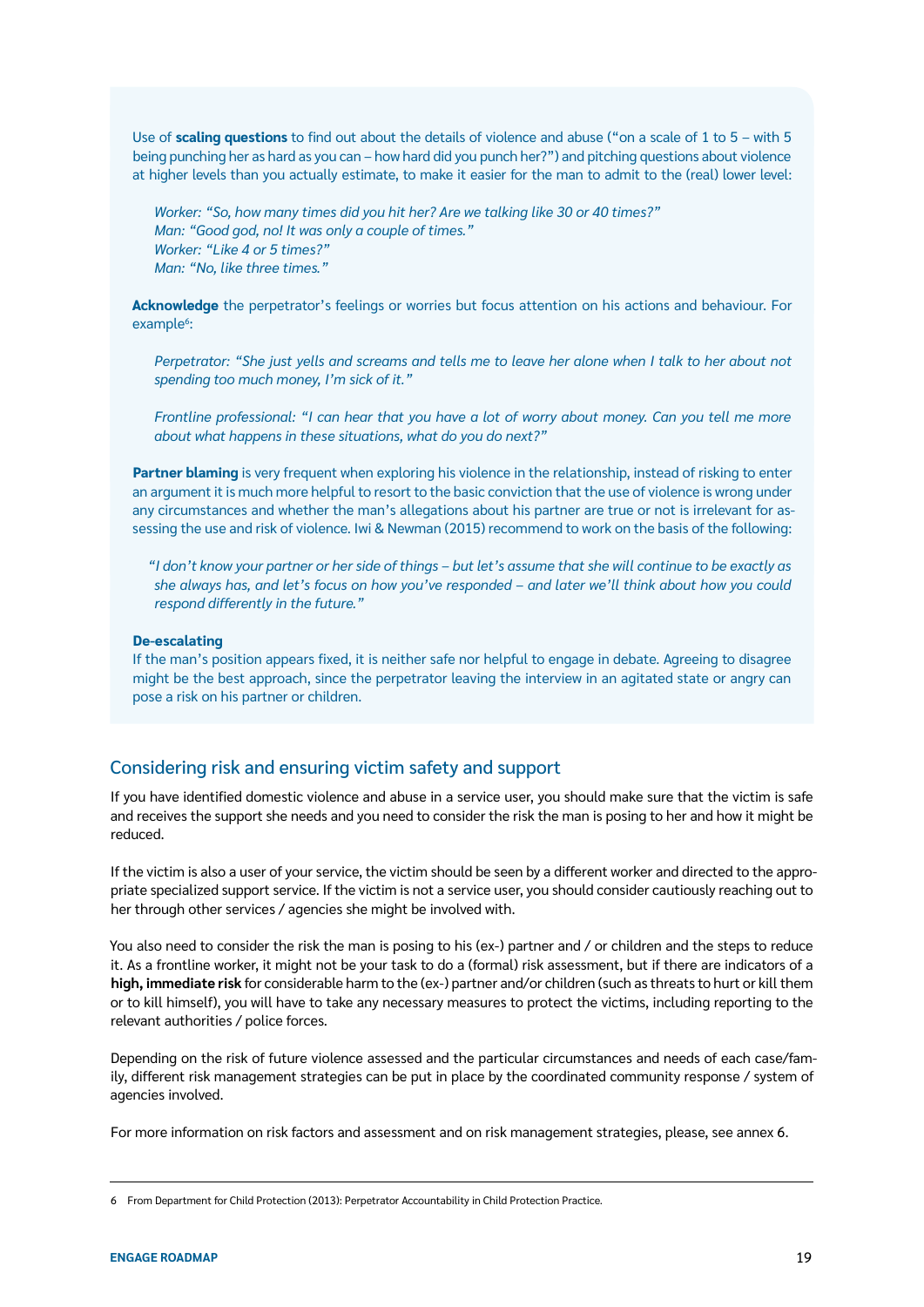Use of **scaling questions** to find out about the details of violence and abuse ("on a scale of 1 to 5 – with 5 being punching her as hard as you can – how hard did you punch her?") and pitching questions about violence at higher levels than you actually estimate, to make it easier for the man to admit to the (real) lower level:

> *Worker: "So, how many times did you hit her? Are we talking like 30 or 40 times?"*
> *Man: "Good god, no! It was only a couple of times."*
> *Worker: "Like 4 or 5 times?"*
> *Man: "No, like three times."*

**Acknowledge** the perpetrator's feelings or worries but focus attention on his actions and behaviour. For example[6]:

> *Perpetrator: "She just yells and screams and tells me to leave her alone when I talk to her about not spending too much money, I'm sick of it."*
>
> *Frontline professional: "I can hear that you have a lot of worry about money. Can you tell me more about what happens in these situations, what do you do next?"*

**Partner blaming** is very frequent when exploring his violence in the relationship, instead of risking to enter an argument it is much more helpful to resort to the basic conviction that the use of violence is wrong under any circumstances and whether the man's allegations about his partner are true or not is irrelevant for assessing the use and risk of violence. Iwi & Newman (2015) recommend to work on the basis of the following:

> *"I don't know your partner or her side of things – but let's assume that she will continue to be exactly as she always has, and let's focus on how you've responded – and later we'll think about how you could respond differently in the future."*

**De-escalating**
If the man's position appears fixed, it is neither safe nor helpful to engage in debate. Agreeing to disagree might be the best approach, since the perpetrator leaving the interview in an agitated state or angry can pose a risk on his partner or children.

## Considering risk and ensuring victim safety and support

If you have identified domestic violence and abuse in a service user, you should make sure that the victim is safe and receives the support she needs and you need to consider the risk the man is posing to her and how it might be reduced.

If the victim is also a user of your service, the victim should be seen by a different worker and directed to the appropriate specialized support service. If the victim is not a service user, you should consider cautiously reaching out to her through other services / agencies she might be involved with.

You also need to consider the risk the man is posing to his (ex-) partner and / or children and the steps to reduce it. As a frontline worker, it might not be your task to do a (formal) risk assessment, but if there are indicators of a **high, immediate risk** for considerable harm to the (ex-) partner and/or children (such as threats to hurt or kill them or to kill himself), you will have to take any necessary measures to protect the victims, including reporting to the relevant authorities / police forces.

Depending on the risk of future violence assessed and the particular circumstances and needs of each case/family, different risk management strategies can be put in place by the coordinated community response / system of agencies involved.

For more information on risk factors and assessment and on risk management strategies, please, see annex 6.

---

6 From Department for Child Protection (2013): Perpetrator Accountability in Child Protection Practice.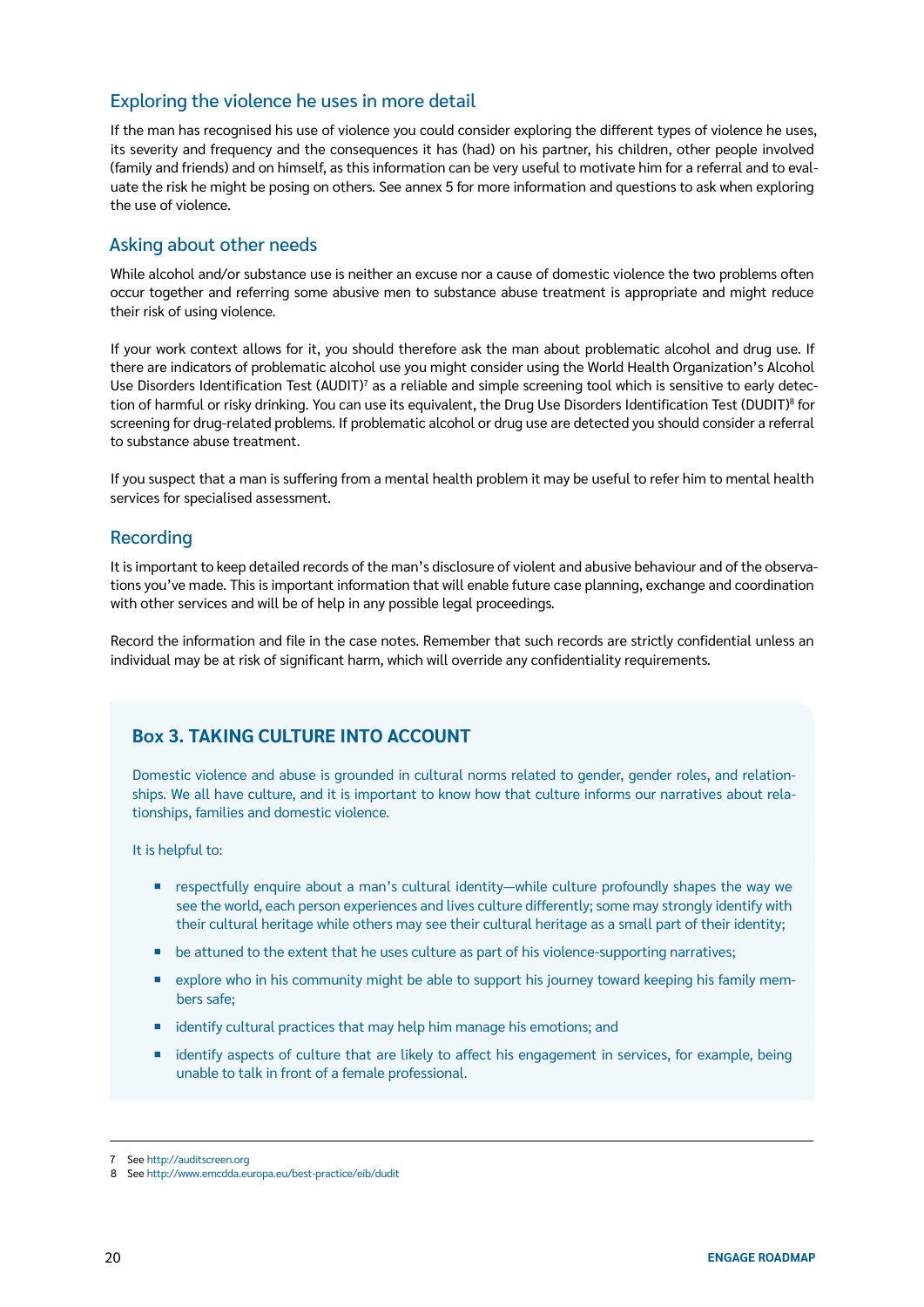## Exploring the violence he uses in more detail

If the man has recognised his use of violence you could consider exploring the different types of violence he uses, its severity and frequency and the consequences it has (had) on his partner, his children, other people involved (family and friends) and on himself, as this information can be very useful to motivate him for a referral and to evaluate the risk he might be posing on others. See annex 5 for more information and questions to ask when exploring the use of violence.

## Asking about other needs

While alcohol and/or substance use is neither an excuse nor a cause of domestic violence the two problems often occur together and referring some abusive men to substance abuse treatment is appropriate and might reduce their risk of using violence.

If your work context allows for it, you should therefore ask the man about problematic alcohol and drug use. If there are indicators of problematic alcohol use you might consider using the World Health Organization's Alcohol Use Disorders Identification Test (AUDIT)[7] as a reliable and simple screening tool which is sensitive to early detection of harmful or risky drinking. You can use its equivalent, the Drug Use Disorders Identification Test (DUDIT)[8] for screening for drug-related problems. If problematic alcohol or drug use are detected you should consider a referral to substance abuse treatment.

If you suspect that a man is suffering from a mental health problem it may be useful to refer him to mental health services for specialised assessment.

## Recording

It is important to keep detailed records of the man's disclosure of violent and abusive behaviour and of the observations you've made. This is important information that will enable future case planning, exchange and coordination with other services and will be of help in any possible legal proceedings.

Record the information and file in the case notes. Remember that such records are strictly confidential unless an individual may be at risk of significant harm, which will override any confidentiality requirements.

### Box 3. TAKING CULTURE INTO ACCOUNT

Domestic violence and abuse is grounded in cultural norms related to gender, gender roles, and relationships. We all have culture, and it is important to know how that culture informs our narratives about relationships, families and domestic violence.

It is helpful to:

- respectfully enquire about a man's cultural identity—while culture profoundly shapes the way we see the world, each person experiences and lives culture differently; some may strongly identify with their cultural heritage while others may see their cultural heritage as a small part of their identity;
- be attuned to the extent that he uses culture as part of his violence-supporting narratives;
- explore who in his community might be able to support his journey toward keeping his family members safe;
- identify cultural practices that may help him manage his emotions; and
- identify aspects of culture that are likely to affect his engagement in services, for example, being unable to talk in front of a female professional.

---

7 See http://auditscreen.org

8 See http://www.emcdda.europa.eu/best-practice/eib/dudit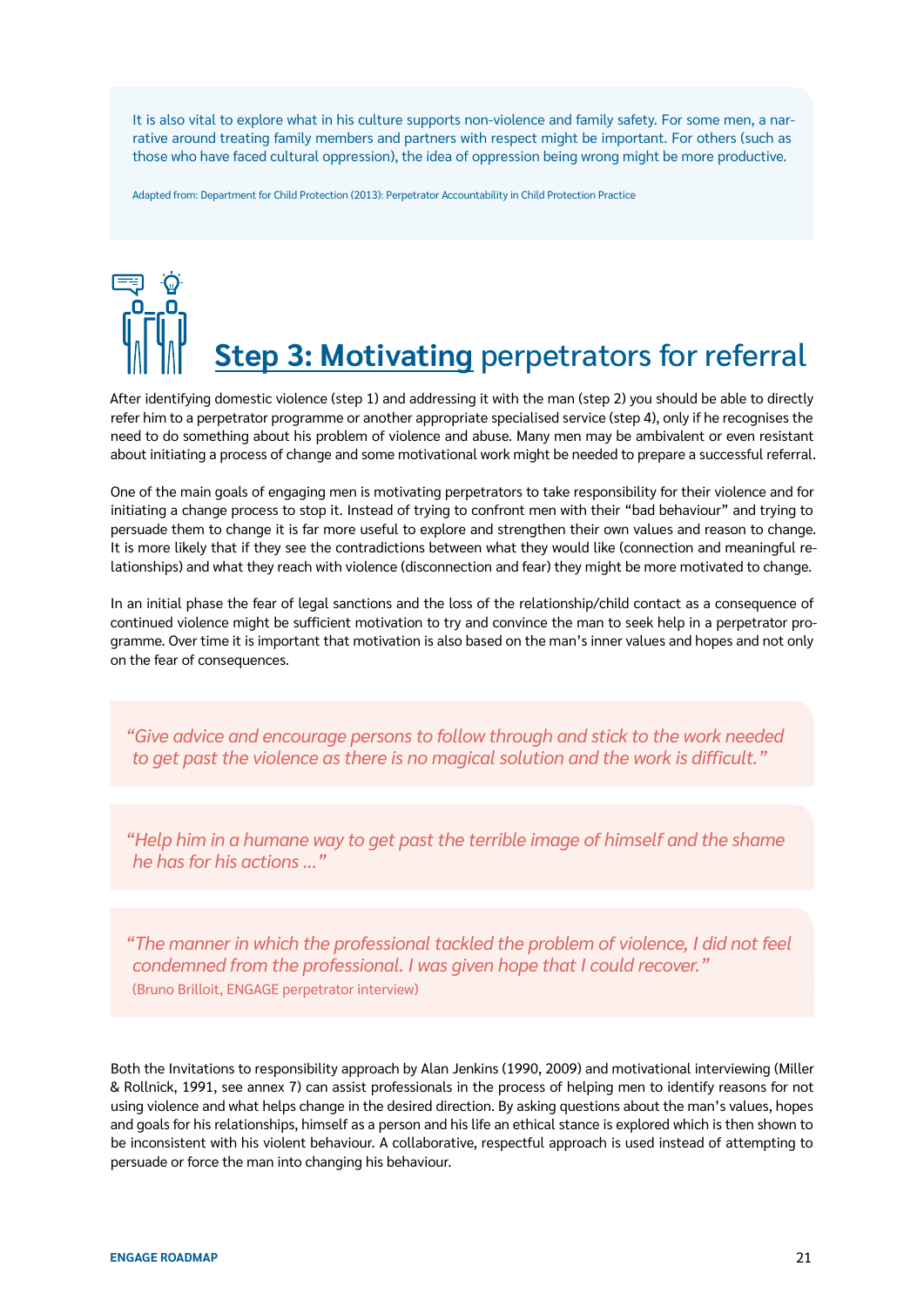It is also vital to explore what in his culture supports non-violence and family safety. For some men, a narrative around treating family members and partners with respect might be important. For others (such as those who have faced cultural oppression), the idea of oppression being wrong might be more productive.

Adapted from: Department for Child Protection (2013): Perpetrator Accountability in Child Protection Practice

## **Step 3: Motivating** perpetrators for referral

After identifying domestic violence (step 1) and addressing it with the man (step 2) you should be able to directly refer him to a perpetrator programme or another appropriate specialised service (step 4), only if he recognises the need to do something about his problem of violence and abuse. Many men may be ambivalent or even resistant about initiating a process of change and some motivational work might be needed to prepare a successful referral.

One of the main goals of engaging men is motivating perpetrators to take responsibility for their violence and for initiating a change process to stop it. Instead of trying to confront men with their "bad behaviour" and trying to persuade them to change it is far more useful to explore and strengthen their own values and reason to change. It is more likely that if they see the contradictions between what they would like (connection and meaningful relationships) and what they reach with violence (disconnection and fear) they might be more motivated to change.

In an initial phase the fear of legal sanctions and the loss of the relationship/child contact as a consequence of continued violence might be sufficient motivation to try and convince the man to seek help in a perpetrator programme. Over time it is important that motivation is also based on the man's inner values and hopes and not only on the fear of consequences.

> *"Give advice and encourage persons to follow through and stick to the work needed to get past the violence as there is no magical solution and the work is difficult."*

> *"Help him in a humane way to get past the terrible image of himself and the shame he has for his actions ..."*

> *"The manner in which the professional tackled the problem of violence, I did not feel condemned from the professional. I was given hope that I could recover."*
> (Bruno Brilloit, ENGAGE perpetrator interview)

Both the Invitations to responsibility approach by Alan Jenkins (1990, 2009) and motivational interviewing (Miller & Rollnick, 1991, see annex 7) can assist professionals in the process of helping men to identify reasons for not using violence and what helps change in the desired direction. By asking questions about the man's values, hopes and goals for his relationships, himself as a person and his life an ethical stance is explored which is then shown to be inconsistent with his violent behaviour. A collaborative, respectful approach is used instead of attempting to persuade or force the man into changing his behaviour.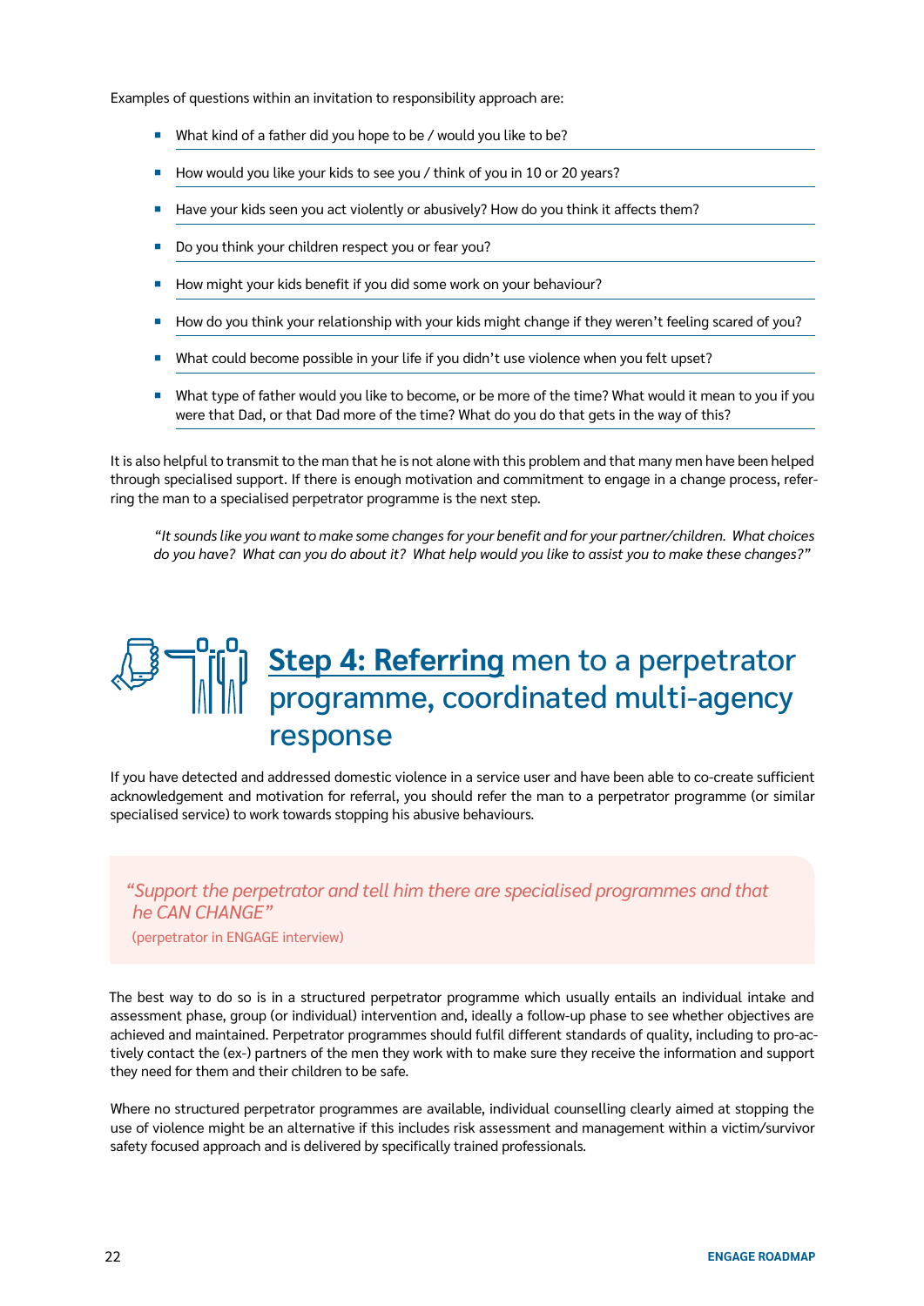Examples of questions within an invitation to responsibility approach are:

- What kind of a father did you hope to be / would you like to be?
- How would you like your kids to see you / think of you in 10 or 20 years?
- Have your kids seen you act violently or abusively? How do you think it affects them?
- Do you think your children respect you or fear you?
- How might your kids benefit if you did some work on your behaviour?
- How do you think your relationship with your kids might change if they weren't feeling scared of you?
- What could become possible in your life if you didn't use violence when you felt upset?
- What type of father would you like to become, or be more of the time? What would it mean to you if you were that Dad, or that Dad more of the time? What do you do that gets in the way of this?

It is also helpful to transmit to the man that he is not alone with this problem and that many men have been helped through specialised support. If there is enough motivation and commitment to engage in a change process, referring the man to a specialised perpetrator programme is the next step.

*"It sounds like you want to make some changes for your benefit and for your partner/children. What choices do you have? What can you do about it? What help would you like to assist you to make these changes?"*

## **Step 4: Referring** men to a perpetrator programme, coordinated multi-agency response

If you have detected and addressed domestic violence in a service user and have been able to co-create sufficient acknowledgement and motivation for referral, you should refer the man to a perpetrator programme (or similar specialised service) to work towards stopping his abusive behaviours.

> *"Support the perpetrator and tell him there are specialised programmes and that he CAN CHANGE"*
> (perpetrator in ENGAGE interview)

The best way to do so is in a structured perpetrator programme which usually entails an individual intake and assessment phase, group (or individual) intervention and, ideally a follow-up phase to see whether objectives are achieved and maintained. Perpetrator programmes should fulfil different standards of quality, including to pro-actively contact the (ex-) partners of the men they work with to make sure they receive the information and support they need for them and their children to be safe.

Where no structured perpetrator programmes are available, individual counselling clearly aimed at stopping the use of violence might be an alternative if this includes risk assessment and management within a victim/survivor safety focused approach and is delivered by specifically trained professionals.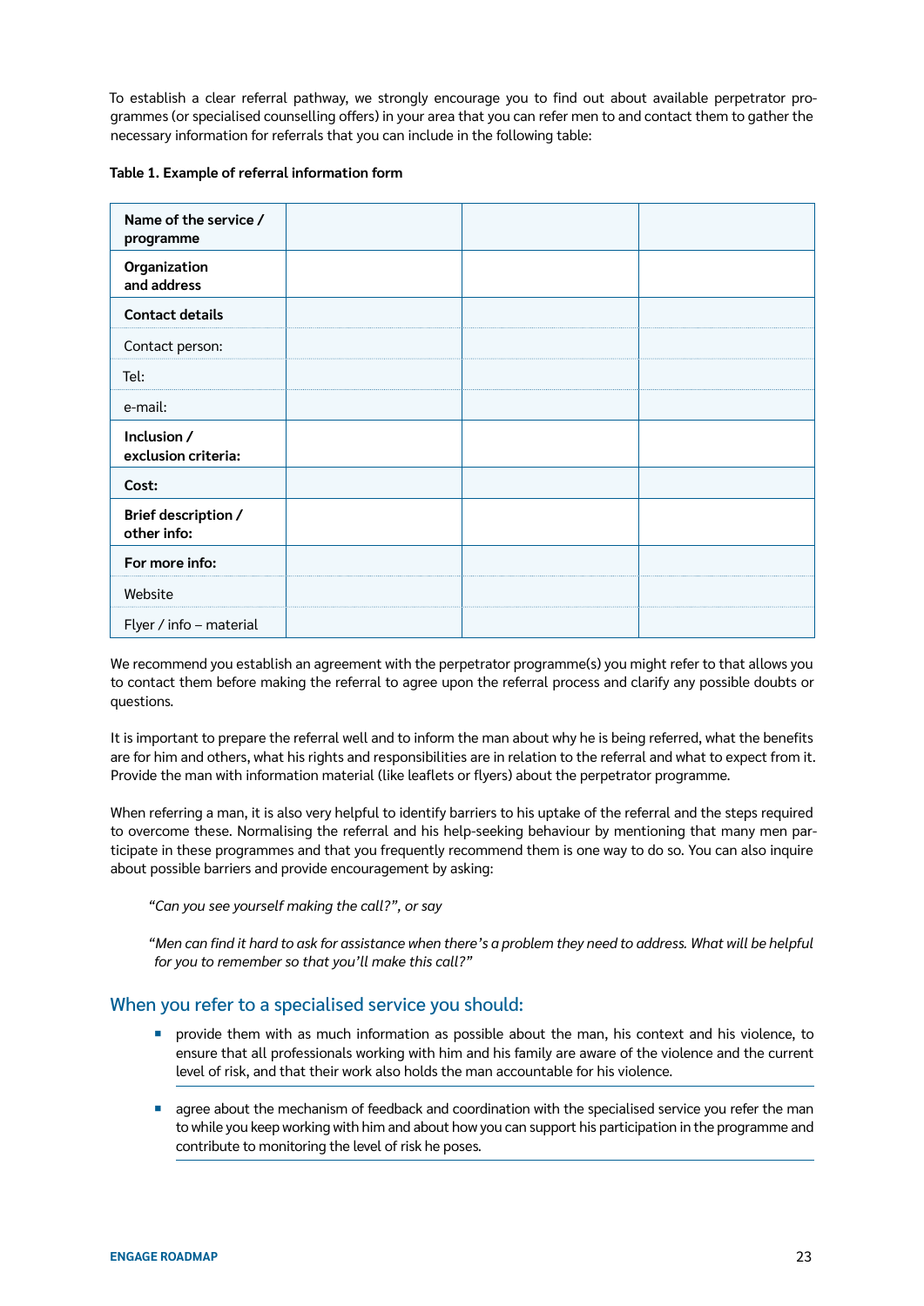To establish a clear referral pathway, we strongly encourage you to find out about available perpetrator programmes (or specialised counselling offers) in your area that you can refer men to and contact them to gather the necessary information for referrals that you can include in the following table:

**Table 1. Example of referral information form**

| **Name of the service / programme** | | | |
|---|---|---|---|
| **Organization and address** | | | |
| **Contact details** | | | |
| Contact person: | | | |
| Tel: | | | |
| e-mail: | | | |
| **Inclusion / exclusion criteria:** | | | |
| **Cost:** | | | |
| **Brief description / other info:** | | | |
| **For more info:** | | | |
| Website | | | |
| Flyer / info – material | | | |

We recommend you establish an agreement with the perpetrator programme(s) you might refer to that allows you to contact them before making the referral to agree upon the referral process and clarify any possible doubts or questions.

It is important to prepare the referral well and to inform the man about why he is being referred, what the benefits are for him and others, what his rights and responsibilities are in relation to the referral and what to expect from it. Provide the man with information material (like leaflets or flyers) about the perpetrator programme.

When referring a man, it is also very helpful to identify barriers to his uptake of the referral and the steps required to overcome these. Normalising the referral and his help-seeking behaviour by mentioning that many men participate in these programmes and that you frequently recommend them is one way to do so. You can also inquire about possible barriers and provide encouragement by asking:

*"Can you see yourself making the call?", or say*

*"Men can find it hard to ask for assistance when there's a problem they need to address. What will be helpful for you to remember so that you'll make this call?"*

## When you refer to a specialised service you should:

- provide them with as much information as possible about the man, his context and his violence, to ensure that all professionals working with him and his family are aware of the violence and the current level of risk, and that their work also holds the man accountable for his violence.
- agree about the mechanism of feedback and coordination with the specialised service you refer the man to while you keep working with him and about how you can support his participation in the programme and contribute to monitoring the level of risk he poses.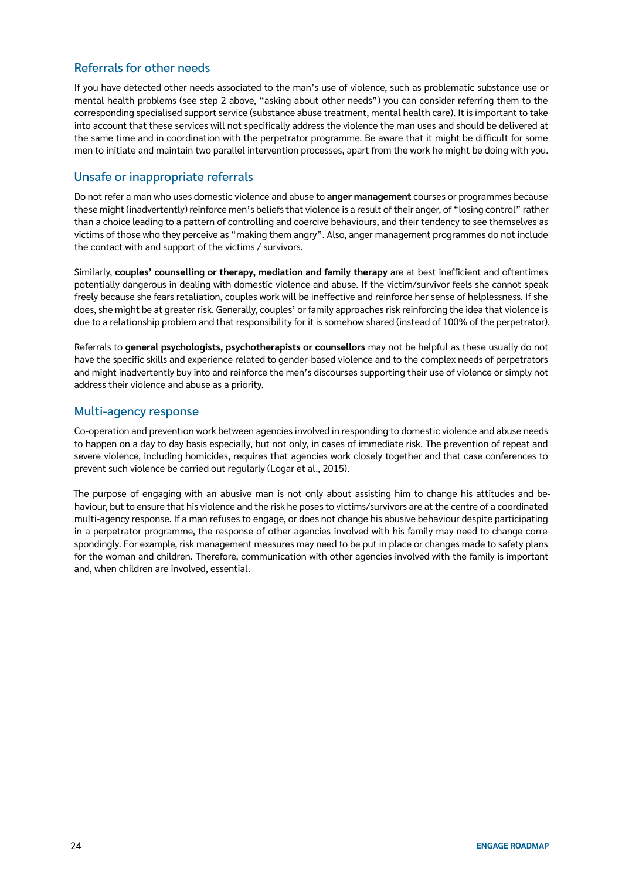## Referrals for other needs

If you have detected other needs associated to the man's use of violence, such as problematic substance use or mental health problems (see step 2 above, "asking about other needs") you can consider referring them to the corresponding specialised support service (substance abuse treatment, mental health care). It is important to take into account that these services will not specifically address the violence the man uses and should be delivered at the same time and in coordination with the perpetrator programme. Be aware that it might be difficult for some men to initiate and maintain two parallel intervention processes, apart from the work he might be doing with you.

## Unsafe or inappropriate referrals

Do not refer a man who uses domestic violence and abuse to **anger management** courses or programmes because these might (inadvertently) reinforce men's beliefs that violence is a result of their anger, of "losing control" rather than a choice leading to a pattern of controlling and coercive behaviours, and their tendency to see themselves as victims of those who they perceive as "making them angry". Also, anger management programmes do not include the contact with and support of the victims / survivors.

Similarly, **couples' counselling or therapy, mediation and family therapy** are at best inefficient and oftentimes potentially dangerous in dealing with domestic violence and abuse. If the victim/survivor feels she cannot speak freely because she fears retaliation, couples work will be ineffective and reinforce her sense of helplessness. If she does, she might be at greater risk. Generally, couples' or family approaches risk reinforcing the idea that violence is due to a relationship problem and that responsibility for it is somehow shared (instead of 100% of the perpetrator).

Referrals to **general psychologists, psychotherapists or counsellors** may not be helpful as these usually do not have the specific skills and experience related to gender-based violence and to the complex needs of perpetrators and might inadvertently buy into and reinforce the men's discourses supporting their use of violence or simply not address their violence and abuse as a priority.

## Multi-agency response

Co-operation and prevention work between agencies involved in responding to domestic violence and abuse needs to happen on a day to day basis especially, but not only, in cases of immediate risk. The prevention of repeat and severe violence, including homicides, requires that agencies work closely together and that case conferences to prevent such violence be carried out regularly (Logar et al., 2015).

The purpose of engaging with an abusive man is not only about assisting him to change his attitudes and behaviour, but to ensure that his violence and the risk he poses to victims/survivors are at the centre of a coordinated multi-agency response. If a man refuses to engage, or does not change his abusive behaviour despite participating in a perpetrator programme, the response of other agencies involved with his family may need to change correspondingly. For example, risk management measures may need to be put in place or changes made to safety plans for the woman and children. Therefore, communication with other agencies involved with the family is important and, when children are involved, essential.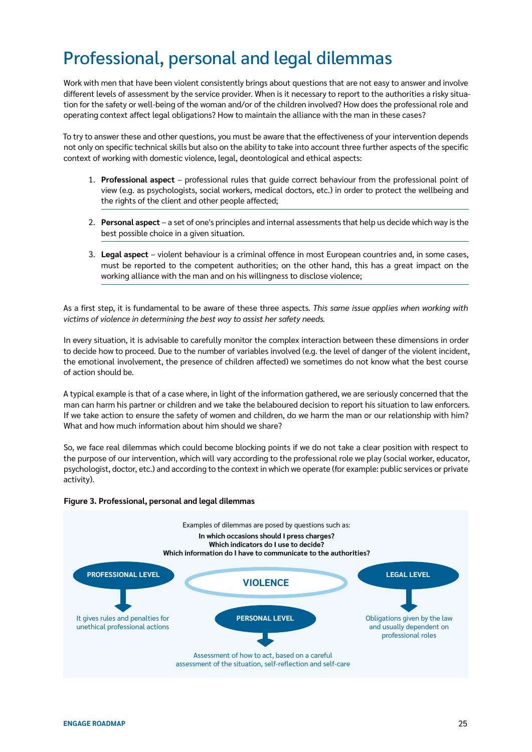# Professional, personal and legal dilemmas

Work with men that have been violent consistently brings about questions that are not easy to answer and involve different levels of assessment by the service provider. When is it necessary to report to the authorities a risky situation for the safety or well-being of the woman and/or of the children involved? How does the professional role and operating context affect legal obligations? How to maintain the alliance with the man in these cases?

To try to answer these and other questions, you must be aware that the effectiveness of your intervention depends not only on specific technical skills but also on the ability to take into account three further aspects of the specific context of working with domestic violence, legal, deontological and ethical aspects:

1. **Professional aspect** – professional rules that guide correct behaviour from the professional point of view (e.g. as psychologists, social workers, medical doctors, etc.) in order to protect the wellbeing and the rights of the client and other people affected;
2. **Personal aspect** – a set of one's principles and internal assessments that help us decide which way is the best possible choice in a given situation.
3. **Legal aspect** – violent behaviour is a criminal offence in most European countries and, in some cases, must be reported to the competent authorities; on the other hand, this has a great impact on the working alliance with the man and on his willingness to disclose violence;

As a first step, it is fundamental to be aware of these three aspects. *This same issue applies when working with victims of violence in determining the best way to assist her safety needs.*

In every situation, it is advisable to carefully monitor the complex interaction between these dimensions in order to decide how to proceed. Due to the number of variables involved (e.g. the level of danger of the violent incident, the emotional involvement, the presence of children affected) we sometimes do not know what the best course of action should be.

A typical example is that of a case where, in light of the information gathered, we are seriously concerned that the man can harm his partner or children and we take the belaboured decision to report his situation to law enforcers. If we take action to ensure the safety of women and children, do we harm the man or our relationship with him? What and how much information about him should we share?

So, we face real dilemmas which could become blocking points if we do not take a clear position with respect to the purpose of our intervention, which will vary according to the professional role we play (social worker, educator, psychologist, doctor, etc.) and according to the context in which we operate (for example: public services or private activity).

**Figure 3. Professional, personal and legal dilemmas**

Examples of dilemmas are posed by questions such as:
**In which occasions should I press charges?**
**Which indicators do I use to decide?**
**Which information do I have to communicate to the authorities?**

**VIOLENCE**

- **PROFESSIONAL LEVEL** → It gives rules and penalties for unethical professional actions
- **PERSONAL LEVEL** → Assessment of how to act, based on a careful assessment of the situation, self-reflection and self-care
- **LEGAL LEVEL** → Obligations given by the law and usually dependent on professional roles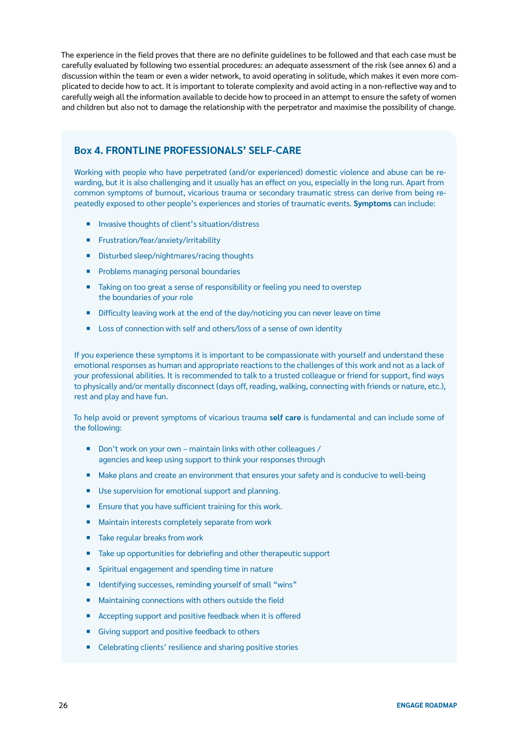The experience in the field proves that there are no definite guidelines to be followed and that each case must be carefully evaluated by following two essential procedures: an adequate assessment of the risk (see annex 6) and a discussion within the team or even a wider network, to avoid operating in solitude, which makes it even more complicated to decide how to act. It is important to tolerate complexity and avoid acting in a non-reflective way and to carefully weigh all the information available to decide how to proceed in an attempt to ensure the safety of women and children but also not to damage the relationship with the perpetrator and maximise the possibility of change.

### Box 4. FRONTLINE PROFESSIONALS' SELF-CARE

Working with people who have perpetrated (and/or experienced) domestic violence and abuse can be rewarding, but it is also challenging and it usually has an effect on you, especially in the long run. Apart from common symptoms of burnout, vicarious trauma or secondary traumatic stress can derive from being repeatedly exposed to other people's experiences and stories of traumatic events. **Symptoms** can include:

- Invasive thoughts of client's situation/distress
- Frustration/fear/anxiety/irritability
- Disturbed sleep/nightmares/racing thoughts
- Problems managing personal boundaries
- Taking on too great a sense of responsibility or feeling you need to overstep the boundaries of your role
- Difficulty leaving work at the end of the day/noticing you can never leave on time
- Loss of connection with self and others/loss of a sense of own identity

If you experience these symptoms it is important to be compassionate with yourself and understand these emotional responses as human and appropriate reactions to the challenges of this work and not as a lack of your professional abilities. It is recommended to talk to a trusted colleague or friend for support, find ways to physically and/or mentally disconnect (days off, reading, walking, connecting with friends or nature, etc.), rest and play and have fun.

To help avoid or prevent symptoms of vicarious trauma **self care** is fundamental and can include some of the following:

- Don't work on your own – maintain links with other colleagues / agencies and keep using support to think your responses through
- Make plans and create an environment that ensures your safety and is conducive to well-being
- Use supervision for emotional support and planning.
- Ensure that you have sufficient training for this work.
- Maintain interests completely separate from work
- Take regular breaks from work
- Take up opportunities for debriefing and other therapeutic support
- Spiritual engagement and spending time in nature
- Identifying successes, reminding yourself of small "wins"
- Maintaining connections with others outside the field
- Accepting support and positive feedback when it is offered
- Giving support and positive feedback to others
- Celebrating clients' resilience and sharing positive stories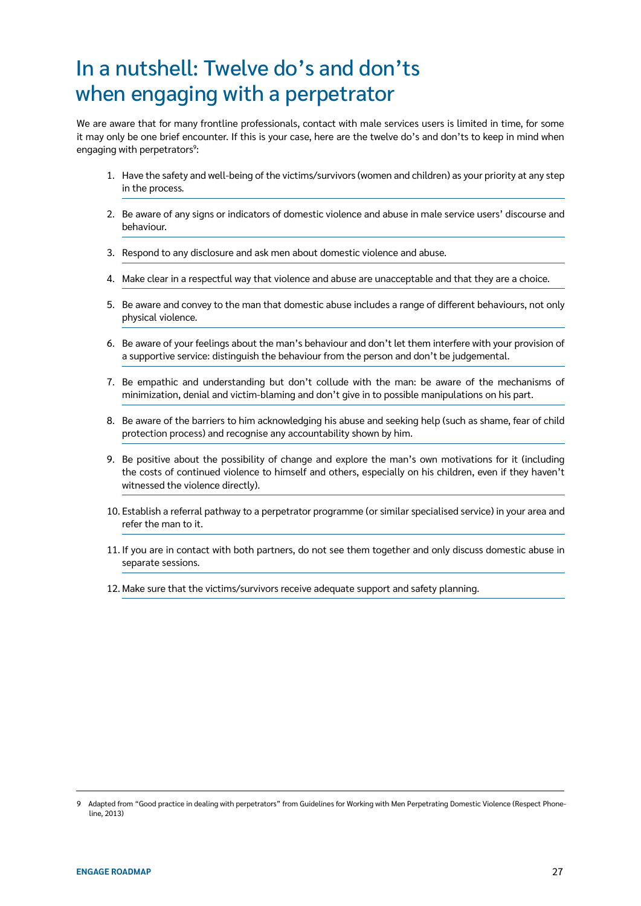# In a nutshell: Twelve do's and don'ts when engaging with a perpetrator

We are aware that for many frontline professionals, contact with male services users is limited in time, for some it may only be one brief encounter. If this is your case, here are the twelve do's and don'ts to keep in mind when engaging with perpetrators[9]:

1. Have the safety and well-being of the victims/survivors (women and children) as your priority at any step in the process.
2. Be aware of any signs or indicators of domestic violence and abuse in male service users' discourse and behaviour.
3. Respond to any disclosure and ask men about domestic violence and abuse.
4. Make clear in a respectful way that violence and abuse are unacceptable and that they are a choice.
5. Be aware and convey to the man that domestic abuse includes a range of different behaviours, not only physical violence.
6. Be aware of your feelings about the man's behaviour and don't let them interfere with your provision of a supportive service: distinguish the behaviour from the person and don't be judgemental.
7. Be empathic and understanding but don't collude with the man: be aware of the mechanisms of minimization, denial and victim-blaming and don't give in to possible manipulations on his part.
8. Be aware of the barriers to him acknowledging his abuse and seeking help (such as shame, fear of child protection process) and recognise any accountability shown by him.
9. Be positive about the possibility of change and explore the man's own motivations for it (including the costs of continued violence to himself and others, especially on his children, even if they haven't witnessed the violence directly).
10. Establish a referral pathway to a perpetrator programme (or similar specialised service) in your area and refer the man to it.
11. If you are in contact with both partners, do not see them together and only discuss domestic abuse in separate sessions.
12. Make sure that the victims/survivors receive adequate support and safety planning.

---

9 Adapted from "Good practice in dealing with perpetrators" from Guidelines for Working with Men Perpetrating Domestic Violence (Respect Phoneline, 2013)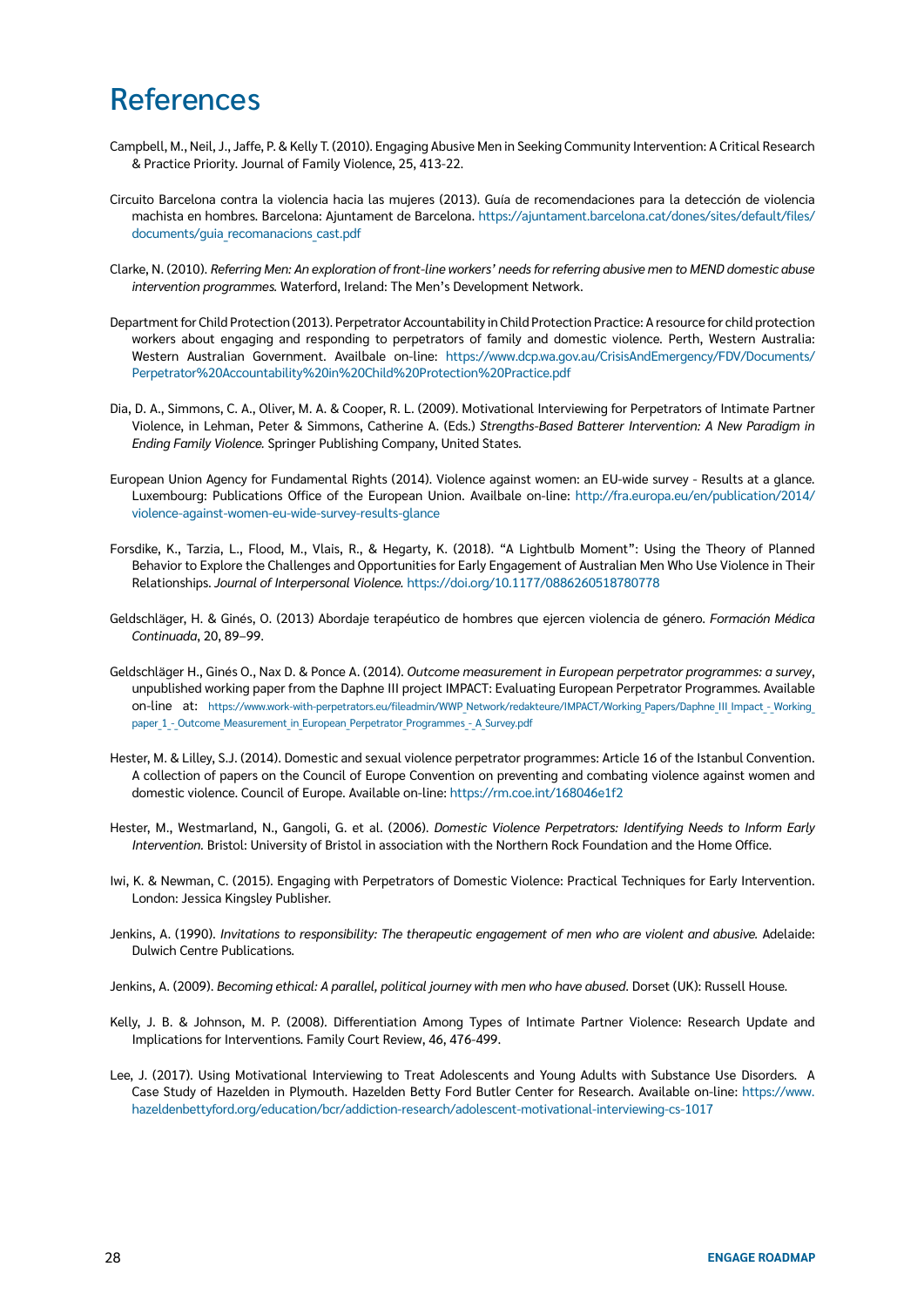# References

Campbell, M., Neil, J., Jaffe, P. & Kelly T. (2010). Engaging Abusive Men in Seeking Community Intervention: A Critical Research & Practice Priority. Journal of Family Violence, 25, 413-22.

Circuito Barcelona contra la violencia hacia las mujeres (2013). Guía de recomendaciones para la detección de violencia machista en hombres. Barcelona: Ajuntament de Barcelona. https://ajuntament.barcelona.cat/dones/sites/default/files/documents/guia_recomanacions_cast.pdf

Clarke, N. (2010). *Referring Men: An exploration of front-line workers' needs for referring abusive men to MEND domestic abuse intervention programmes.* Waterford, Ireland: The Men's Development Network.

Department for Child Protection (2013). Perpetrator Accountability in Child Protection Practice: A resource for child protection workers about engaging and responding to perpetrators of family and domestic violence. Perth, Western Australia: Western Australian Government. Availbale on-line: https://www.dcp.wa.gov.au/CrisisAndEmergency/FDV/Documents/Perpetrator%20Accountability%20in%20Child%20Protection%20Practice.pdf

Dia, D. A., Simmons, C. A., Oliver, M. A. & Cooper, R. L. (2009). Motivational Interviewing for Perpetrators of Intimate Partner Violence, in Lehman, Peter & Simmons, Catherine A. (Eds.) *Strengths-Based Batterer Intervention: A New Paradigm in Ending Family Violence.* Springer Publishing Company, United States.

European Union Agency for Fundamental Rights (2014). Violence against women: an EU-wide survey - Results at a glance. Luxembourg: Publications Office of the European Union. Availbale on-line: http://fra.europa.eu/en/publication/2014/violence-against-women-eu-wide-survey-results-glance

Forsdike, K., Tarzia, L., Flood, M., Vlais, R., & Hegarty, K. (2018). "A Lightbulb Moment": Using the Theory of Planned Behavior to Explore the Challenges and Opportunities for Early Engagement of Australian Men Who Use Violence in Their Relationships. *Journal of Interpersonal Violence.* https://doi.org/10.1177/0886260518780778

Geldschläger, H. & Ginés, O. (2013) Abordaje terapéutico de hombres que ejercen violencia de género. *Formación Médica Continuada*, 20, 89–99.

Geldschläger H., Ginés O., Nax D. & Ponce A. (2014). *Outcome measurement in European perpetrator programmes: a survey*, unpublished working paper from the Daphne III project IMPACT: Evaluating European Perpetrator Programmes. Available on-line at: https://www.work-with-perpetrators.eu/fileadmin/WWP_Network/redakteure/IMPACT/Working_Papers/Daphne_III_Impact_-_Working_paper_1_-_Outcome_Measurement_in_European_Perpetrator_Programmes_-_A_Survey.pdf

Hester, M. & Lilley, S.J. (2014). Domestic and sexual violence perpetrator programmes: Article 16 of the Istanbul Convention. A collection of papers on the Council of Europe Convention on preventing and combating violence against women and domestic violence. Council of Europe. Available on-line: https://rm.coe.int/168046e1f2

Hester, M., Westmarland, N., Gangoli, G. et al. (2006). *Domestic Violence Perpetrators: Identifying Needs to Inform Early Intervention.* Bristol: University of Bristol in association with the Northern Rock Foundation and the Home Office.

Iwi, K. & Newman, C. (2015). Engaging with Perpetrators of Domestic Violence: Practical Techniques for Early Intervention. London: Jessica Kingsley Publisher.

Jenkins, A. (1990). *Invitations to responsibility: The therapeutic engagement of men who are violent and abusive.* Adelaide: Dulwich Centre Publications.

Jenkins, A. (2009). *Becoming ethical: A parallel, political journey with men who have abused.* Dorset (UK): Russell House.

Kelly, J. B. & Johnson, M. P. (2008). Differentiation Among Types of Intimate Partner Violence: Research Update and Implications for Interventions. Family Court Review, 46, 476-499.

Lee, J. (2017). Using Motivational Interviewing to Treat Adolescents and Young Adults with Substance Use Disorders. A Case Study of Hazelden in Plymouth. Hazelden Betty Ford Butler Center for Research. Available on-line: https://www.hazeldenbettyford.org/education/bcr/addiction-research/adolescent-motivational-interviewing-cs-1017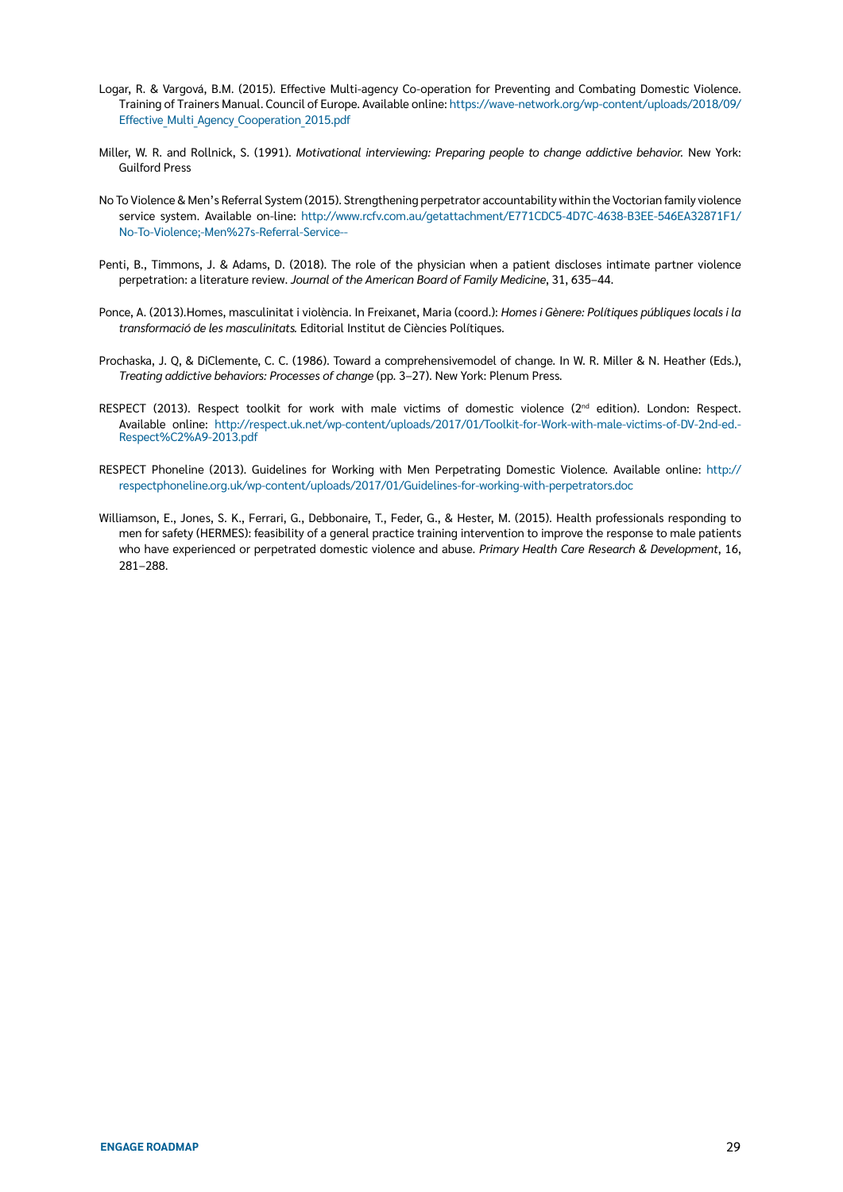Logar, R. & Vargová, B.M. (2015). Effective Multi-agency Co-operation for Preventing and Combating Domestic Violence. Training of Trainers Manual. Council of Europe. Available online: https://wave-network.org/wp-content/uploads/2018/09/Effective_Multi_Agency_Cooperation_2015.pdf

Miller, W. R. and Rollnick, S. (1991). *Motivational interviewing: Preparing people to change addictive behavior.* New York: Guilford Press

No To Violence & Men's Referral System (2015). Strengthening perpetrator accountability within the Voctorian family violence service system. Available on-line: http://www.rcfv.com.au/getattachment/E771CDC5-4D7C-4638-B3EE-546EA32871F1/No-To-Violence;-Men%27s-Referral-Service--

Penti, B., Timmons, J. & Adams, D. (2018). The role of the physician when a patient discloses intimate partner violence perpetration: a literature review. *Journal of the American Board of Family Medicine*, 31, 635–44.

Ponce, A. (2013).Homes, masculinitat i violència. In Freixanet, Maria (coord.): *Homes i Gènere: Polítiques públiques locals i la transformació de les masculinitats.* Editorial Institut de Ciències Polítiques.

Prochaska, J. Q, & DiClemente, C. C. (1986). Toward a comprehensivemodel of change. In W. R. Miller & N. Heather (Eds.), *Treating addictive behaviors: Processes of change* (pp. 3–27). New York: Plenum Press.

RESPECT (2013). Respect toolkit for work with male victims of domestic violence (2nd edition). London: Respect. Available online: http://respect.uk.net/wp-content/uploads/2017/01/Toolkit-for-Work-with-male-victims-of-DV-2nd-ed.-Respect%C2%A9-2013.pdf

RESPECT Phoneline (2013). Guidelines for Working with Men Perpetrating Domestic Violence. Available online: http://respectphoneline.org.uk/wp-content/uploads/2017/01/Guidelines-for-working-with-perpetrators.doc

Williamson, E., Jones, S. K., Ferrari, G., Debbonaire, T., Feder, G., & Hester, M. (2015). Health professionals responding to men for safety (HERMES): feasibility of a general practice training intervention to improve the response to male patients who have experienced or perpetrated domestic violence and abuse. *Primary Health Care Research & Development*, 16, 281–288.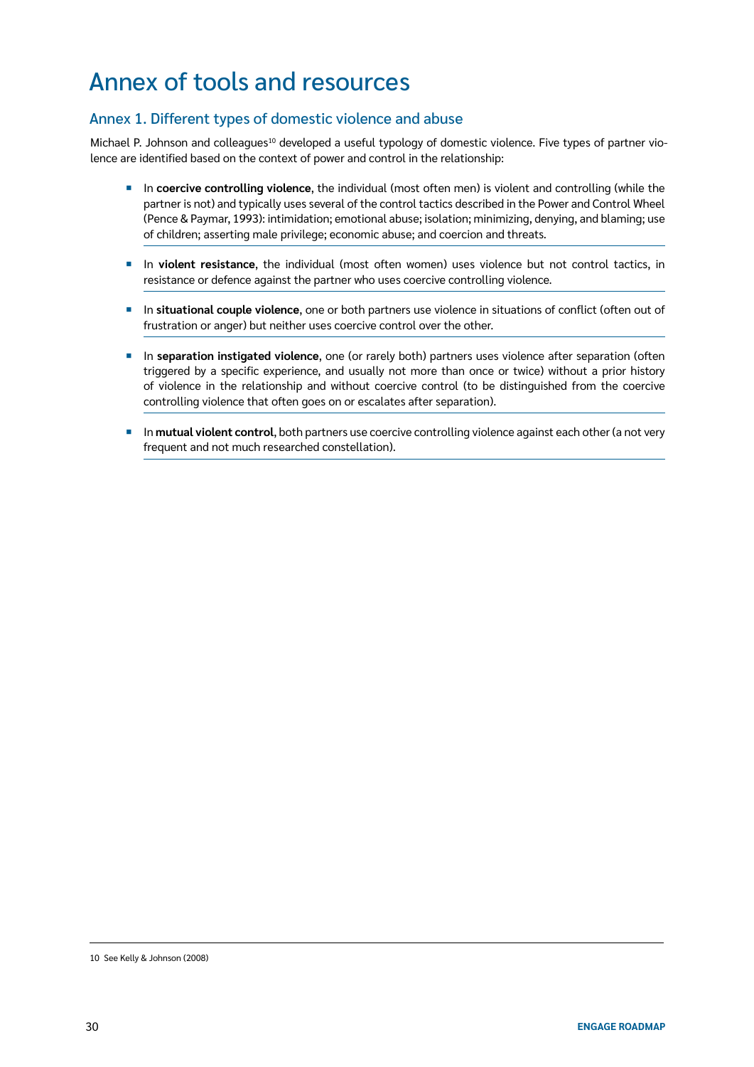# Annex of tools and resources

## Annex 1. Different types of domestic violence and abuse

Michael P. Johnson and colleagues[10] developed a useful typology of domestic violence. Five types of partner violence are identified based on the context of power and control in the relationship:

- In **coercive controlling violence**, the individual (most often men) is violent and controlling (while the partner is not) and typically uses several of the control tactics described in the Power and Control Wheel (Pence & Paymar, 1993): intimidation; emotional abuse; isolation; minimizing, denying, and blaming; use of children; asserting male privilege; economic abuse; and coercion and threats.
- In **violent resistance**, the individual (most often women) uses violence but not control tactics, in resistance or defence against the partner who uses coercive controlling violence.
- In **situational couple violence**, one or both partners use violence in situations of conflict (often out of frustration or anger) but neither uses coercive control over the other.
- In **separation instigated violence**, one (or rarely both) partners uses violence after separation (often triggered by a specific experience, and usually not more than once or twice) without a prior history of violence in the relationship and without coercive control (to be distinguished from the coercive controlling violence that often goes on or escalates after separation).
- In **mutual violent control**, both partners use coercive controlling violence against each other (a not very frequent and not much researched constellation).

10 See Kelly & Johnson (2008)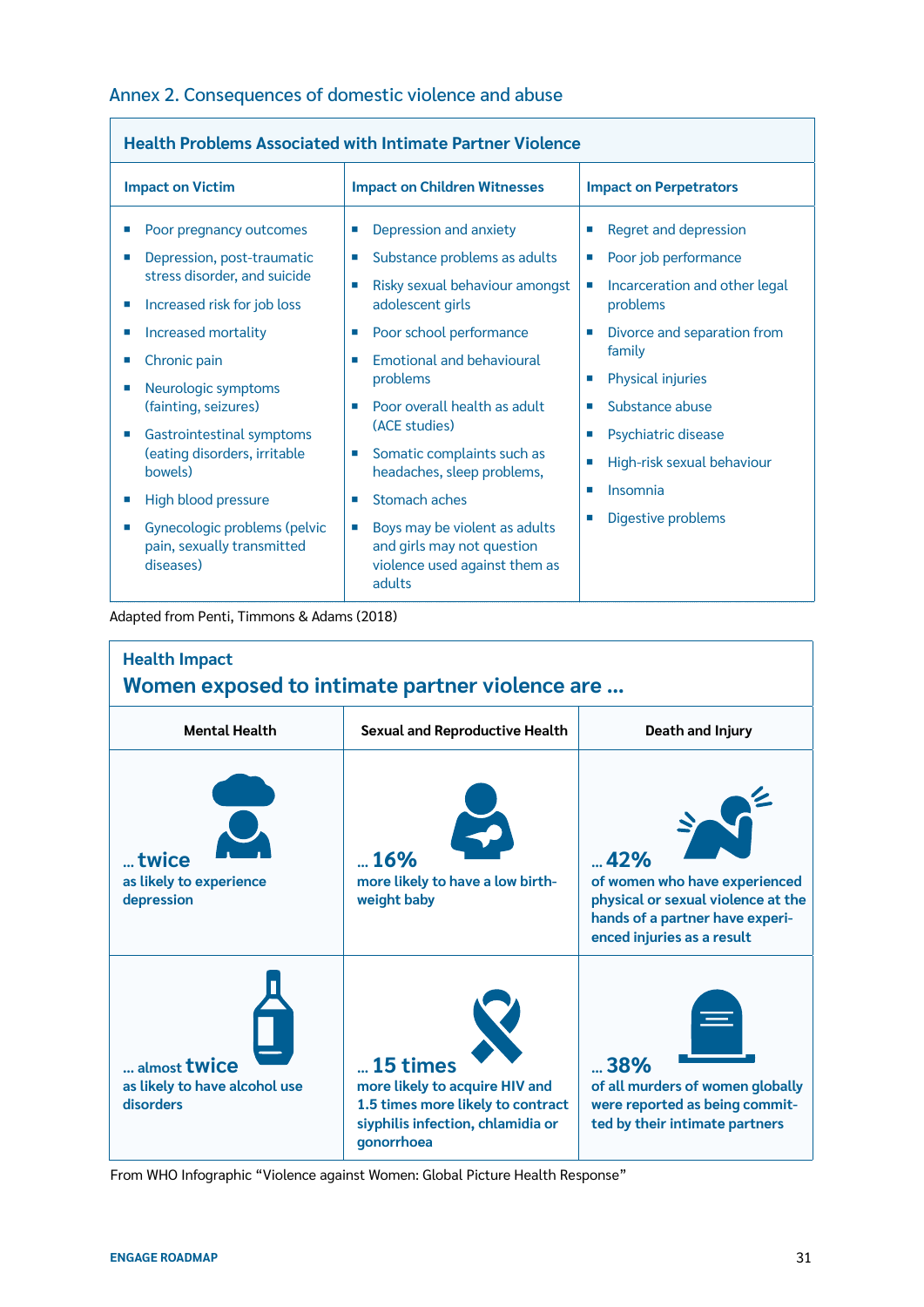## Annex 2. Consequences of domestic violence and abuse

| Health Problems Associated with Intimate Partner Violence | | |
|---|---|---|
| **Impact on Victim** | **Impact on Children Witnesses** | **Impact on Perpetrators** |
| • Poor pregnancy outcomes<br>• Depression, post-traumatic stress disorder, and suicide<br>• Increased risk for job loss<br>• Increased mortality<br>• Chronic pain<br>• Neurologic symptoms (fainting, seizures)<br>• Gastrointestinal symptoms (eating disorders, irritable bowels)<br>• High blood pressure<br>• Gynecologic problems (pelvic pain, sexually transmitted diseases) | • Depression and anxiety<br>• Substance problems as adults<br>• Risky sexual behaviour amongst adolescent girls<br>• Poor school performance<br>• Emotional and behavioural problems<br>• Poor overall health as adult (ACE studies)<br>• Somatic complaints such as headaches, sleep problems,<br>• Stomach aches<br>• Boys may be violent as adults and girls may not question violence used against them as adults | • Regret and depression<br>• Poor job performance<br>• Incarceration and other legal problems<br>• Divorce and separation from family<br>• Physical injuries<br>• Substance abuse<br>• Psychiatric disease<br>• High-risk sexual behaviour<br>• Insomnia<br>• Digestive problems |

Adapted from Penti, Timmons & Adams (2018)

### Health Impact
### Women exposed to intimate partner violence are ...

| Mental Health | Sexual and Reproductive Health | Death and Injury |
|---|---|---|
| **... twice** as likely to experience depression | **... 16%** more likely to have a low birth-weight baby | **... 42%** of women who have experienced physical or sexual violence at the hands of a partner have experienced injuries as a result |
| **... almost twice** as likely to have alcohol use disorders | **... 15 times** more likely to acquire HIV and 1.5 times more likely to contract siyphilis infection, chlamidia or gonorrhoea | **... 38%** of all murders of women globally were reported as being committed by their intimate partners |

From WHO Infographic "Violence against Women: Global Picture Health Response"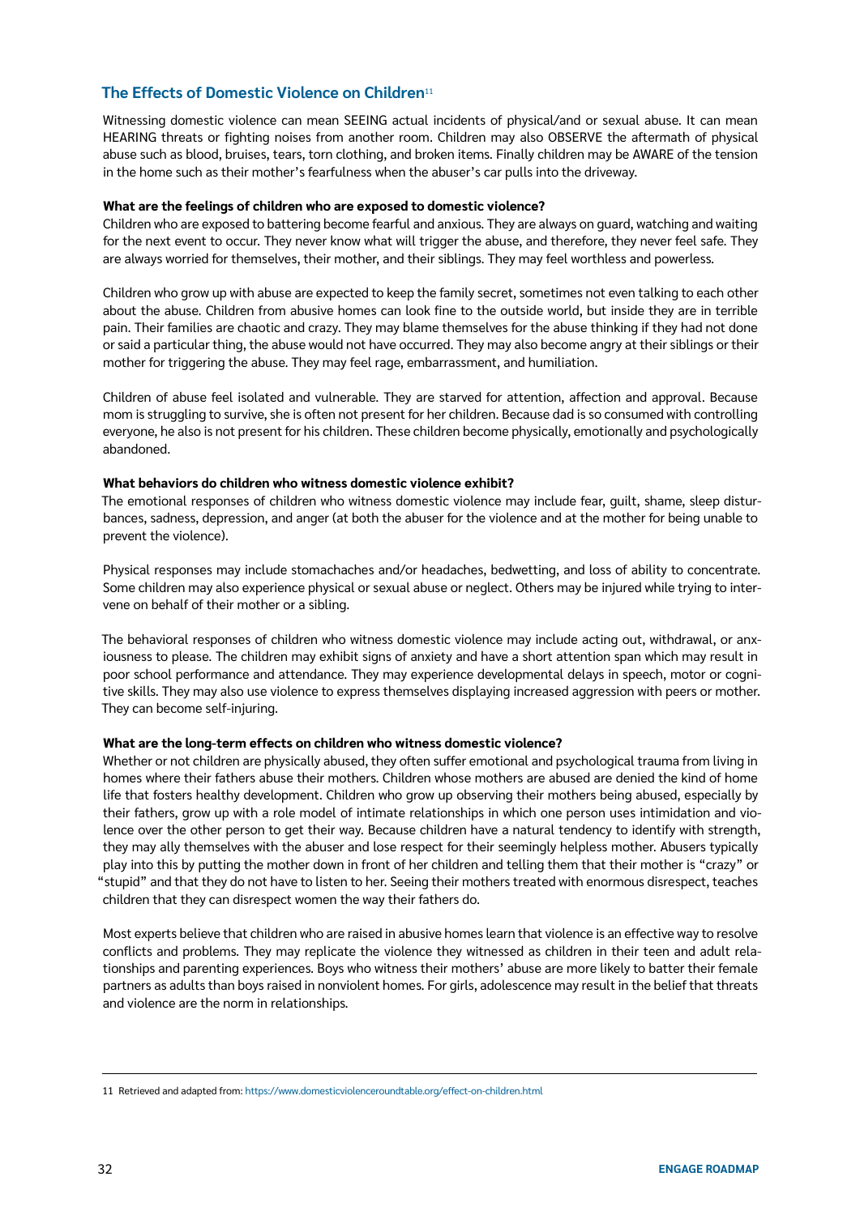## The Effects of Domestic Violence on Children[11]

Witnessing domestic violence can mean SEEING actual incidents of physical/and or sexual abuse. It can mean HEARING threats or fighting noises from another room. Children may also OBSERVE the aftermath of physical abuse such as blood, bruises, tears, torn clothing, and broken items. Finally children may be AWARE of the tension in the home such as their mother's fearfulness when the abuser's car pulls into the driveway.

**What are the feelings of children who are exposed to domestic violence?**

Children who are exposed to battering become fearful and anxious. They are always on guard, watching and waiting for the next event to occur. They never know what will trigger the abuse, and therefore, they never feel safe. They are always worried for themselves, their mother, and their siblings. They may feel worthless and powerless.

Children who grow up with abuse are expected to keep the family secret, sometimes not even talking to each other about the abuse. Children from abusive homes can look fine to the outside world, but inside they are in terrible pain. Their families are chaotic and crazy. They may blame themselves for the abuse thinking if they had not done or said a particular thing, the abuse would not have occurred. They may also become angry at their siblings or their mother for triggering the abuse. They may feel rage, embarrassment, and humiliation.

Children of abuse feel isolated and vulnerable. They are starved for attention, affection and approval. Because mom is struggling to survive, she is often not present for her children. Because dad is so consumed with controlling everyone, he also is not present for his children. These children become physically, emotionally and psychologically abandoned.

**What behaviors do children who witness domestic violence exhibit?**

The emotional responses of children who witness domestic violence may include fear, guilt, shame, sleep disturbances, sadness, depression, and anger (at both the abuser for the violence and at the mother for being unable to prevent the violence).

Physical responses may include stomachaches and/or headaches, bedwetting, and loss of ability to concentrate. Some children may also experience physical or sexual abuse or neglect. Others may be injured while trying to intervene on behalf of their mother or a sibling.

The behavioral responses of children who witness domestic violence may include acting out, withdrawal, or anxiousness to please. The children may exhibit signs of anxiety and have a short attention span which may result in poor school performance and attendance. They may experience developmental delays in speech, motor or cognitive skills. They may also use violence to express themselves displaying increased aggression with peers or mother. They can become self-injuring.

**What are the long-term effects on children who witness domestic violence?**

Whether or not children are physically abused, they often suffer emotional and psychological trauma from living in homes where their fathers abuse their mothers. Children whose mothers are abused are denied the kind of home life that fosters healthy development. Children who grow up observing their mothers being abused, especially by their fathers, grow up with a role model of intimate relationships in which one person uses intimidation and violence over the other person to get their way. Because children have a natural tendency to identify with strength, they may ally themselves with the abuser and lose respect for their seemingly helpless mother. Abusers typically play into this by putting the mother down in front of her children and telling them that their mother is "crazy" or "stupid" and that they do not have to listen to her. Seeing their mothers treated with enormous disrespect, teaches children that they can disrespect women the way their fathers do.

Most experts believe that children who are raised in abusive homes learn that violence is an effective way to resolve conflicts and problems. They may replicate the violence they witnessed as children in their teen and adult relationships and parenting experiences. Boys who witness their mothers' abuse are more likely to batter their female partners as adults than boys raised in nonviolent homes. For girls, adolescence may result in the belief that threats and violence are the norm in relationships.

---

11 Retrieved and adapted from: https://www.domesticviolenceroundtable.org/effect-on-children.html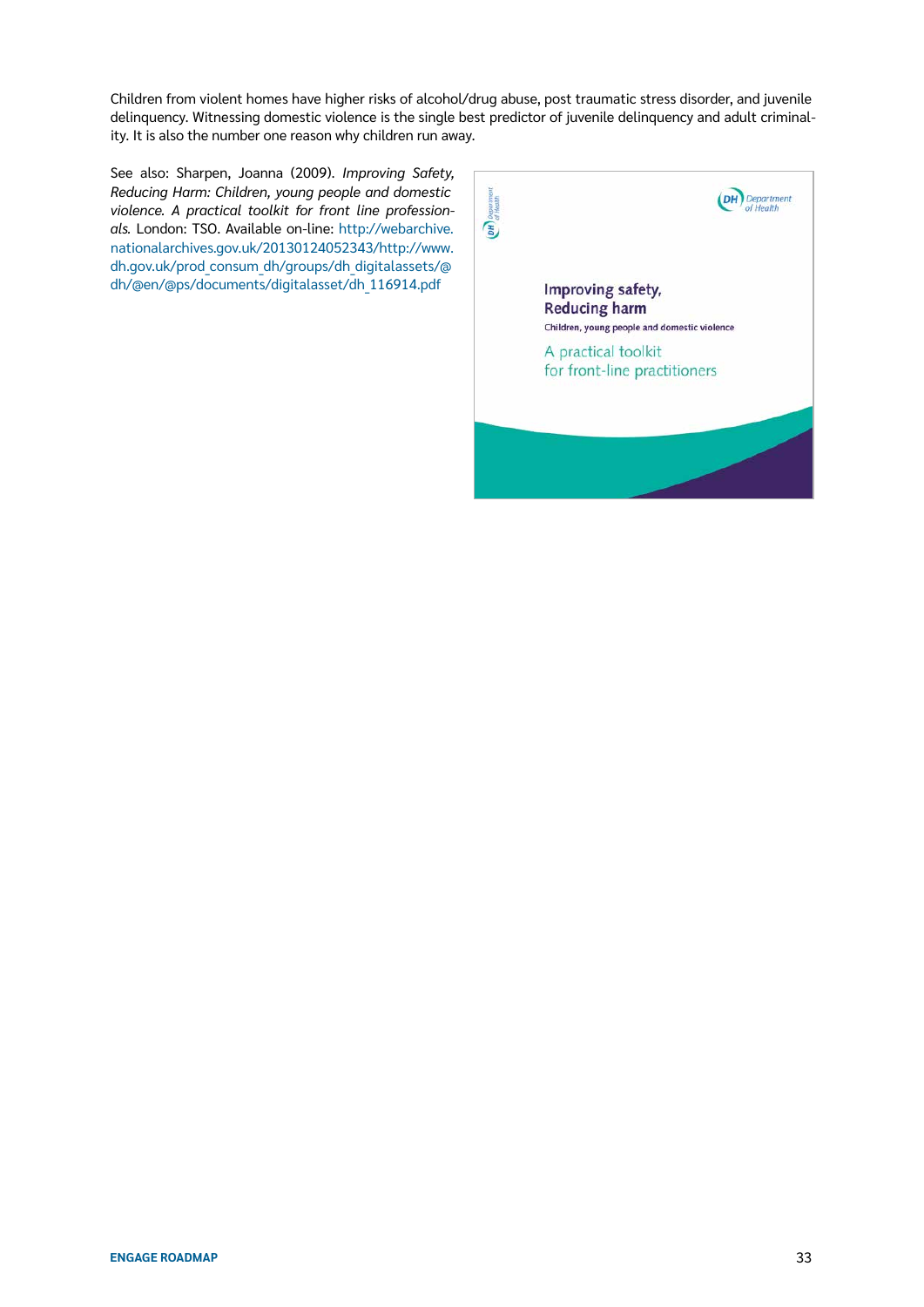Children from violent homes have higher risks of alcohol/drug abuse, post traumatic stress disorder, and juvenile delinquency. Witnessing domestic violence is the single best predictor of juvenile delinquency and adult criminality. It is also the number one reason why children run away.

See also: Sharpen, Joanna (2009). *Improving Safety, Reducing Harm: Children, young people and domestic violence. A practical toolkit for front line professionals.* London: TSO. Available on-line: http://webarchive.nationalarchives.gov.uk/20130124052343/http://www.dh.gov.uk/prod_consum_dh/groups/dh_digitalassets/@dh/@en/@ps/documents/digitalasset/dh_116914.pdf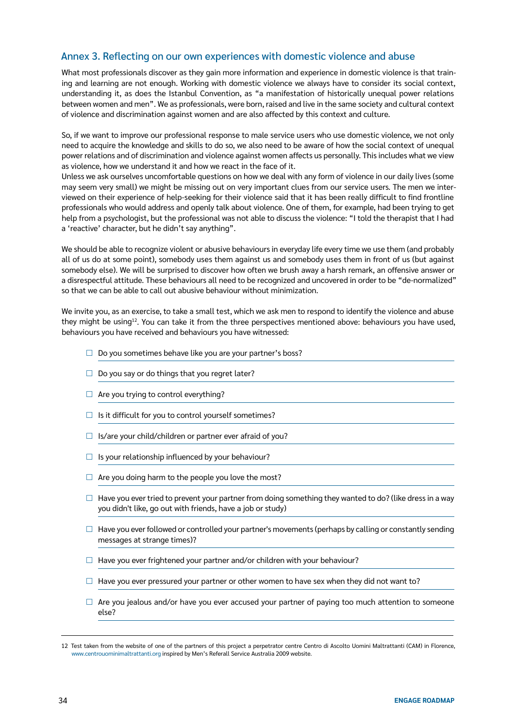## Annex 3. Reflecting on our own experiences with domestic violence and abuse

What most professionals discover as they gain more information and experience in domestic violence is that training and learning are not enough. Working with domestic violence we always have to consider its social context, understanding it, as does the Istanbul Convention, as "a manifestation of historically unequal power relations between women and men". We as professionals, were born, raised and live in the same society and cultural context of violence and discrimination against women and are also affected by this context and culture.

So, if we want to improve our professional response to male service users who use domestic violence, we not only need to acquire the knowledge and skills to do so, we also need to be aware of how the social context of unequal power relations and of discrimination and violence against women affects us personally. This includes what we view as violence, how we understand it and how we react in the face of it.

Unless we ask ourselves uncomfortable questions on how we deal with any form of violence in our daily lives (some may seem very small) we might be missing out on very important clues from our service users. The men we interviewed on their experience of help-seeking for their violence said that it has been really difficult to find frontline professionals who would address and openly talk about violence. One of them, for example, had been trying to get help from a psychologist, but the professional was not able to discuss the violence: "I told the therapist that I had a 'reactive' character, but he didn't say anything".

We should be able to recognize violent or abusive behaviours in everyday life every time we use them (and probably all of us do at some point), somebody uses them against us and somebody uses them in front of us (but against somebody else). We will be surprised to discover how often we brush away a harsh remark, an offensive answer or a disrespectful attitude. These behaviours all need to be recognized and uncovered in order to be "de-normalized" so that we can be able to call out abusive behaviour without minimization.

We invite you, as an exercise, to take a small test, which we ask men to respond to identify the violence and abuse they might be using[12]. You can take it from the three perspectives mentioned above: behaviours you have used, behaviours you have received and behaviours you have witnessed:

- ☐ Do you sometimes behave like you are your partner's boss?
- ☐ Do you say or do things that you regret later?
- ☐ Are you trying to control everything?
- ☐ Is it difficult for you to control yourself sometimes?
- ☐ Is/are your child/children or partner ever afraid of you?
- ☐ Is your relationship influenced by your behaviour?
- ☐ Are you doing harm to the people you love the most?
- ☐ Have you ever tried to prevent your partner from doing something they wanted to do? (like dress in a way you didn't like, go out with friends, have a job or study)
- ☐ Have you ever followed or controlled your partner's movements (perhaps by calling or constantly sending messages at strange times)?
- ☐ Have you ever frightened your partner and/or children with your behaviour?
- ☐ Have you ever pressured your partner or other women to have sex when they did not want to?
- ☐ Are you jealous and/or have you ever accused your partner of paying too much attention to someone else?

12 Test taken from the website of one of the partners of this project a perpetrator centre Centro di Ascolto Uomini Maltrattanti (CAM) in Florence, www.centrouominimaltrattanti.org inspired by Men's Referall Service Australia 2009 website.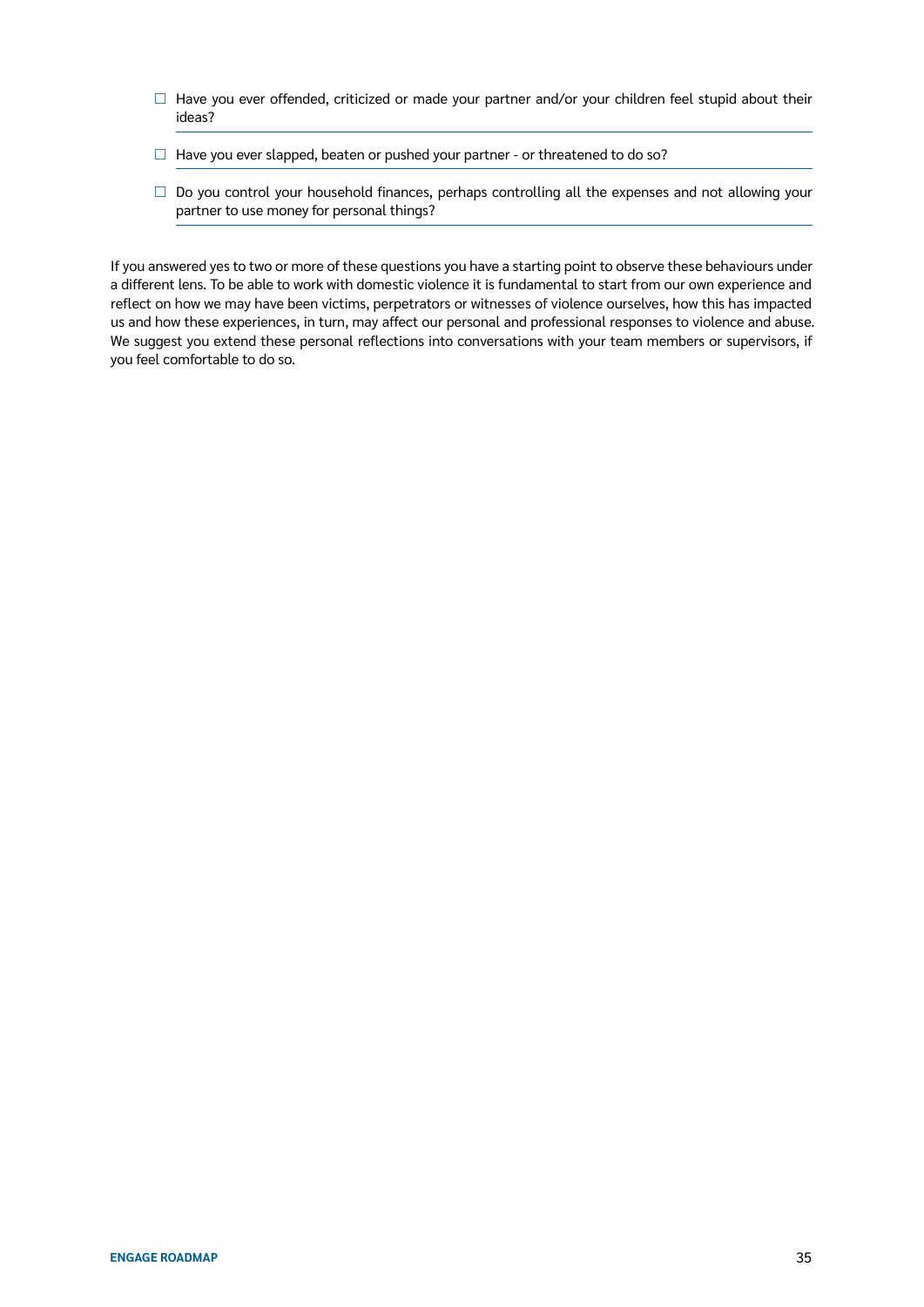- ☐ Have you ever offended, criticized or made your partner and/or your children feel stupid about their ideas?
- ☐ Have you ever slapped, beaten or pushed your partner - or threatened to do so?
- ☐ Do you control your household finances, perhaps controlling all the expenses and not allowing your partner to use money for personal things?

If you answered yes to two or more of these questions you have a starting point to observe these behaviours under a different lens. To be able to work with domestic violence it is fundamental to start from our own experience and reflect on how we may have been victims, perpetrators or witnesses of violence ourselves, how this has impacted us and how these experiences, in turn, may affect our personal and professional responses to violence and abuse. We suggest you extend these personal reflections into conversations with your team members or supervisors, if you feel comfortable to do so.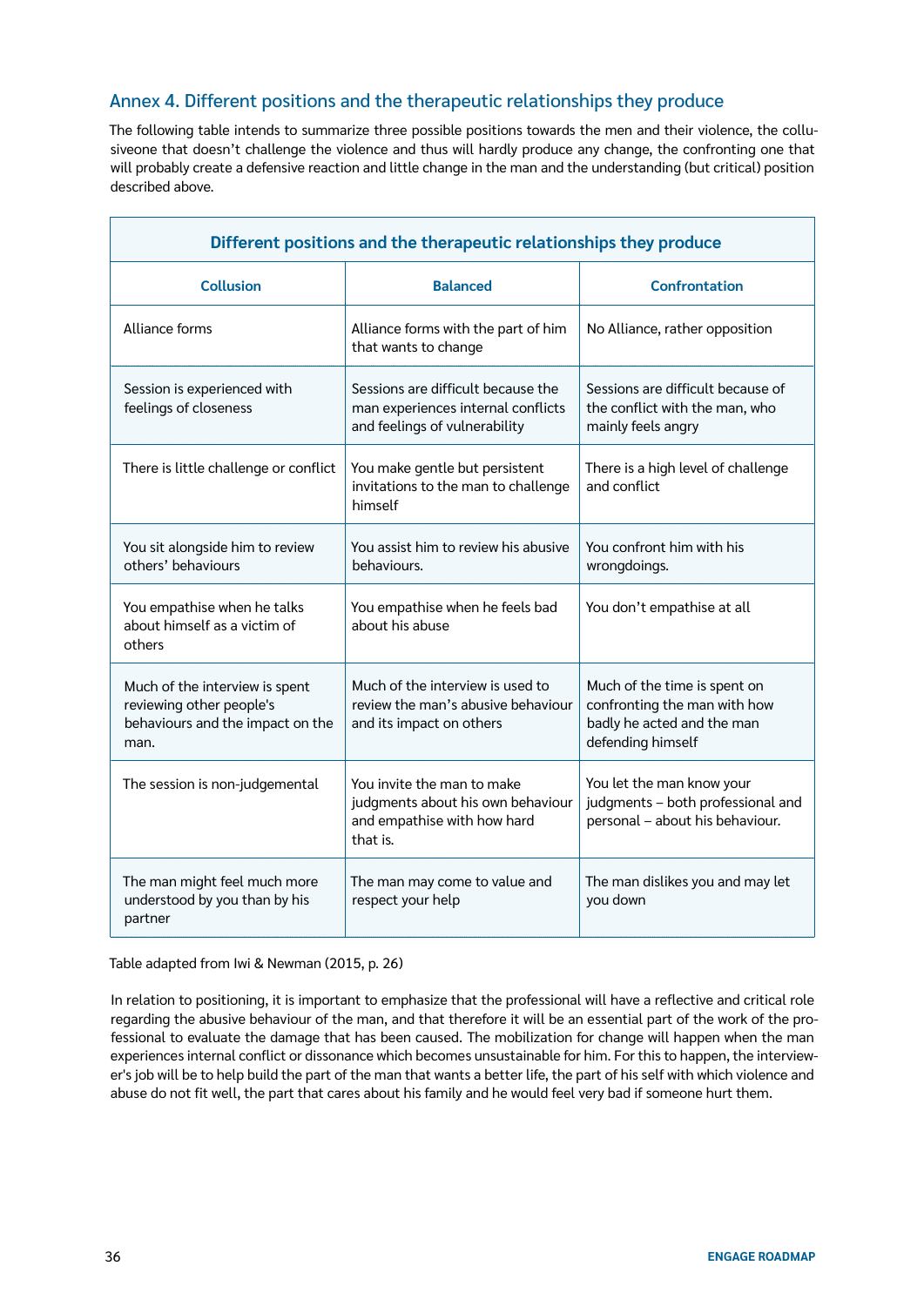## Annex 4. Different positions and the therapeutic relationships they produce

The following table intends to summarize three possible positions towards the men and their violence, the collusiveone that doesn't challenge the violence and thus will hardly produce any change, the confronting one that will probably create a defensive reaction and little change in the man and the understanding (but critical) position described above.

| Different positions and the therapeutic relationships they produce | | |
|---|---|---|
| **Collusion** | **Balanced** | **Confrontation** |
| Alliance forms | Alliance forms with the part of him that wants to change | No Alliance, rather opposition |
| Session is experienced with feelings of closeness | Sessions are difficult because the man experiences internal conflicts and feelings of vulnerability | Sessions are difficult because of the conflict with the man, who mainly feels angry |
| There is little challenge or conflict | You make gentle but persistent invitations to the man to challenge himself | There is a high level of challenge and conflict |
| You sit alongside him to review others' behaviours | You assist him to review his abusive behaviours. | You confront him with his wrongdoings. |
| You empathise when he talks about himself as a victim of others | You empathise when he feels bad about his abuse | You don't empathise at all |
| Much of the interview is spent reviewing other people's behaviours and the impact on the man. | Much of the interview is used to review the man's abusive behaviour and its impact on others | Much of the time is spent on confronting the man with how badly he acted and the man defending himself |
| The session is non-judgemental | You invite the man to make judgments about his own behaviour and empathise with how hard that is. | You let the man know your judgments – both professional and personal – about his behaviour. |
| The man might feel much more understood by you than by his partner | The man may come to value and respect your help | The man dislikes you and may let you down |

Table adapted from Iwi & Newman (2015, p. 26)

In relation to positioning, it is important to emphasize that the professional will have a reflective and critical role regarding the abusive behaviour of the man, and that therefore it will be an essential part of the work of the professional to evaluate the damage that has been caused. The mobilization for change will happen when the man experiences internal conflict or dissonance which becomes unsustainable for him. For this to happen, the interviewer's job will be to help build the part of the man that wants a better life, the part of his self with which violence and abuse do not fit well, the part that cares about his family and he would feel very bad if someone hurt them.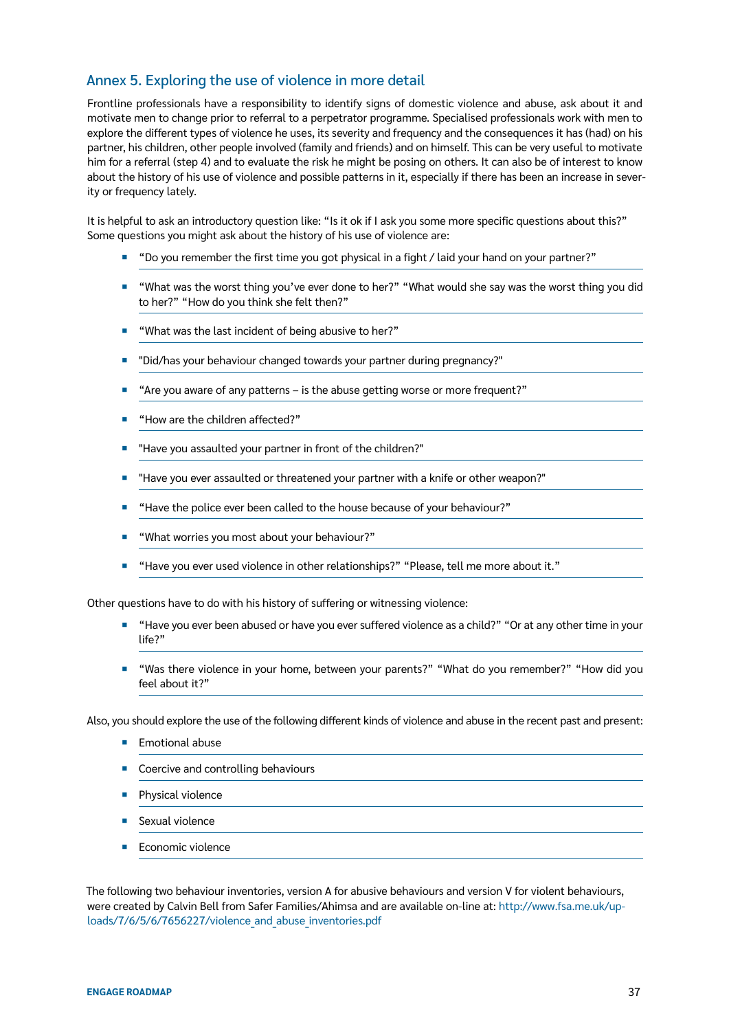## Annex 5. Exploring the use of violence in more detail

Frontline professionals have a responsibility to identify signs of domestic violence and abuse, ask about it and motivate men to change prior to referral to a perpetrator programme. Specialised professionals work with men to explore the different types of violence he uses, its severity and frequency and the consequences it has (had) on his partner, his children, other people involved (family and friends) and on himself. This can be very useful to motivate him for a referral (step 4) and to evaluate the risk he might be posing on others. It can also be of interest to know about the history of his use of violence and possible patterns in it, especially if there has been an increase in severity or frequency lately.

It is helpful to ask an introductory question like: "Is it ok if I ask you some more specific questions about this?" Some questions you might ask about the history of his use of violence are:

- "Do you remember the first time you got physical in a fight / laid your hand on your partner?"
- "What was the worst thing you've ever done to her?" "What would she say was the worst thing you did to her?" "How do you think she felt then?"
- "What was the last incident of being abusive to her?"
- "Did/has your behaviour changed towards your partner during pregnancy?"
- "Are you aware of any patterns – is the abuse getting worse or more frequent?"
- "How are the children affected?"
- "Have you assaulted your partner in front of the children?"
- "Have you ever assaulted or threatened your partner with a knife or other weapon?"
- "Have the police ever been called to the house because of your behaviour?"
- "What worries you most about your behaviour?"
- "Have you ever used violence in other relationships?" "Please, tell me more about it."

Other questions have to do with his history of suffering or witnessing violence:

- "Have you ever been abused or have you ever suffered violence as a child?" "Or at any other time in your life?"
- "Was there violence in your home, between your parents?" "What do you remember?" "How did you feel about it?"

Also, you should explore the use of the following different kinds of violence and abuse in the recent past and present:

- Emotional abuse
- Coercive and controlling behaviours
- Physical violence
- Sexual violence
- Economic violence

The following two behaviour inventories, version A for abusive behaviours and version V for violent behaviours, were created by Calvin Bell from Safer Families/Ahimsa and are available on-line at: http://www.fsa.me.uk/uploads/7/6/5/6/7656227/violence_and_abuse_inventories.pdf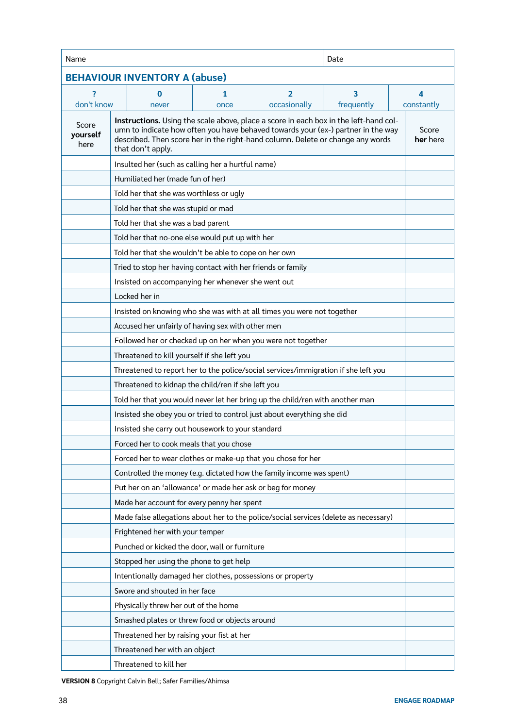| Name | | | | Date | |
|---|---|---|---|---|---|

## BEHAVIOUR INVENTORY A (abuse)

| ? don't know | 0 never | 1 once | 2 occasionally | 3 frequently | 4 constantly |
|---|---|---|---|---|---|

| Score **yourself** here | **Instructions.** Using the scale above, place a score in each box in the left-hand column to indicate how often you have behaved towards your (ex-) partner in the way described. Then score her in the right-hand column. Delete or change any words that don't apply. | Score **her** here |
|---|---|---|
| | Insulted her (such as calling her a hurtful name) | |
| | Humiliated her (made fun of her) | |
| | Told her that she was worthless or ugly | |
| | Told her that she was stupid or mad | |
| | Told her that she was a bad parent | |
| | Told her that no-one else would put up with her | |
| | Told her that she wouldn't be able to cope on her own | |
| | Tried to stop her having contact with her friends or family | |
| | Insisted on accompanying her whenever she went out | |
| | Locked her in | |
| | Insisted on knowing who she was with at all times you were not together | |
| | Accused her unfairly of having sex with other men | |
| | Followed her or checked up on her when you were not together | |
| | Threatened to kill yourself if she left you | |
| | Threatened to report her to the police/social services/immigration if she left you | |
| | Threatened to kidnap the child/ren if she left you | |
| | Told her that you would never let her bring up the child/ren with another man | |
| | Insisted she obey you or tried to control just about everything she did | |
| | Insisted she carry out housework to your standard | |
| | Forced her to cook meals that you chose | |
| | Forced her to wear clothes or make-up that you chose for her | |
| | Controlled the money (e.g. dictated how the family income was spent) | |
| | Put her on an 'allowance' or made her ask or beg for money | |
| | Made her account for every penny her spent | |
| | Made false allegations about her to the police/social services (delete as necessary) | |
| | Frightened her with your temper | |
| | Punched or kicked the door, wall or furniture | |
| | Stopped her using the phone to get help | |
| | Intentionally damaged her clothes, possessions or property | |
| | Swore and shouted in her face | |
| | Physically threw her out of the home | |
| | Smashed plates or threw food or objects around | |
| | Threatened her by raising your fist at her | |
| | Threatened her with an object | |
| | Threatened to kill her | |

**VERSION 8** Copyright Calvin Bell; Safer Families/Ahimsa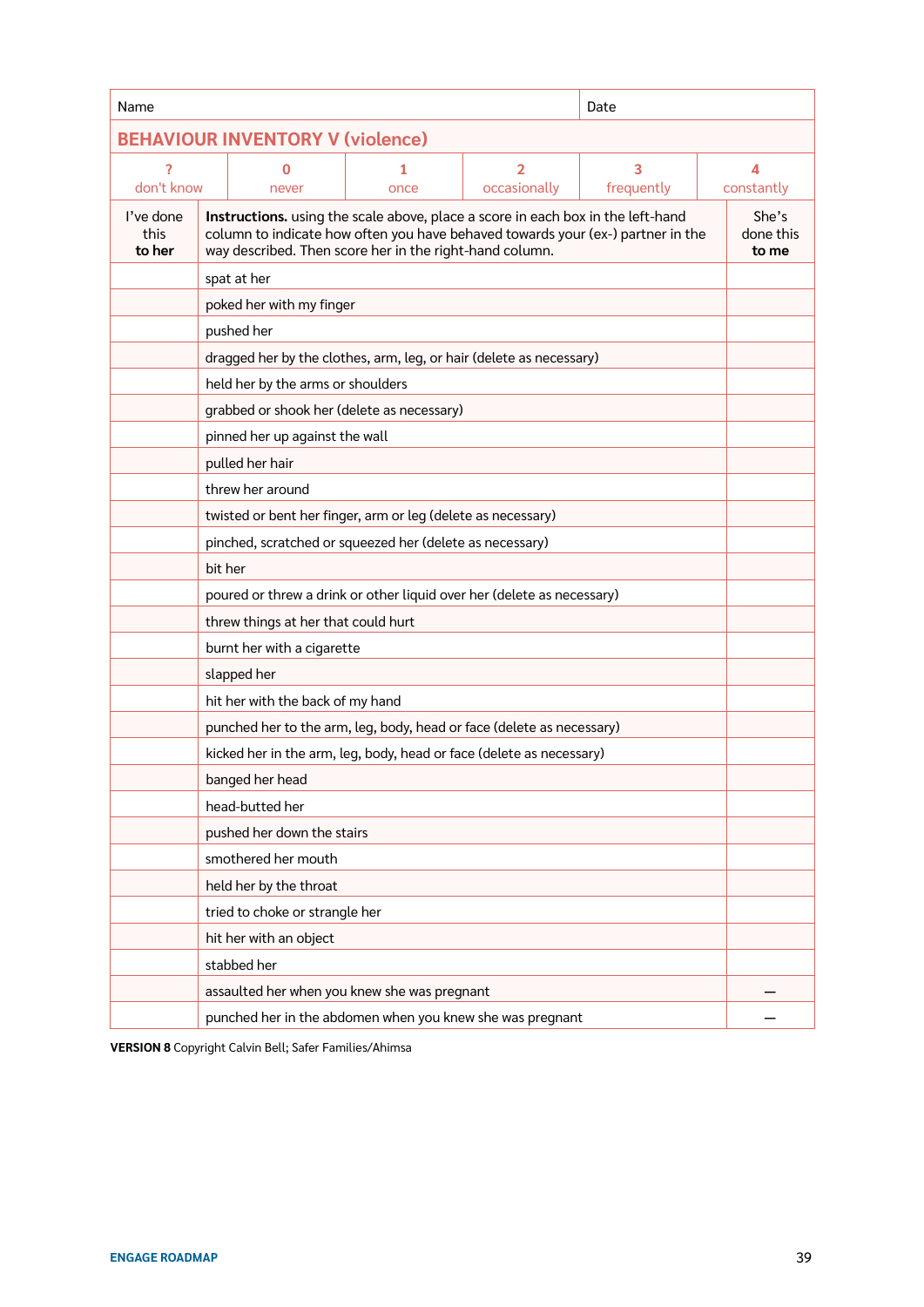| Name | | | | Date | |
|---|---|---|---|---|---|

## BEHAVIOUR INVENTORY V (violence)

| ? don't know | 0 never | 1 once | 2 occasionally | 3 frequently | 4 constantly |
|---|---|---|---|---|---|

| I've done this **to her** | **Instructions.** using the scale above, place a score in each box in the left-hand column to indicate how often you have behaved towards your (ex-) partner in the way described. Then score her in the right-hand column. | She's done this **to me** |
|---|---|---|
| | spat at her | |
| | poked her with my finger | |
| | pushed her | |
| | dragged her by the clothes, arm, leg, or hair (delete as necessary) | |
| | held her by the arms or shoulders | |
| | grabbed or shook her (delete as necessary) | |
| | pinned her up against the wall | |
| | pulled her hair | |
| | threw her around | |
| | twisted or bent her finger, arm or leg (delete as necessary) | |
| | pinched, scratched or squeezed her (delete as necessary) | |
| | bit her | |
| | poured or threw a drink or other liquid over her (delete as necessary) | |
| | threw things at her that could hurt | |
| | burnt her with a cigarette | |
| | slapped her | |
| | hit her with the back of my hand | |
| | punched her to the arm, leg, body, head or face (delete as necessary) | |
| | kicked her in the arm, leg, body, head or face (delete as necessary) | |
| | banged her head | |
| | head-butted her | |
| | pushed her down the stairs | |
| | smothered her mouth | |
| | held her by the throat | |
| | tried to choke or strangle her | |
| | hit her with an object | |
| | stabbed her | |
| | assaulted her when you knew she was pregnant | – |
| | punched her in the abdomen when you knew she was pregnant | – |

**VERSION 8** Copyright Calvin Bell; Safer Families/Ahimsa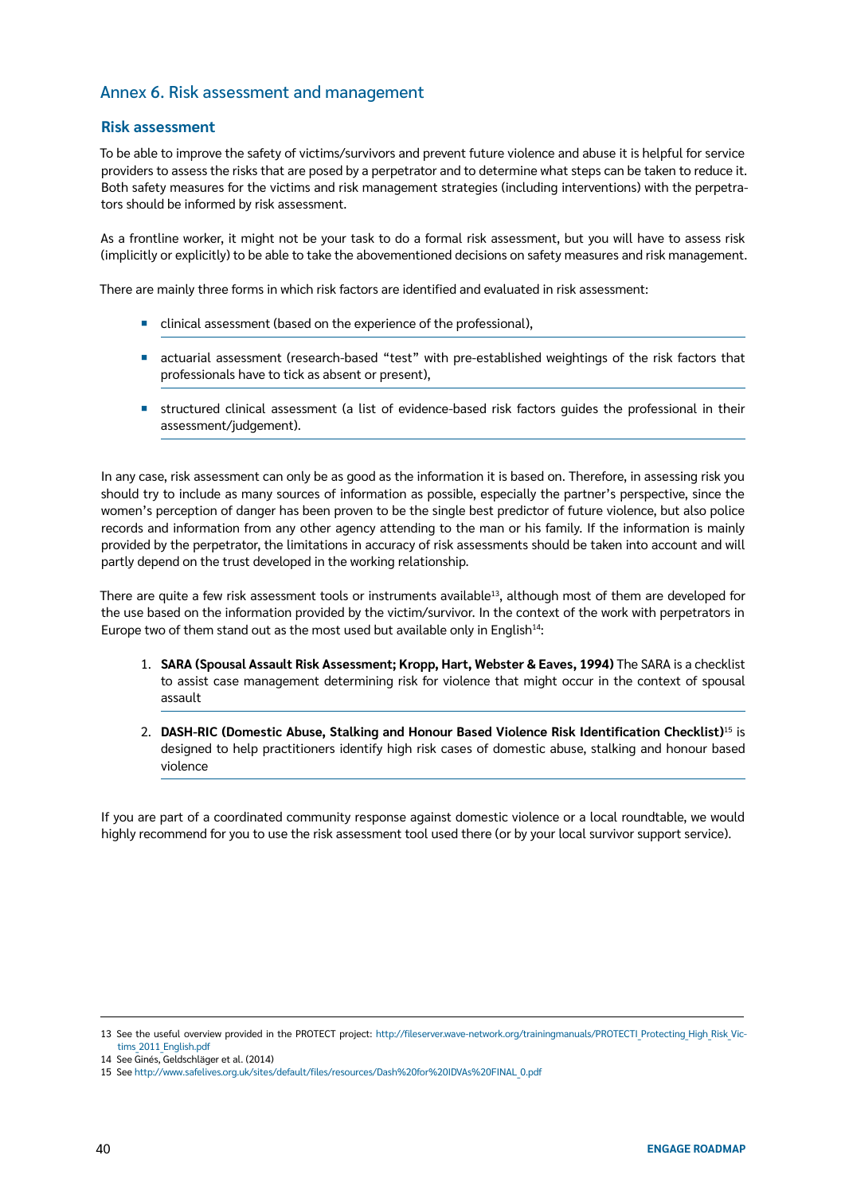## Annex 6. Risk assessment and management

### Risk assessment

To be able to improve the safety of victims/survivors and prevent future violence and abuse it is helpful for service providers to assess the risks that are posed by a perpetrator and to determine what steps can be taken to reduce it. Both safety measures for the victims and risk management strategies (including interventions) with the perpetrators should be informed by risk assessment.

As a frontline worker, it might not be your task to do a formal risk assessment, but you will have to assess risk (implicitly or explicitly) to be able to take the abovementioned decisions on safety measures and risk management.

There are mainly three forms in which risk factors are identified and evaluated in risk assessment:

- clinical assessment (based on the experience of the professional),
- actuarial assessment (research-based "test" with pre-established weightings of the risk factors that professionals have to tick as absent or present),
- structured clinical assessment (a list of evidence-based risk factors guides the professional in their assessment/judgement).

In any case, risk assessment can only be as good as the information it is based on. Therefore, in assessing risk you should try to include as many sources of information as possible, especially the partner's perspective, since the women's perception of danger has been proven to be the single best predictor of future violence, but also police records and information from any other agency attending to the man or his family. If the information is mainly provided by the perpetrator, the limitations in accuracy of risk assessments should be taken into account and will partly depend on the trust developed in the working relationship.

There are quite a few risk assessment tools or instruments available[13], although most of them are developed for the use based on the information provided by the victim/survivor. In the context of the work with perpetrators in Europe two of them stand out as the most used but available only in English[14]:

1. **SARA (Spousal Assault Risk Assessment; Kropp, Hart, Webster & Eaves, 1994)** The SARA is a checklist to assist case management determining risk for violence that might occur in the context of spousal assault
2. **DASH-RIC (Domestic Abuse, Stalking and Honour Based Violence Risk Identification Checklist)**[15] is designed to help practitioners identify high risk cases of domestic abuse, stalking and honour based violence

If you are part of a coordinated community response against domestic violence or a local roundtable, we would highly recommend for you to use the risk assessment tool used there (or by your local survivor support service).

---

13 See the useful overview provided in the PROTECT project: http://fileserver.wave-network.org/trainingmanuals/PROTECTI_Protecting_High_Risk_Victims_2011_English.pdf

14 See Ginés, Geldschläger et al. (2014)

15 See http://www.safelives.org.uk/sites/default/files/resources/Dash%20for%20IDVAs%20FINAL_0.pdf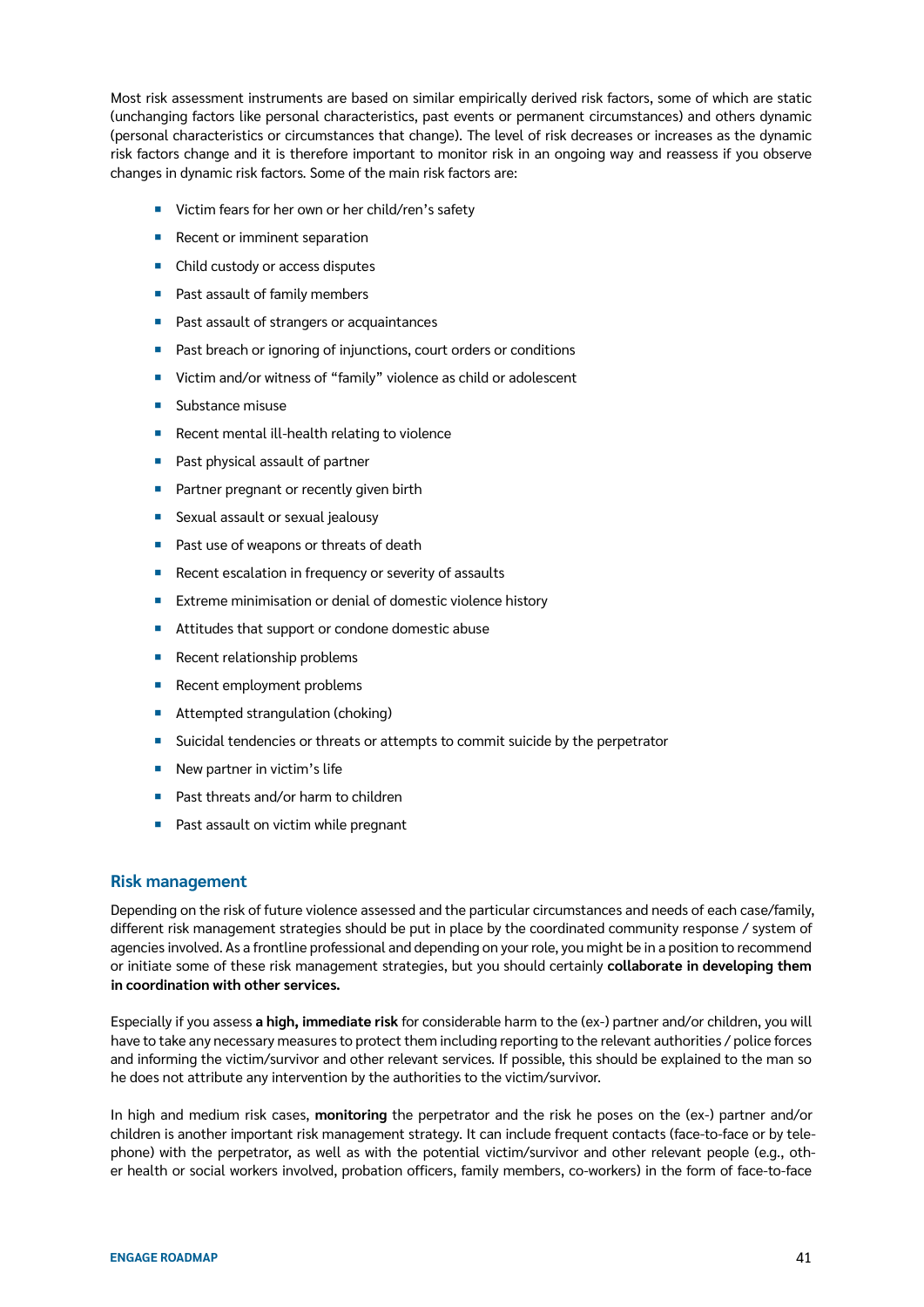Most risk assessment instruments are based on similar empirically derived risk factors, some of which are static (unchanging factors like personal characteristics, past events or permanent circumstances) and others dynamic (personal characteristics or circumstances that change). The level of risk decreases or increases as the dynamic risk factors change and it is therefore important to monitor risk in an ongoing way and reassess if you observe changes in dynamic risk factors. Some of the main risk factors are:

- Victim fears for her own or her child/ren's safety
- Recent or imminent separation
- Child custody or access disputes
- Past assault of family members
- Past assault of strangers or acquaintances
- Past breach or ignoring of injunctions, court orders or conditions
- Victim and/or witness of "family" violence as child or adolescent
- Substance misuse
- Recent mental ill-health relating to violence
- Past physical assault of partner
- Partner pregnant or recently given birth
- Sexual assault or sexual jealousy
- Past use of weapons or threats of death
- Recent escalation in frequency or severity of assaults
- Extreme minimisation or denial of domestic violence history
- Attitudes that support or condone domestic abuse
- Recent relationship problems
- Recent employment problems
- Attempted strangulation (choking)
- Suicidal tendencies or threats or attempts to commit suicide by the perpetrator
- New partner in victim's life
- Past threats and/or harm to children
- Past assault on victim while pregnant

## Risk management

Depending on the risk of future violence assessed and the particular circumstances and needs of each case/family, different risk management strategies should be put in place by the coordinated community response / system of agencies involved. As a frontline professional and depending on your role, you might be in a position to recommend or initiate some of these risk management strategies, but you should certainly **collaborate in developing them in coordination with other services.**

Especially if you assess **a high, immediate risk** for considerable harm to the (ex-) partner and/or children, you will have to take any necessary measures to protect them including reporting to the relevant authorities / police forces and informing the victim/survivor and other relevant services. If possible, this should be explained to the man so he does not attribute any intervention by the authorities to the victim/survivor.

In high and medium risk cases, **monitoring** the perpetrator and the risk he poses on the (ex-) partner and/or children is another important risk management strategy. It can include frequent contacts (face-to-face or by telephone) with the perpetrator, as well as with the potential victim/survivor and other relevant people (e.g., other health or social workers involved, probation officers, family members, co-workers) in the form of face-to-face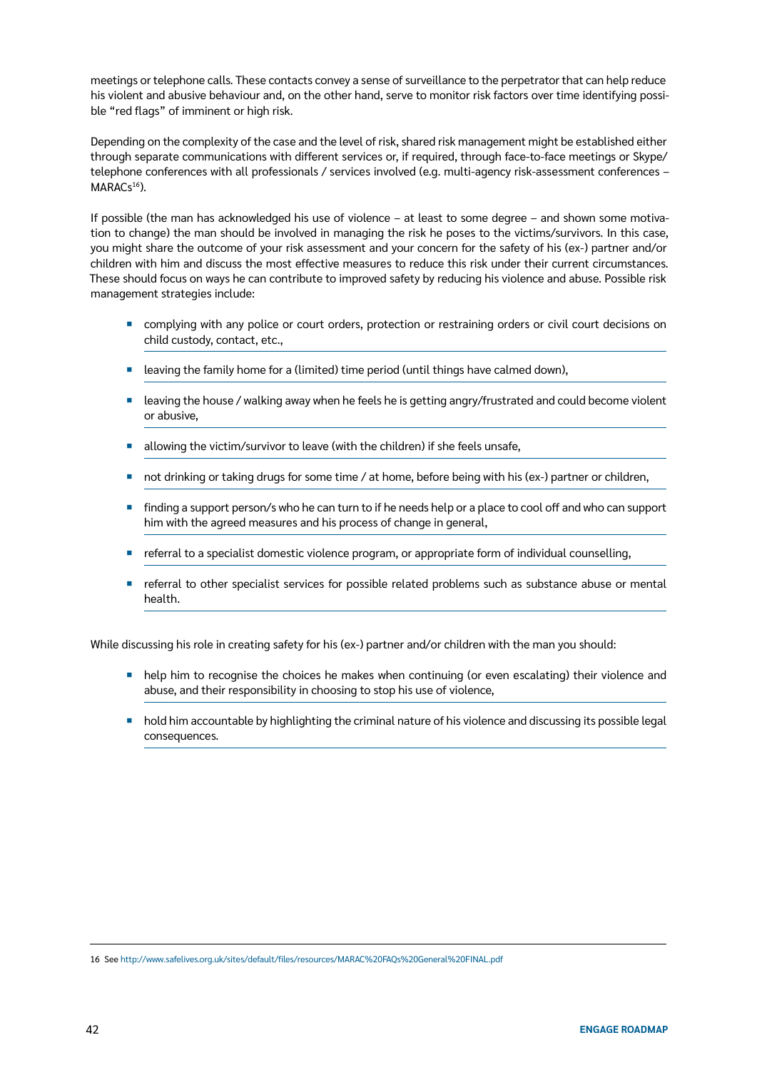meetings or telephone calls. These contacts convey a sense of surveillance to the perpetrator that can help reduce his violent and abusive behaviour and, on the other hand, serve to monitor risk factors over time identifying possible "red flags" of imminent or high risk.

Depending on the complexity of the case and the level of risk, shared risk management might be established either through separate communications with different services or, if required, through face-to-face meetings or Skype/ telephone conferences with all professionals / services involved (e.g. multi-agency risk-assessment conferences – MARACs[16]).

If possible (the man has acknowledged his use of violence – at least to some degree – and shown some motivation to change) the man should be involved in managing the risk he poses to the victims/survivors. In this case, you might share the outcome of your risk assessment and your concern for the safety of his (ex-) partner and/or children with him and discuss the most effective measures to reduce this risk under their current circumstances. These should focus on ways he can contribute to improved safety by reducing his violence and abuse. Possible risk management strategies include:

- complying with any police or court orders, protection or restraining orders or civil court decisions on child custody, contact, etc.,
- leaving the family home for a (limited) time period (until things have calmed down),
- leaving the house / walking away when he feels he is getting angry/frustrated and could become violent or abusive,
- allowing the victim/survivor to leave (with the children) if she feels unsafe,
- not drinking or taking drugs for some time / at home, before being with his (ex-) partner or children,
- finding a support person/s who he can turn to if he needs help or a place to cool off and who can support him with the agreed measures and his process of change in general,
- referral to a specialist domestic violence program, or appropriate form of individual counselling,
- referral to other specialist services for possible related problems such as substance abuse or mental health.

While discussing his role in creating safety for his (ex-) partner and/or children with the man you should:

- help him to recognise the choices he makes when continuing (or even escalating) their violence and abuse, and their responsibility in choosing to stop his use of violence,
- hold him accountable by highlighting the criminal nature of his violence and discussing its possible legal consequences.

16 See http://www.safelives.org.uk/sites/default/files/resources/MARAC%20FAQs%20General%20FINAL.pdf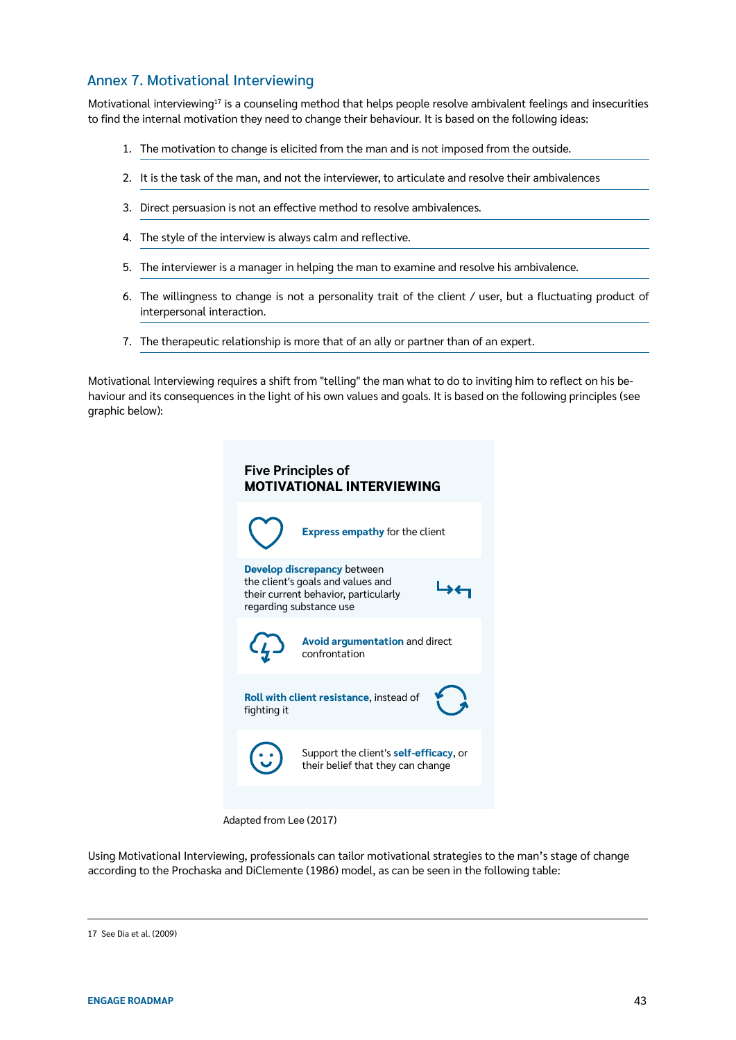## Annex 7. Motivational Interviewing

Motivational interviewing[17] is a counseling method that helps people resolve ambivalent feelings and insecurities to find the internal motivation they need to change their behaviour. It is based on the following ideas:

1. The motivation to change is elicited from the man and is not imposed from the outside.
2. It is the task of the man, and not the interviewer, to articulate and resolve their ambivalences
3. Direct persuasion is not an effective method to resolve ambivalences.
4. The style of the interview is always calm and reflective.
5. The interviewer is a manager in helping the man to examine and resolve his ambivalence.
6. The willingness to change is not a personality trait of the client / user, but a fluctuating product of interpersonal interaction.
7. The therapeutic relationship is more that of an ally or partner than of an expert.

Motivational Interviewing requires a shift from "telling" the man what to do to inviting him to reflect on his behaviour and its consequences in the light of his own values and goals. It is based on the following principles (see graphic below):

**Five Principles of MOTIVATIONAL INTERVIEWING**

- **Express empathy** for the client
- **Develop discrepancy** between the client's goals and values and their current behavior, particularly regarding substance use
- **Avoid argumentation** and direct confrontation
- **Roll with client resistance**, instead of fighting it
- Support the client's **self-efficacy**, or their belief that they can change

Adapted from Lee (2017)

Using Motivational Interviewing, professionals can tailor motivational strategies to the man's stage of change according to the Prochaska and DiClemente (1986) model, as can be seen in the following table:

---

17 See Dia et al. (2009)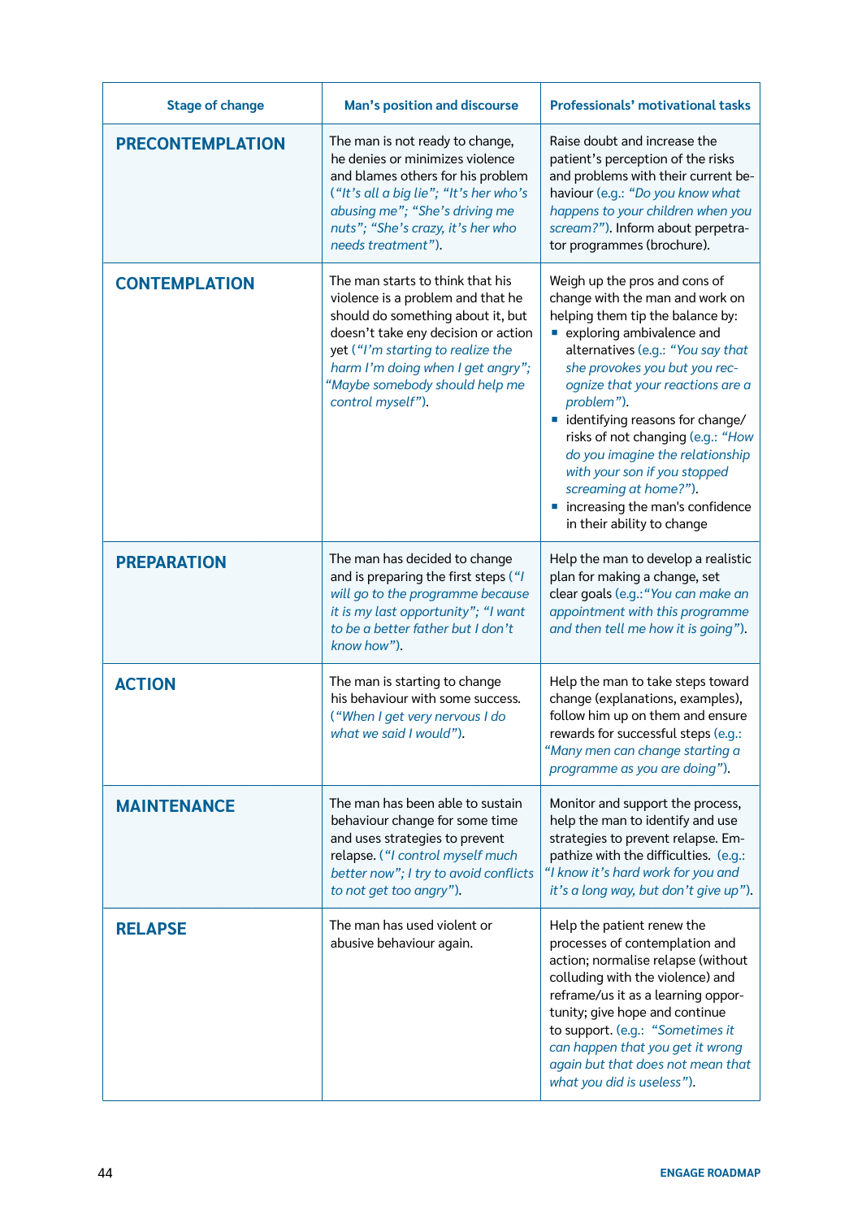| Stage of change | Man's position and discourse | Professionals' motivational tasks |
|---|---|---|
| **PRECONTEMPLATION** | The man is not ready to change, he denies or minimizes violence and blames others for his problem (*"It's all a big lie"; "It's her who's abusing me"; "She's driving me nuts"; "She's crazy, it's her who needs treatment"*). | Raise doubt and increase the patient's perception of the risks and problems with their current behaviour (e.g.: *"Do you know what happens to your children when you scream?"*). Inform about perpetrator programmes (brochure). |
| **CONTEMPLATION** | The man starts to think that his violence is a problem and that he should do something about it, but doesn't take eny decision or action yet (*"I'm starting to realize the harm I'm doing when I get angry"; "Maybe somebody should help me control myself"*). | Weigh up the pros and cons of change with the man and work on helping them tip the balance by: <br>▪ exploring ambivalence and alternatives (e.g.: *"You say that she provokes you but you recognize that your reactions are a problem"*). <br>▪ identifying reasons for change/ risks of not changing (e.g.: *"How do you imagine the relationship with your son if you stopped screaming at home?"*). <br>▪ increasing the man's confidence in their ability to change |
| **PREPARATION** | The man has decided to change and is preparing the first steps (*"I will go to the programme because it is my last opportunity"; "I want to be a better father but I don't know how"*). | Help the man to develop a realistic plan for making a change, set clear goals (e.g.: *"You can make an appointment with this programme and then tell me how it is going"*). |
| **ACTION** | The man is starting to change his behaviour with some success. (*"When I get very nervous I do what we said I would"*). | Help the man to take steps toward change (explanations, examples), follow him up on them and ensure rewards for successful steps (e.g.: *"Many men can change starting a programme as you are doing"*). |
| **MAINTENANCE** | The man has been able to sustain behaviour change for some time and uses strategies to prevent relapse. (*"I control myself much better now"; I try to avoid conflicts to not get too angry"*). | Monitor and support the process, help the man to identify and use strategies to prevent relapse. Empathize with the difficulties. (e.g.: *"I know it's hard work for you and it's a long way, but don't give up"*). |
| **RELAPSE** | The man has used violent or abusive behaviour again. | Help the patient renew the processes of contemplation and action; normalise relapse (without colluding with the violence) and reframe/us it as a learning opportunity; give hope and continue to support. (e.g.: *"Sometimes it can happen that you get it wrong again but that does not mean that what you did is useless"*). |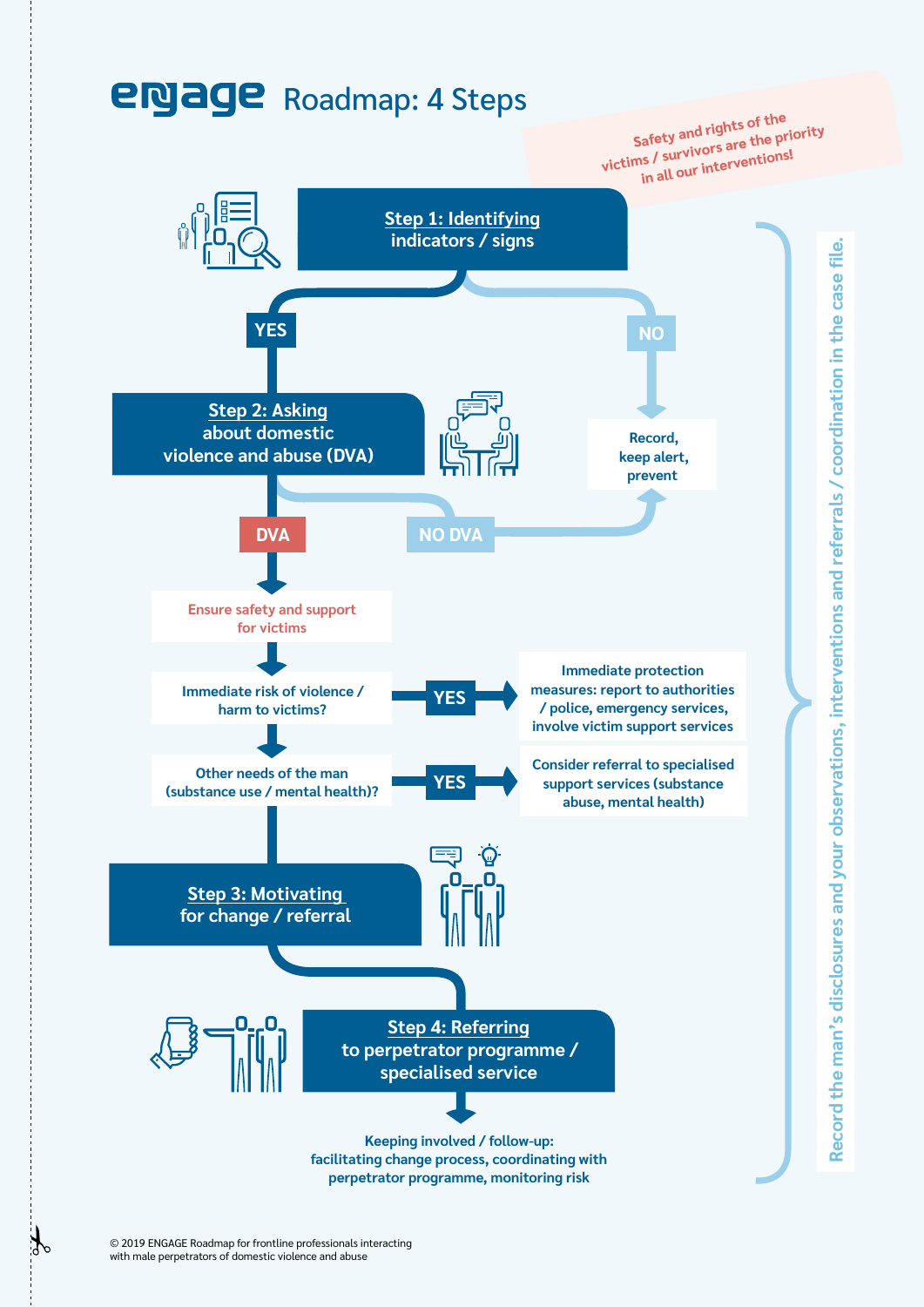# ENGAGE Roadmap: 4 Steps

*Safety and rights of the victims / survivors are the priority in all our interventions!*

## Step 1: Identifying indicators / signs

- **YES** → Step 2
- **NO** → Record, keep alert, prevent

## Step 2: Asking about domestic violence and abuse (DVA)

- **NO DVA** → Record, keep alert, prevent
- **DVA** → Ensure safety and support for victims

Immediate risk of violence / harm to victims? → **YES** → Immediate protection measures: report to authorities / police, emergency services, involve victim support services

Other needs of the man (substance use / mental health)? → **YES** → Consider referral to specialised support services (substance abuse, mental health)

## Step 3: Motivating for change / referral

## Step 4: Referring to perpetrator programme / specialised service

Keeping involved / follow-up: facilitating change process, coordinating with perpetrator programme, monitoring risk

*Record the man's disclosures and your observations, interventions and referrals / coordination in the case file.*

© 2019 ENGAGE Roadmap for frontline professionals interacting with male perpetrators of domestic violence and abuse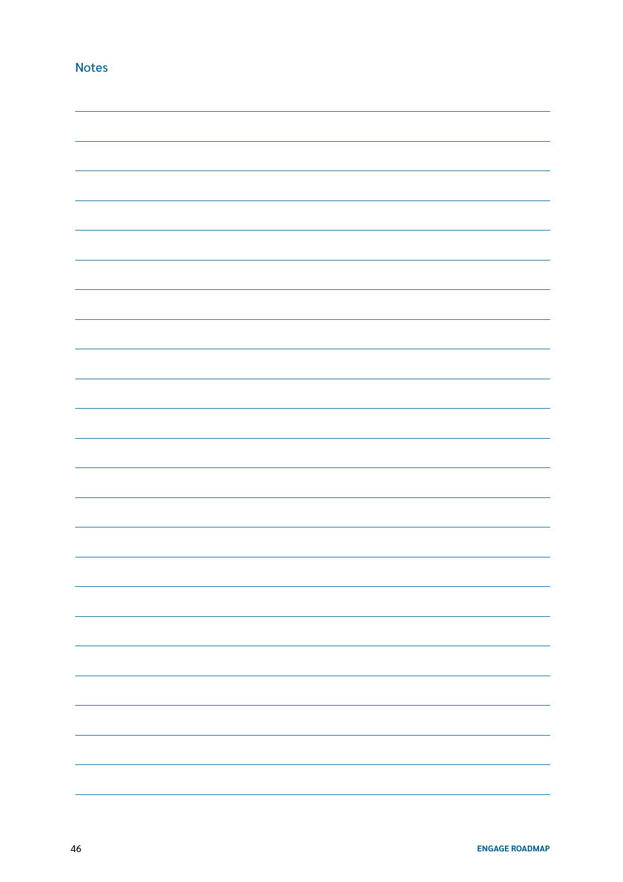## Notes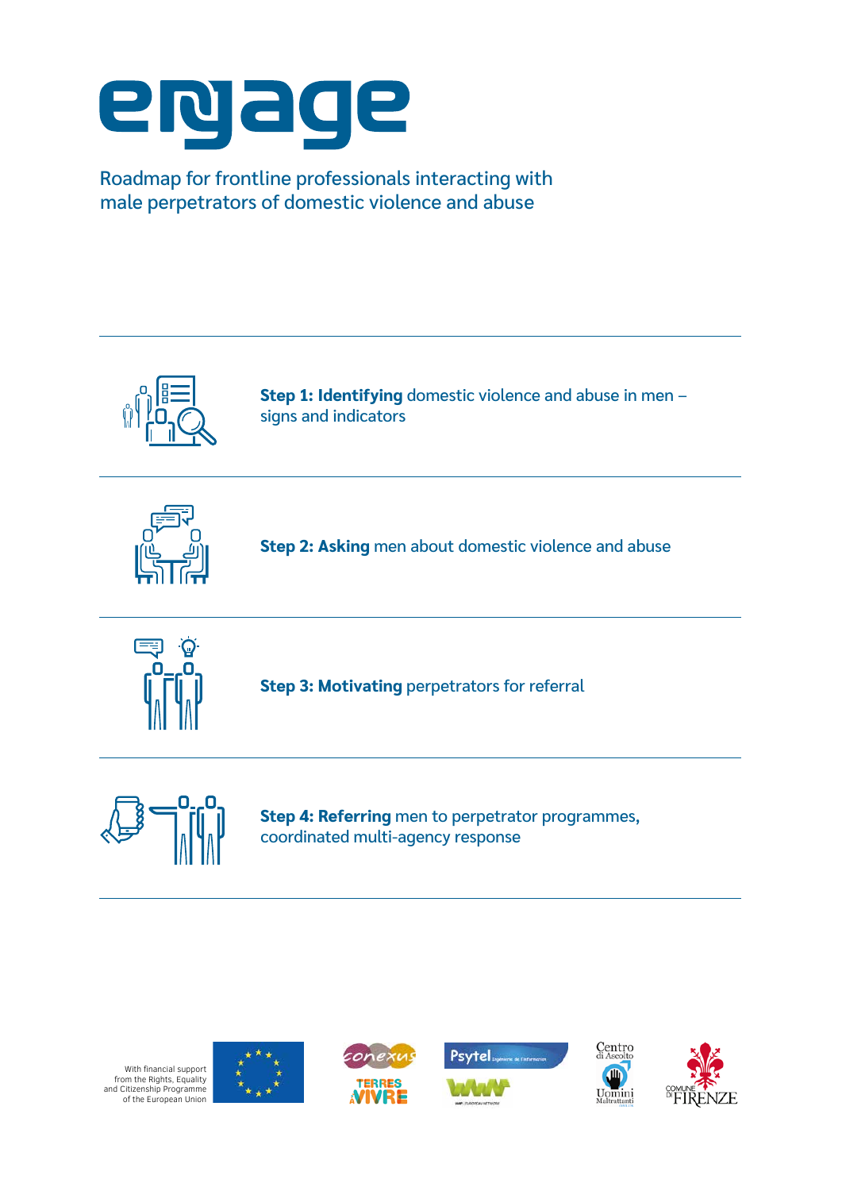# engage

Roadmap for frontline professionals interacting with male perpetrators of domestic violence and abuse

**Step 1: Identifying** domestic violence and abuse in men – signs and indicators

**Step 2: Asking** men about domestic violence and abuse

**Step 3: Motivating** perpetrators for referral

**Step 4: Referring** men to perpetrator programmes, coordinated multi-agency response

With financial support from the Rights, Equality and Citizenship Programme of the European Union